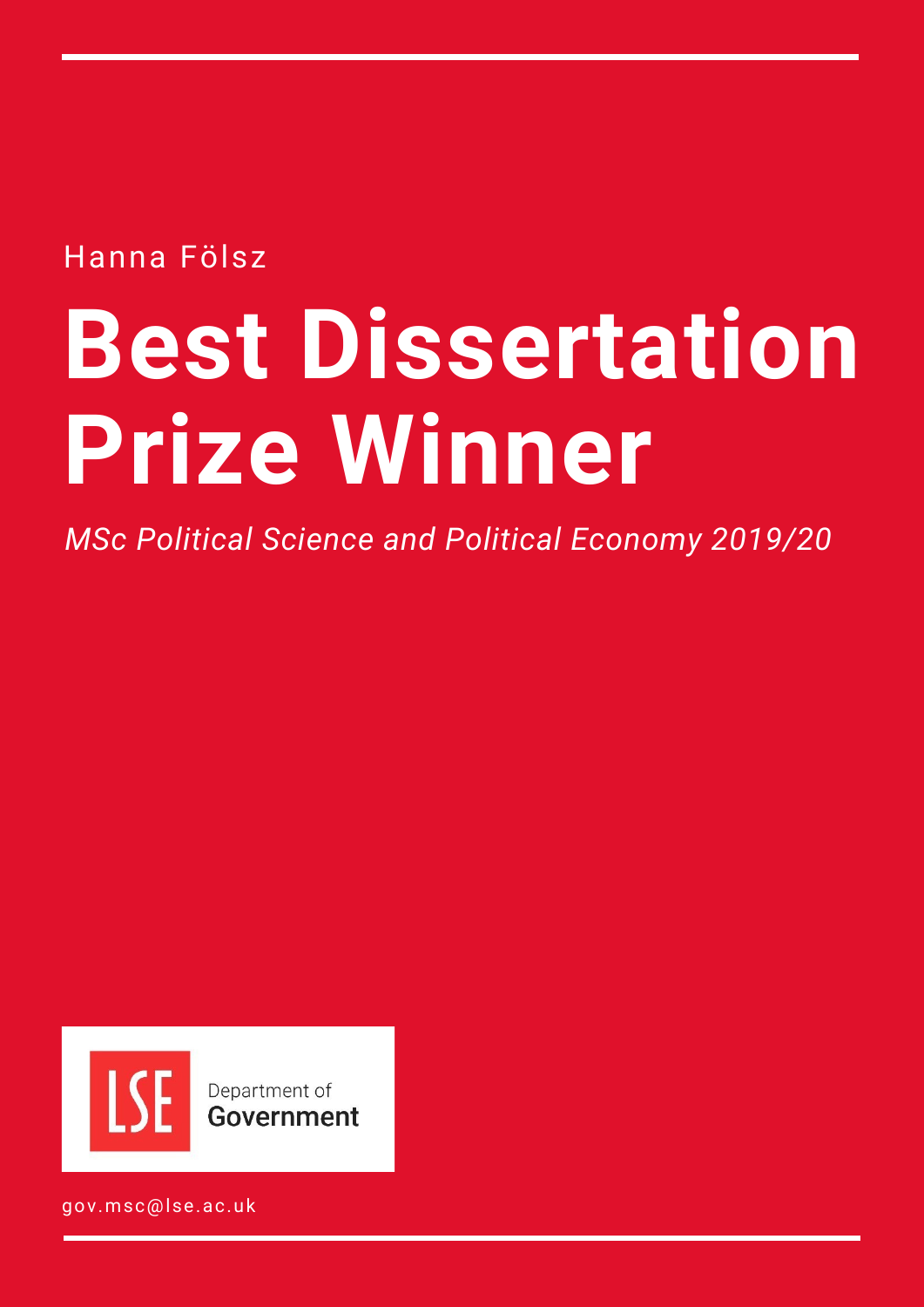Hanna Fölsz

# Best Dissertation Prize Winner

*MSc Political Science and Political Economy 2019/20*

LSE Department of Government

gov.msc@lse.ac.uk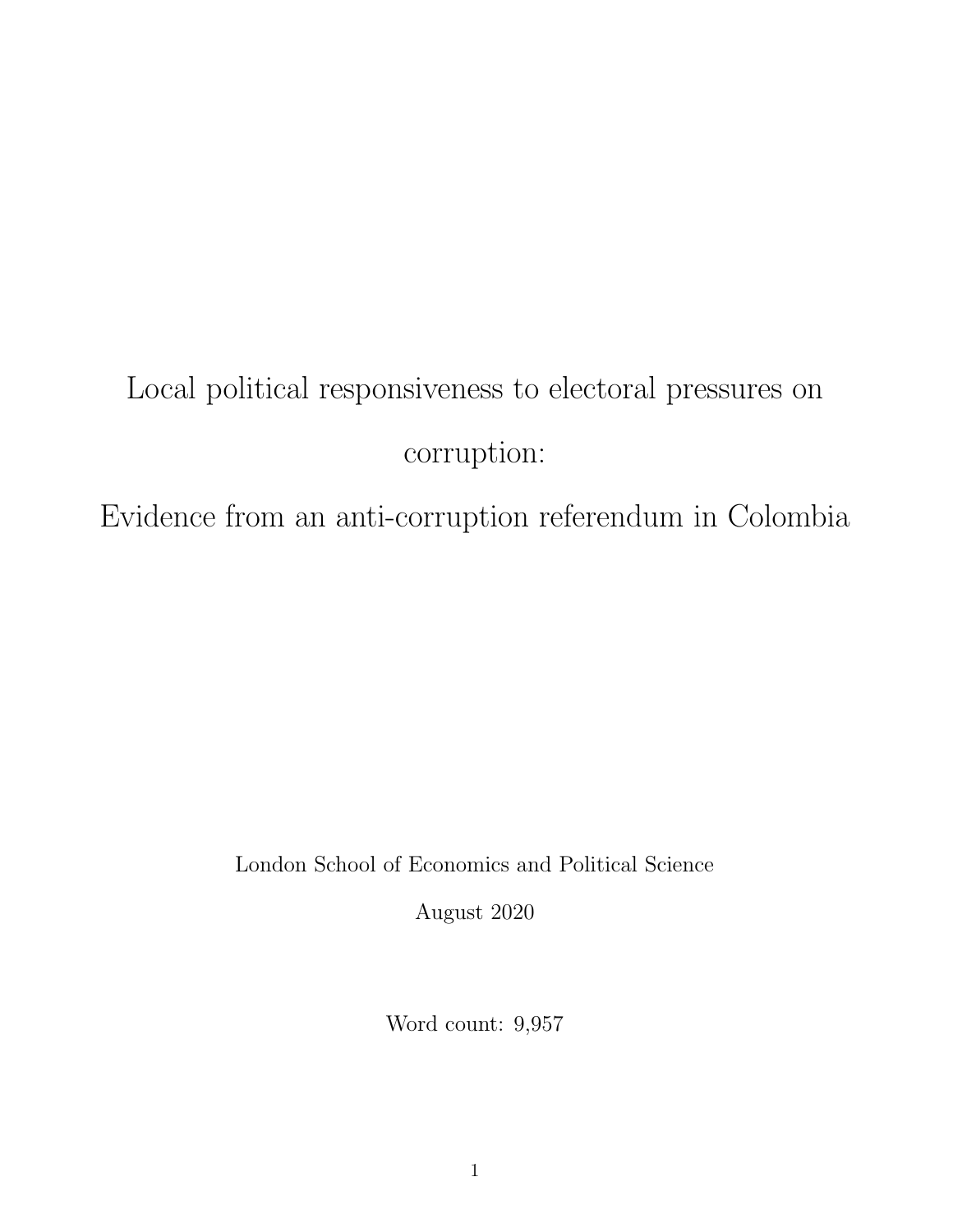# Local political responsiveness to electoral pressures on corruption:

# Evidence from an anti-corruption referendum in Colombia

London School of Economics and Political Science

August 2020

Word count: 9,957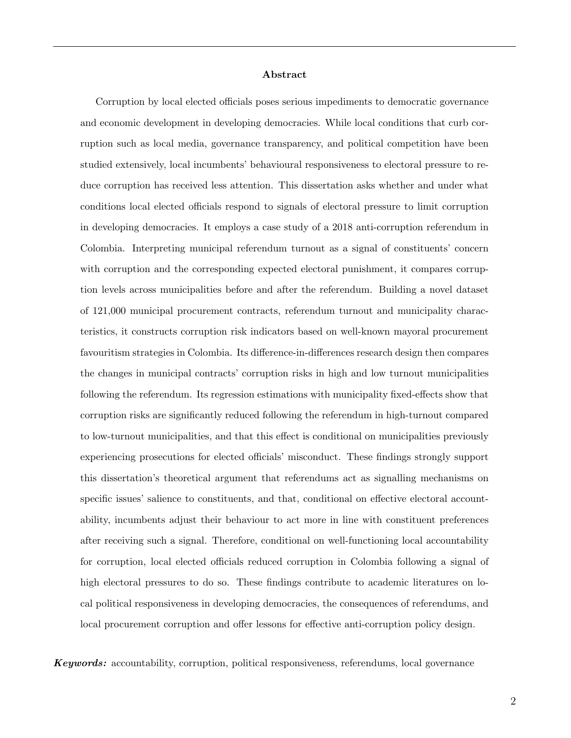## Abstract

Corruption by local elected officials poses serious impediments to democratic governance and economic development in developing democracies. While local conditions that curb corruption such as local media, governance transparency, and political competition have been studied extensively, local incumbents' behavioural responsiveness to electoral pressure to reduce corruption has received less attention. This dissertation asks whether and under what conditions local elected officials respond to signals of electoral pressure to limit corruption in developing democracies. It employs a case study of a 2018 anti-corruption referendum in Colombia. Interpreting municipal referendum turnout as a signal of constituents' concern with corruption and the corresponding expected electoral punishment, it compares corruption levels across municipalities before and after the referendum. Building a novel dataset of 121,000 municipal procurement contracts, referendum turnout and municipality characteristics, it constructs corruption risk indicators based on well-known mayoral procurement favouritism strategies in Colombia. Its difference-in-differences research design then compares the changes in municipal contracts' corruption risks in high and low turnout municipalities following the referendum. Its regression estimations with municipality fixed-effects show that corruption risks are significantly reduced following the referendum in high-turnout compared to low-turnout municipalities, and that this effect is conditional on municipalities previously experiencing prosecutions for elected officials' misconduct. These findings strongly support this dissertation's theoretical argument that referendums act as signalling mechanisms on specific issues' salience to constituents, and that, conditional on effective electoral accountability, incumbents adjust their behaviour to act more in line with constituent preferences after receiving such a signal. Therefore, conditional on well-functioning local accountability for corruption, local elected officials reduced corruption in Colombia following a signal of high electoral pressures to do so. These findings contribute to academic literatures on local political responsiveness in developing democracies, the consequences of referendums, and local procurement corruption and offer lessons for effective anti-corruption policy design.

***Keywords:*** accountability, corruption, political responsiveness, referendums, local governance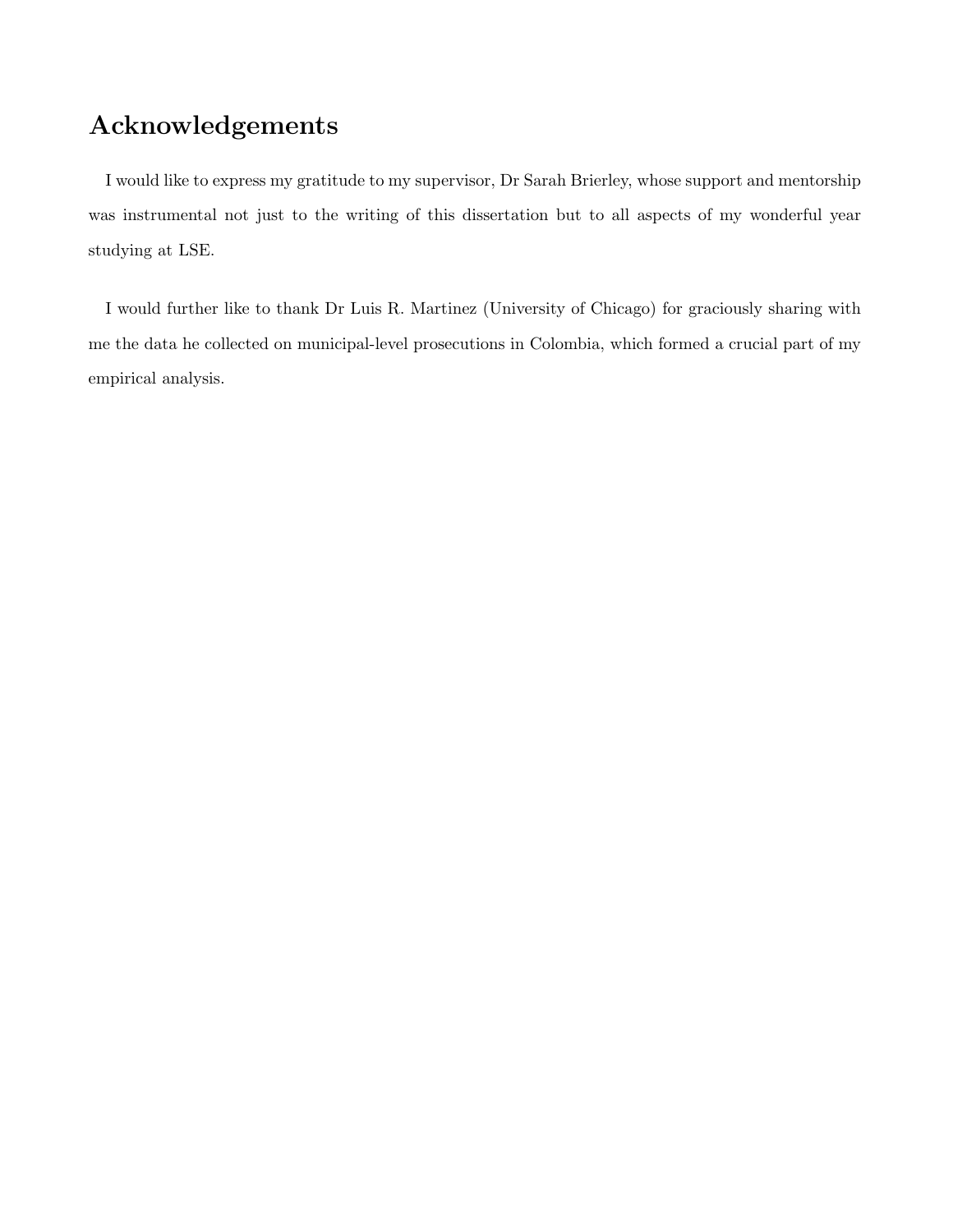# Acknowledgements

I would like to express my gratitude to my supervisor, Dr Sarah Brierley, whose support and mentorship was instrumental not just to the writing of this dissertation but to all aspects of my wonderful year studying at LSE.

I would further like to thank Dr Luis R. Martinez (University of Chicago) for graciously sharing with me the data he collected on municipal-level prosecutions in Colombia, which formed a crucial part of my empirical analysis.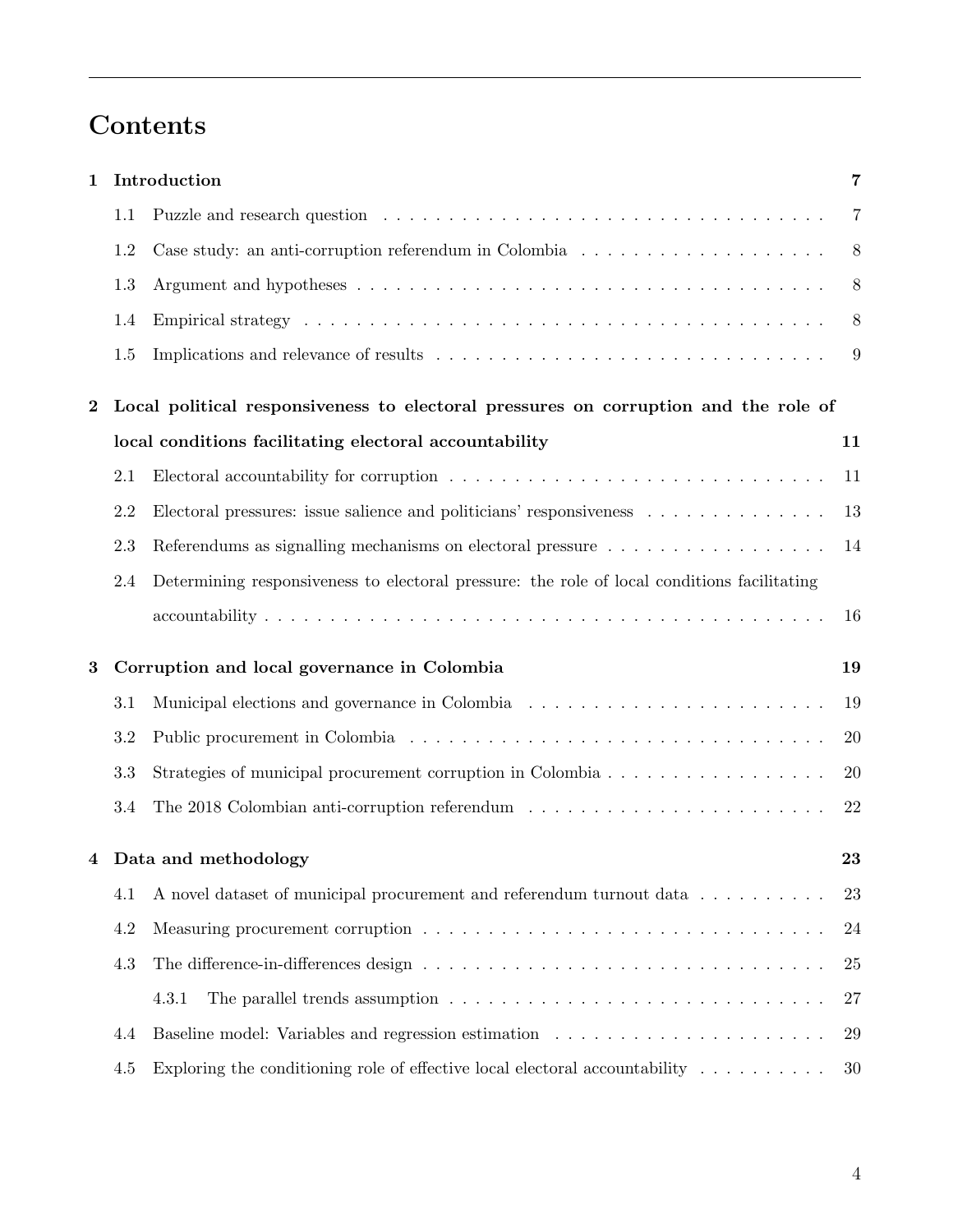# Contents

**1 Introduction** **7**

- 1.1 Puzzle and research question . . . . . . . . . . . . . . . . . . . . . . . . . . . . . . . . . . . 7
- 1.2 Case study: an anti-corruption referendum in Colombia . . . . . . . . . . . . . . . . . . . 8
- 1.3 Argument and hypotheses . . . . . . . . . . . . . . . . . . . . . . . . . . . . . . . . . . . 8
- 1.4 Empirical strategy . . . . . . . . . . . . . . . . . . . . . . . . . . . . . . . . . . . . . . . 8
- 1.5 Implications and relevance of results . . . . . . . . . . . . . . . . . . . . . . . . . . . . . 9

**2 Local political responsiveness to electoral pressures on corruption and the role of local conditions facilitating electoral accountability** **11**

- 2.1 Electoral accountability for corruption . . . . . . . . . . . . . . . . . . . . . . . . . . . . 11
- 2.2 Electoral pressures: issue salience and politicians' responsiveness . . . . . . . . . . . . . 13
- 2.3 Referendums as signalling mechanisms on electoral pressure . . . . . . . . . . . . . . . . 14
- 2.4 Determining responsiveness to electoral pressure: the role of local conditions facilitating accountability . . . . . . . . . . . . . . . . . . . . . . . . . . . . . . . . . . . . . . . . . 16

**3 Corruption and local governance in Colombia** **19**

- 3.1 Municipal elections and governance in Colombia . . . . . . . . . . . . . . . . . . . . . . 19
- 3.2 Public procurement in Colombia . . . . . . . . . . . . . . . . . . . . . . . . . . . . . . . 20
- 3.3 Strategies of municipal procurement corruption in Colombia . . . . . . . . . . . . . . . . 20
- 3.4 The 2018 Colombian anti-corruption referendum . . . . . . . . . . . . . . . . . . . . . . 22

**4 Data and methodology** **23**

- 4.1 A novel dataset of municipal procurement and referendum turnout data . . . . . . . . . . 23
- 4.2 Measuring procurement corruption . . . . . . . . . . . . . . . . . . . . . . . . . . . . . . 24
- 4.3 The difference-in-differences design . . . . . . . . . . . . . . . . . . . . . . . . . . . . . 25
  - 4.3.1 The parallel trends assumption . . . . . . . . . . . . . . . . . . . . . . . . . . . . 27
- 4.4 Baseline model: Variables and regression estimation . . . . . . . . . . . . . . . . . . . . 29
- 4.5 Exploring the conditioning role of effective local electoral accountability . . . . . . . . . 30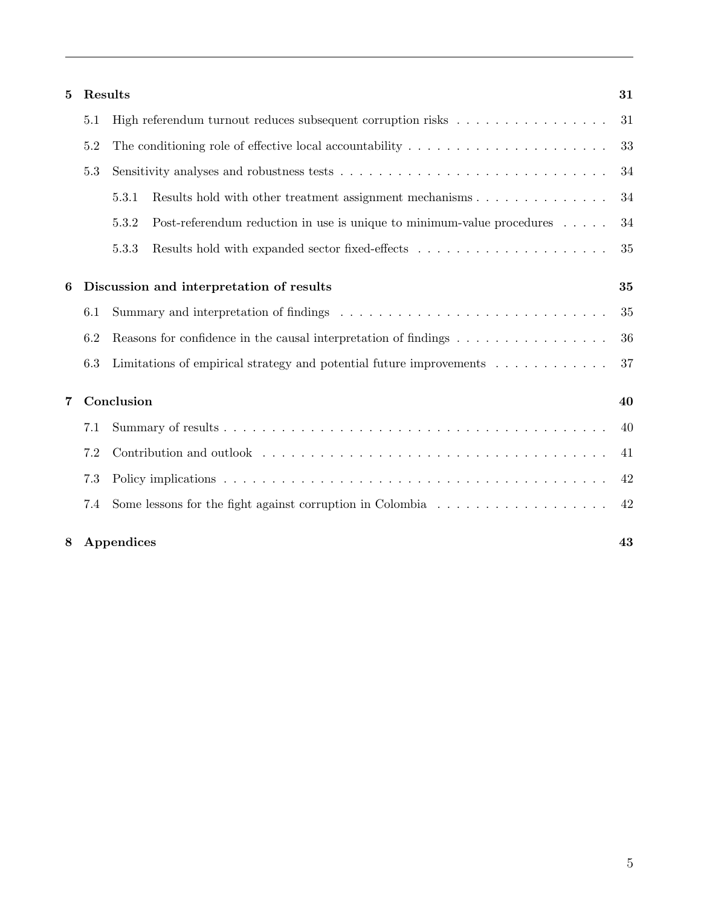**5 Results** **31**

5.1 High referendum turnout reduces subsequent corruption risks . . . . . . . . . . . . . . . . 31

5.2 The conditioning role of effective local accountability . . . . . . . . . . . . . . . . . . . . . . 33

5.3 Sensitivity analyses and robustness tests . . . . . . . . . . . . . . . . . . . . . . . . . . . . . 34

5.3.1 Results hold with other treatment assignment mechanisms . . . . . . . . . . . . . . 34

5.3.2 Post-referendum reduction in use is unique to minimum-value procedures . . . . . 34

5.3.3 Results hold with expanded sector fixed-effects . . . . . . . . . . . . . . . . . . . . . 35

**6 Discussion and interpretation of results** **35**

6.1 Summary and interpretation of findings . . . . . . . . . . . . . . . . . . . . . . . . . . . . . 35

6.2 Reasons for confidence in the causal interpretation of findings . . . . . . . . . . . . . . . . 36

6.3 Limitations of empirical strategy and potential future improvements . . . . . . . . . . . . 37

**7 Conclusion** **40**

7.1 Summary of results . . . . . . . . . . . . . . . . . . . . . . . . . . . . . . . . . . . . . . . . . 40

7.2 Contribution and outlook . . . . . . . . . . . . . . . . . . . . . . . . . . . . . . . . . . . . . 41

7.3 Policy implications . . . . . . . . . . . . . . . . . . . . . . . . . . . . . . . . . . . . . . . . . 42

7.4 Some lessons for the fight against corruption in Colombia . . . . . . . . . . . . . . . . . . . 42

**8 Appendices** **43**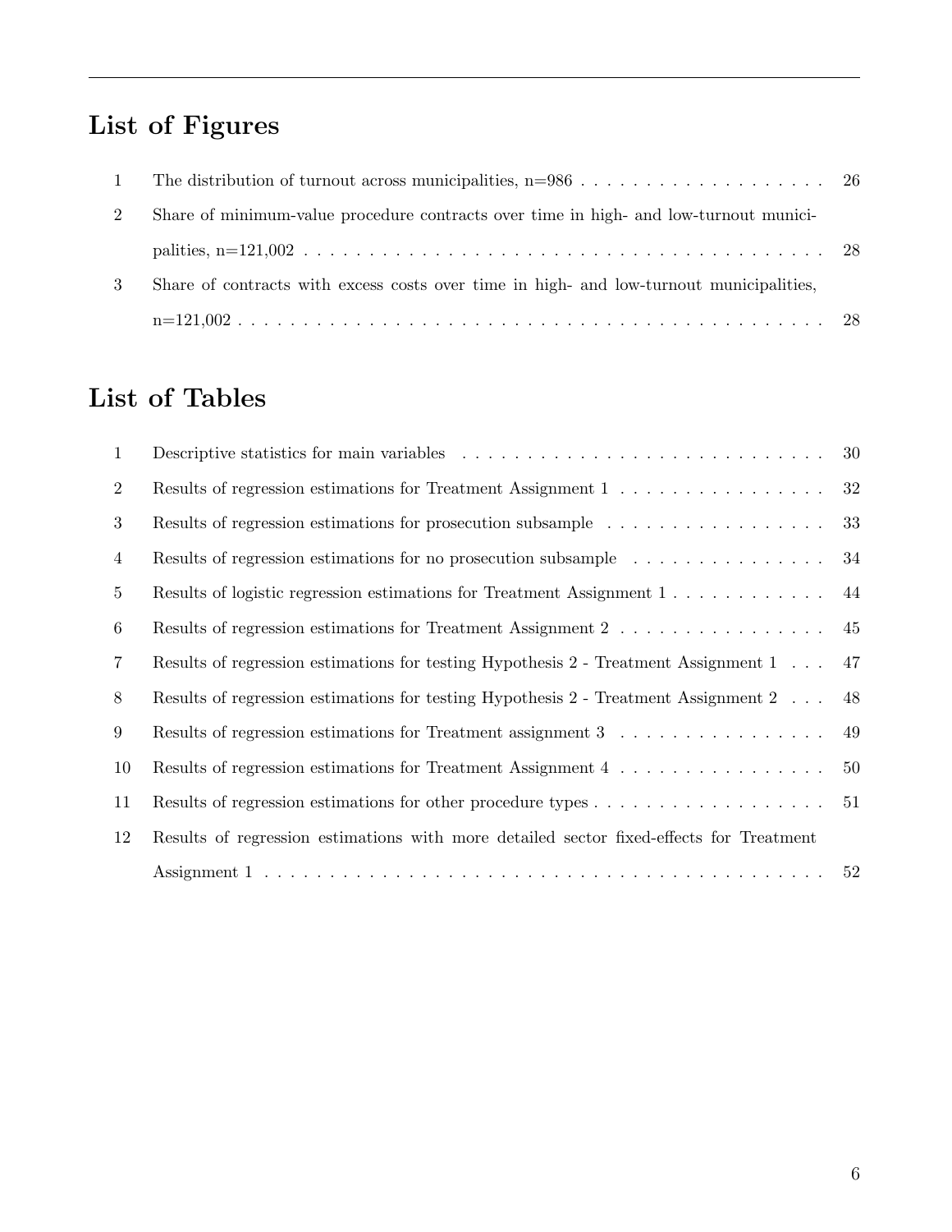## List of Figures

1 The distribution of turnout across municipalities, n=986 . . . . . . . . . . . . . . . . . . . . 26

2 Share of minimum-value procedure contracts over time in high- and low-turnout municipalities, n=121,002 . . . . . . . . . . . . . . . . . . . . . . . . . . . . . . . . . . . . . . . . . . 28

3 Share of contracts with excess costs over time in high- and low-turnout municipalities, n=121,002 . . . . . . . . . . . . . . . . . . . . . . . . . . . . . . . . . . . . . . . . . . . . . 28

## List of Tables

1 Descriptive statistics for main variables . . . . . . . . . . . . . . . . . . . . . . . . . . . . 30

2 Results of regression estimations for Treatment Assignment 1 . . . . . . . . . . . . . . . . 32

3 Results of regression estimations for prosecution subsample . . . . . . . . . . . . . . . . . 33

4 Results of regression estimations for no prosecution subsample . . . . . . . . . . . . . . . 34

5 Results of logistic regression estimations for Treatment Assignment 1 . . . . . . . . . . . . 44

6 Results of regression estimations for Treatment Assignment 2 . . . . . . . . . . . . . . . . 45

7 Results of regression estimations for testing Hypothesis 2 - Treatment Assignment 1 . . . 47

8 Results of regression estimations for testing Hypothesis 2 - Treatment Assignment 2 . . . 48

9 Results of regression estimations for Treatment assignment 3 . . . . . . . . . . . . . . . . 49

10 Results of regression estimations for Treatment Assignment 4 . . . . . . . . . . . . . . . . 50

11 Results of regression estimations for other procedure types . . . . . . . . . . . . . . . . . . 51

12 Results of regression estimations with more detailed sector fixed-effects for Treatment Assignment 1 . . . . . . . . . . . . . . . . . . . . . . . . . . . . . . . . . . . . . . . . . . . . 52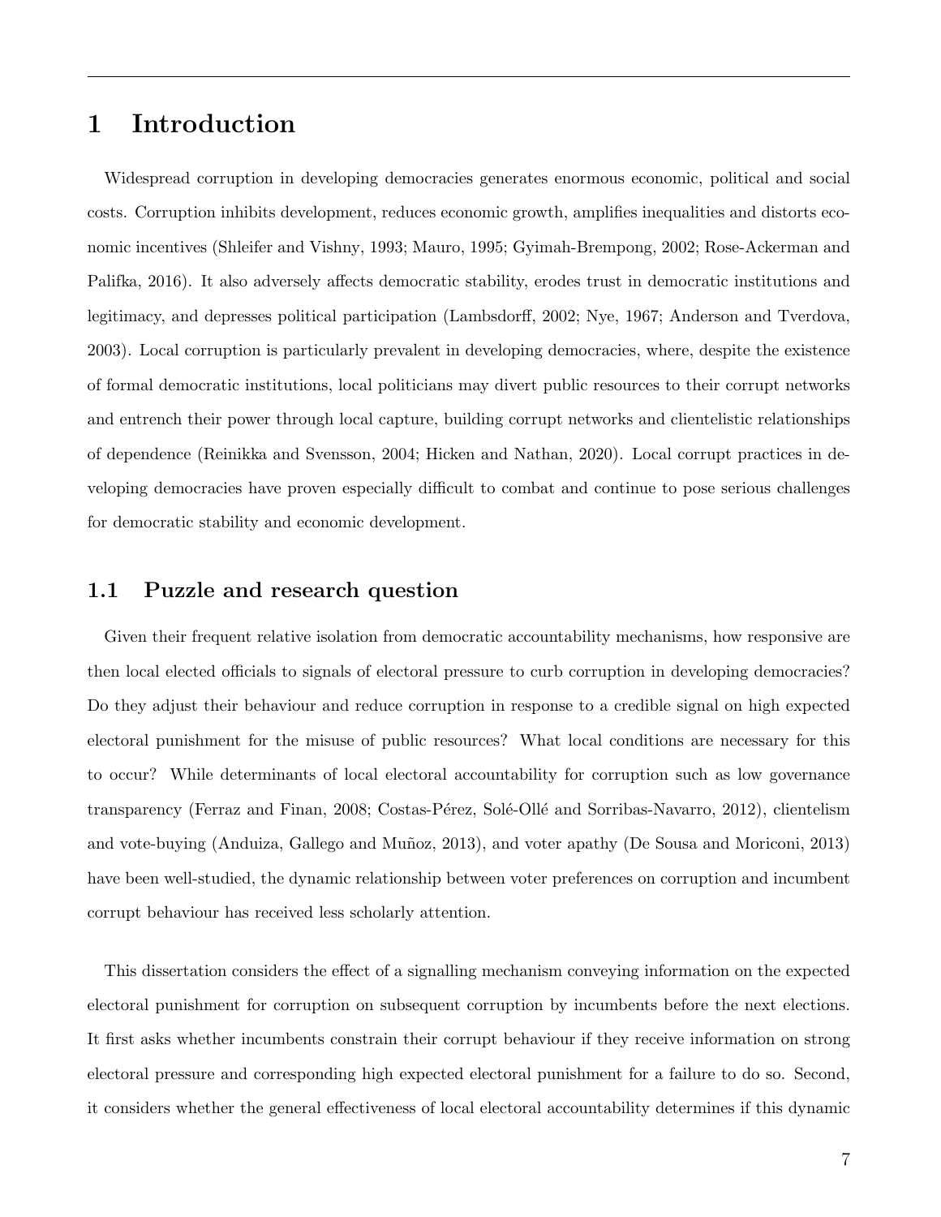# 1 Introduction

Widespread corruption in developing democracies generates enormous economic, political and social costs. Corruption inhibits development, reduces economic growth, amplifies inequalities and distorts economic incentives (Shleifer and Vishny, 1993; Mauro, 1995; Gyimah-Brempong, 2002; Rose-Ackerman and Palifka, 2016). It also adversely affects democratic stability, erodes trust in democratic institutions and legitimacy, and depresses political participation (Lambsdorff, 2002; Nye, 1967; Anderson and Tverdova, 2003). Local corruption is particularly prevalent in developing democracies, where, despite the existence of formal democratic institutions, local politicians may divert public resources to their corrupt networks and entrench their power through local capture, building corrupt networks and clientelistic relationships of dependence (Reinikka and Svensson, 2004; Hicken and Nathan, 2020). Local corrupt practices in developing democracies have proven especially difficult to combat and continue to pose serious challenges for democratic stability and economic development.

## 1.1 Puzzle and research question

Given their frequent relative isolation from democratic accountability mechanisms, how responsive are then local elected officials to signals of electoral pressure to curb corruption in developing democracies? Do they adjust their behaviour and reduce corruption in response to a credible signal on high expected electoral punishment for the misuse of public resources? What local conditions are necessary for this to occur? While determinants of local electoral accountability for corruption such as low governance transparency (Ferraz and Finan, 2008; Costas-Pérez, Solé-Ollé and Sorribas-Navarro, 2012), clientelism and vote-buying (Anduiza, Gallego and Muñoz, 2013), and voter apathy (De Sousa and Moriconi, 2013) have been well-studied, the dynamic relationship between voter preferences on corruption and incumbent corrupt behaviour has received less scholarly attention.

This dissertation considers the effect of a signalling mechanism conveying information on the expected electoral punishment for corruption on subsequent corruption by incumbents before the next elections. It first asks whether incumbents constrain their corrupt behaviour if they receive information on strong electoral pressure and corresponding high expected electoral punishment for a failure to do so. Second, it considers whether the general effectiveness of local electoral accountability determines if this dynamic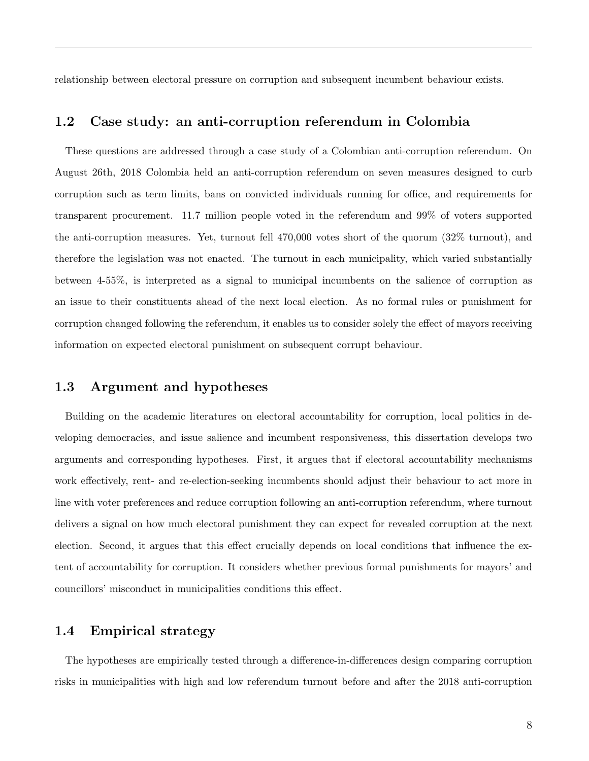relationship between electoral pressure on corruption and subsequent incumbent behaviour exists.

## 1.2 Case study: an anti-corruption referendum in Colombia

These questions are addressed through a case study of a Colombian anti-corruption referendum. On August 26th, 2018 Colombia held an anti-corruption referendum on seven measures designed to curb corruption such as term limits, bans on convicted individuals running for office, and requirements for transparent procurement. 11.7 million people voted in the referendum and 99% of voters supported the anti-corruption measures. Yet, turnout fell 470,000 votes short of the quorum (32% turnout), and therefore the legislation was not enacted. The turnout in each municipality, which varied substantially between 4-55%, is interpreted as a signal to municipal incumbents on the salience of corruption as an issue to their constituents ahead of the next local election. As no formal rules or punishment for corruption changed following the referendum, it enables us to consider solely the effect of mayors receiving information on expected electoral punishment on subsequent corrupt behaviour.

## 1.3 Argument and hypotheses

Building on the academic literatures on electoral accountability for corruption, local politics in developing democracies, and issue salience and incumbent responsiveness, this dissertation develops two arguments and corresponding hypotheses. First, it argues that if electoral accountability mechanisms work effectively, rent- and re-election-seeking incumbents should adjust their behaviour to act more in line with voter preferences and reduce corruption following an anti-corruption referendum, where turnout delivers a signal on how much electoral punishment they can expect for revealed corruption at the next election. Second, it argues that this effect crucially depends on local conditions that influence the extent of accountability for corruption. It considers whether previous formal punishments for mayors' and councillors' misconduct in municipalities conditions this effect.

## 1.4 Empirical strategy

The hypotheses are empirically tested through a difference-in-differences design comparing corruption risks in municipalities with high and low referendum turnout before and after the 2018 anti-corruption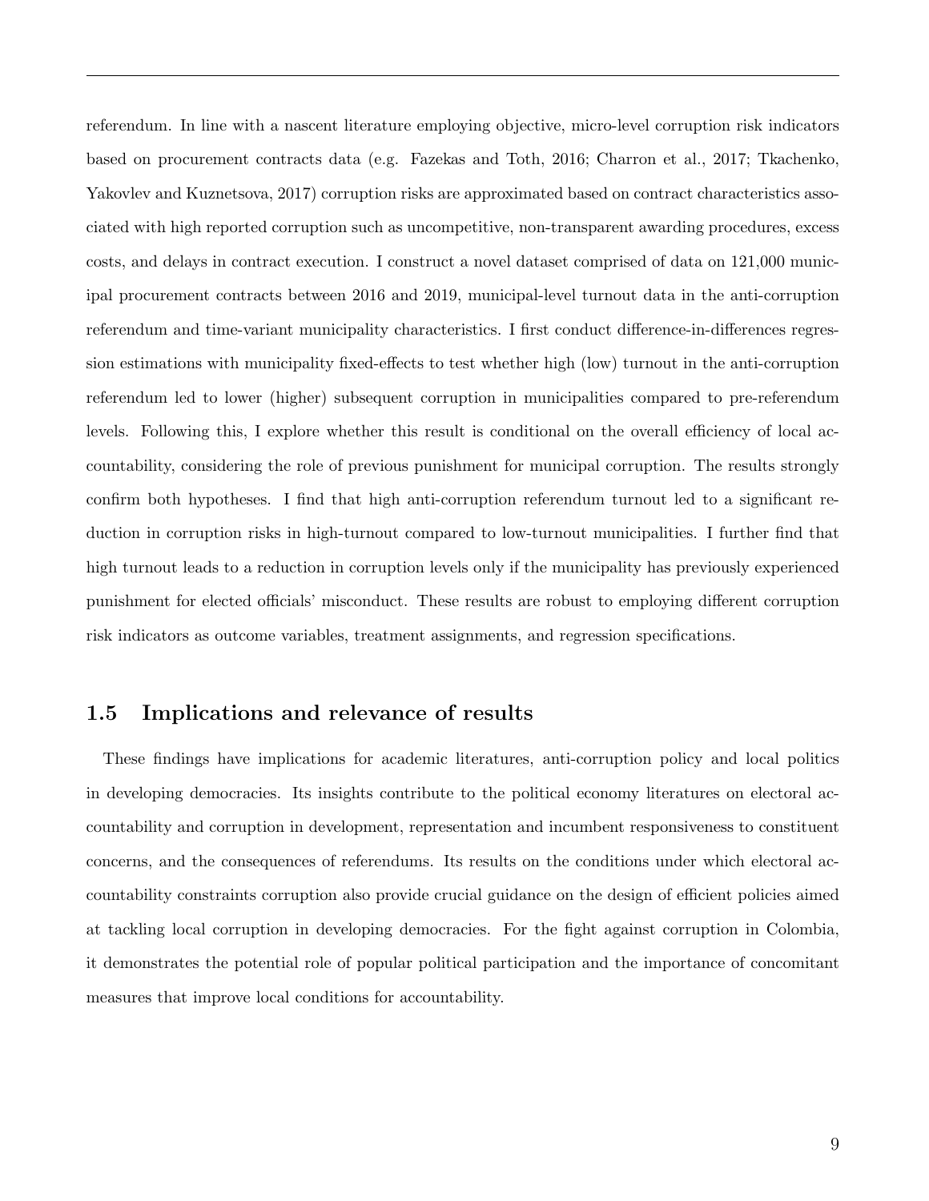referendum. In line with a nascent literature employing objective, micro-level corruption risk indicators based on procurement contracts data (e.g. Fazekas and Toth, 2016; Charron et al., 2017; Tkachenko, Yakovlev and Kuznetsova, 2017) corruption risks are approximated based on contract characteristics associated with high reported corruption such as uncompetitive, non-transparent awarding procedures, excess costs, and delays in contract execution. I construct a novel dataset comprised of data on 121,000 municipal procurement contracts between 2016 and 2019, municipal-level turnout data in the anti-corruption referendum and time-variant municipality characteristics. I first conduct difference-in-differences regression estimations with municipality fixed-effects to test whether high (low) turnout in the anti-corruption referendum led to lower (higher) subsequent corruption in municipalities compared to pre-referendum levels. Following this, I explore whether this result is conditional on the overall efficiency of local accountability, considering the role of previous punishment for municipal corruption. The results strongly confirm both hypotheses. I find that high anti-corruption referendum turnout led to a significant reduction in corruption risks in high-turnout compared to low-turnout municipalities. I further find that high turnout leads to a reduction in corruption levels only if the municipality has previously experienced punishment for elected officials' misconduct. These results are robust to employing different corruption risk indicators as outcome variables, treatment assignments, and regression specifications.

## 1.5 Implications and relevance of results

These findings have implications for academic literatures, anti-corruption policy and local politics in developing democracies. Its insights contribute to the political economy literatures on electoral accountability and corruption in development, representation and incumbent responsiveness to constituent concerns, and the consequences of referendums. Its results on the conditions under which electoral accountability constraints corruption also provide crucial guidance on the design of efficient policies aimed at tackling local corruption in developing democracies. For the fight against corruption in Colombia, it demonstrates the potential role of popular political participation and the importance of concomitant measures that improve local conditions for accountability.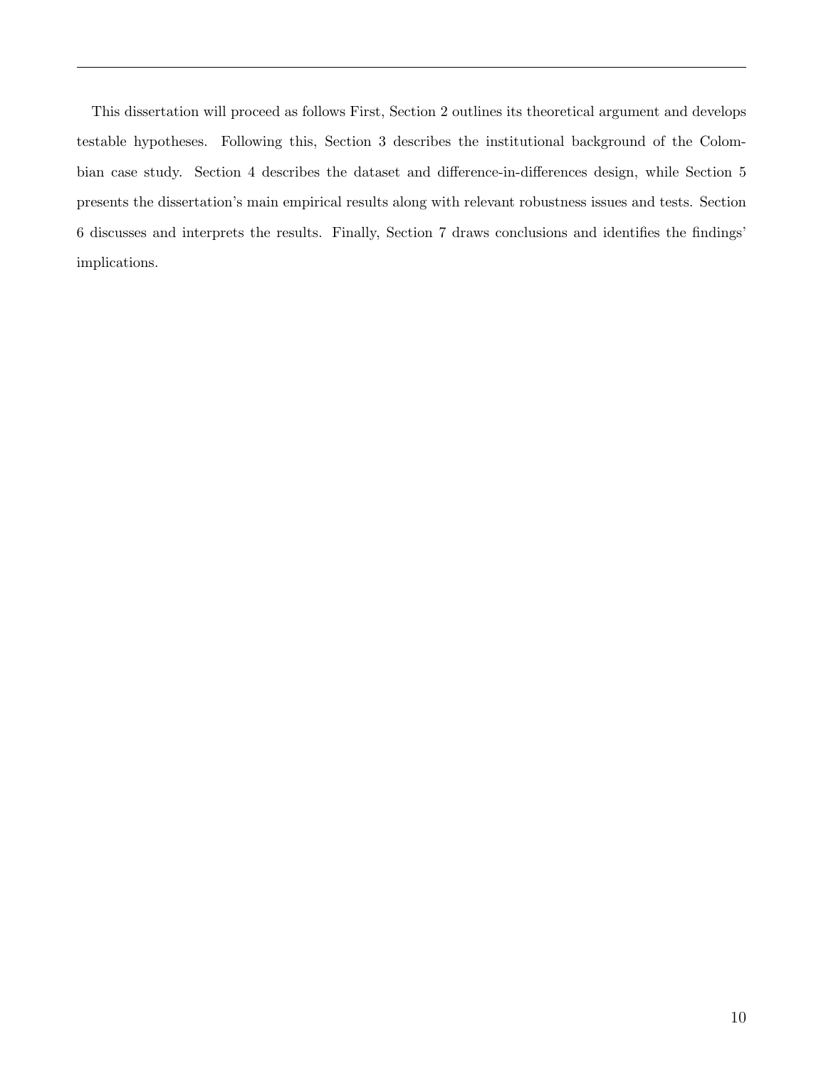This dissertation will proceed as follows First, Section 2 outlines its theoretical argument and develops testable hypotheses. Following this, Section 3 describes the institutional background of the Colombian case study. Section 4 describes the dataset and difference-in-differences design, while Section 5 presents the dissertation's main empirical results along with relevant robustness issues and tests. Section 6 discusses and interprets the results. Finally, Section 7 draws conclusions and identifies the findings' implications.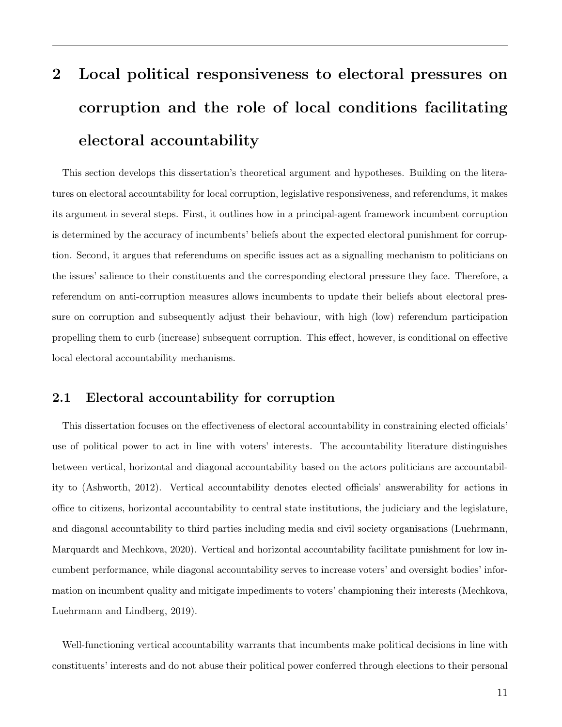# 2 Local political responsiveness to electoral pressures on corruption and the role of local conditions facilitating electoral accountability

This section develops this dissertation's theoretical argument and hypotheses. Building on the literatures on electoral accountability for local corruption, legislative responsiveness, and referendums, it makes its argument in several steps. First, it outlines how in a principal-agent framework incumbent corruption is determined by the accuracy of incumbents' beliefs about the expected electoral punishment for corruption. Second, it argues that referendums on specific issues act as a signalling mechanism to politicians on the issues' salience to their constituents and the corresponding electoral pressure they face. Therefore, a referendum on anti-corruption measures allows incumbents to update their beliefs about electoral pressure on corruption and subsequently adjust their behaviour, with high (low) referendum participation propelling them to curb (increase) subsequent corruption. This effect, however, is conditional on effective local electoral accountability mechanisms.

## 2.1 Electoral accountability for corruption

This dissertation focuses on the effectiveness of electoral accountability in constraining elected officials' use of political power to act in line with voters' interests. The accountability literature distinguishes between vertical, horizontal and diagonal accountability based on the actors politicians are accountability to (Ashworth, 2012). Vertical accountability denotes elected officials' answerability for actions in office to citizens, horizontal accountability to central state institutions, the judiciary and the legislature, and diagonal accountability to third parties including media and civil society organisations (Luehrmann, Marquardt and Mechkova, 2020). Vertical and horizontal accountability facilitate punishment for low incumbent performance, while diagonal accountability serves to increase voters' and oversight bodies' information on incumbent quality and mitigate impediments to voters' championing their interests (Mechkova, Luehrmann and Lindberg, 2019).

Well-functioning vertical accountability warrants that incumbents make political decisions in line with constituents' interests and do not abuse their political power conferred through elections to their personal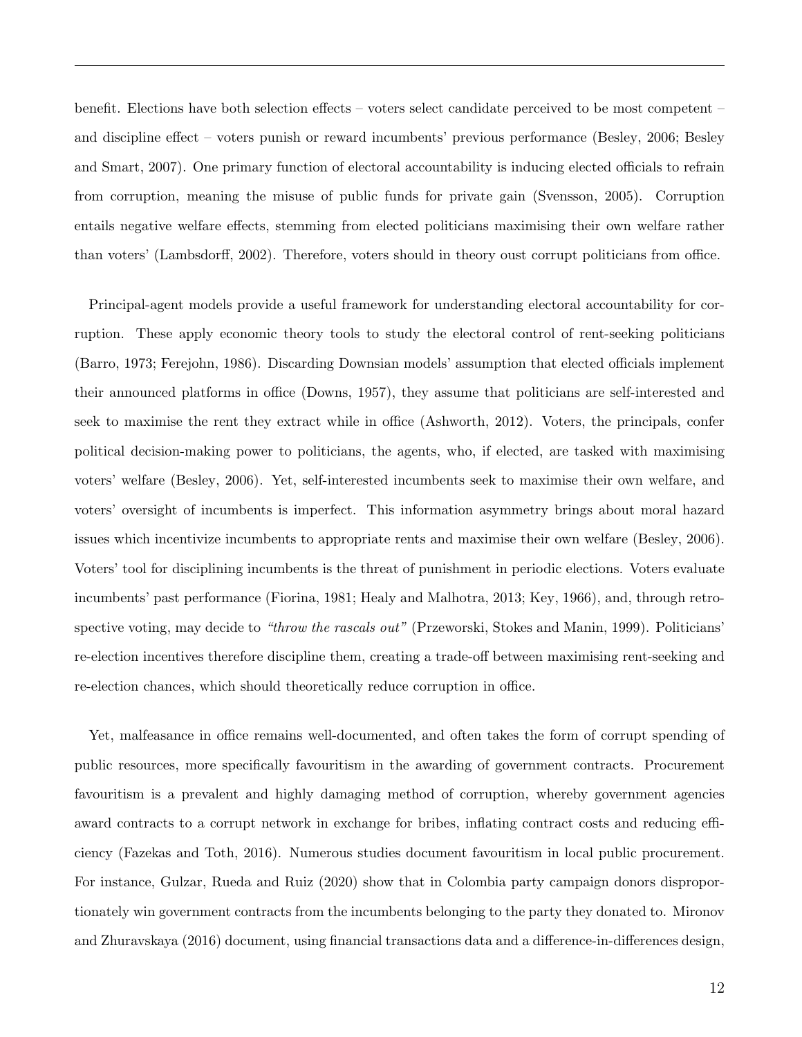benefit. Elections have both selection effects – voters select candidate perceived to be most competent – and discipline effect – voters punish or reward incumbents' previous performance (Besley, 2006; Besley and Smart, 2007). One primary function of electoral accountability is inducing elected officials to refrain from corruption, meaning the misuse of public funds for private gain (Svensson, 2005). Corruption entails negative welfare effects, stemming from elected politicians maximising their own welfare rather than voters' (Lambsdorff, 2002). Therefore, voters should in theory oust corrupt politicians from office.

Principal-agent models provide a useful framework for understanding electoral accountability for corruption. These apply economic theory tools to study the electoral control of rent-seeking politicians (Barro, 1973; Ferejohn, 1986). Discarding Downsian models' assumption that elected officials implement their announced platforms in office (Downs, 1957), they assume that politicians are self-interested and seek to maximise the rent they extract while in office (Ashworth, 2012). Voters, the principals, confer political decision-making power to politicians, the agents, who, if elected, are tasked with maximising voters' welfare (Besley, 2006). Yet, self-interested incumbents seek to maximise their own welfare, and voters' oversight of incumbents is imperfect. This information asymmetry brings about moral hazard issues which incentivize incumbents to appropriate rents and maximise their own welfare (Besley, 2006). Voters' tool for disciplining incumbents is the threat of punishment in periodic elections. Voters evaluate incumbents' past performance (Fiorina, 1981; Healy and Malhotra, 2013; Key, 1966), and, through retrospective voting, may decide to *"throw the rascals out"* (Przeworski, Stokes and Manin, 1999). Politicians' re-election incentives therefore discipline them, creating a trade-off between maximising rent-seeking and re-election chances, which should theoretically reduce corruption in office.

Yet, malfeasance in office remains well-documented, and often takes the form of corrupt spending of public resources, more specifically favouritism in the awarding of government contracts. Procurement favouritism is a prevalent and highly damaging method of corruption, whereby government agencies award contracts to a corrupt network in exchange for bribes, inflating contract costs and reducing efficiency (Fazekas and Toth, 2016). Numerous studies document favouritism in local public procurement. For instance, Gulzar, Rueda and Ruiz (2020) show that in Colombia party campaign donors disproportionately win government contracts from the incumbents belonging to the party they donated to. Mironov and Zhuravskaya (2016) document, using financial transactions data and a difference-in-differences design,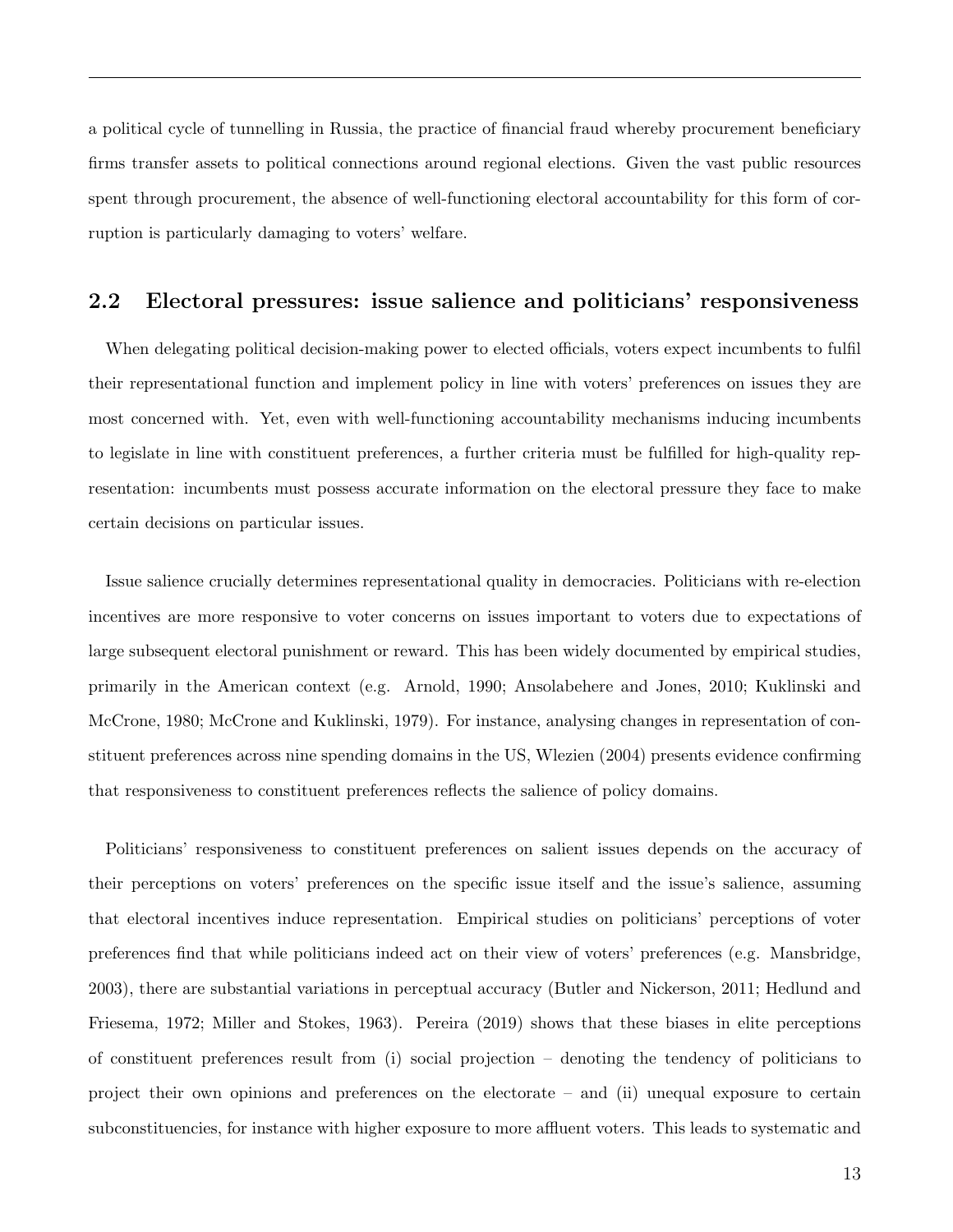a political cycle of tunnelling in Russia, the practice of financial fraud whereby procurement beneficiary firms transfer assets to political connections around regional elections. Given the vast public resources spent through procurement, the absence of well-functioning electoral accountability for this form of corruption is particularly damaging to voters' welfare.

## 2.2 Electoral pressures: issue salience and politicians' responsiveness

When delegating political decision-making power to elected officials, voters expect incumbents to fulfil their representational function and implement policy in line with voters' preferences on issues they are most concerned with. Yet, even with well-functioning accountability mechanisms inducing incumbents to legislate in line with constituent preferences, a further criteria must be fulfilled for high-quality representation: incumbents must possess accurate information on the electoral pressure they face to make certain decisions on particular issues.

Issue salience crucially determines representational quality in democracies. Politicians with re-election incentives are more responsive to voter concerns on issues important to voters due to expectations of large subsequent electoral punishment or reward. This has been widely documented by empirical studies, primarily in the American context (e.g. Arnold, 1990; Ansolabehere and Jones, 2010; Kuklinski and McCrone, 1980; McCrone and Kuklinski, 1979). For instance, analysing changes in representation of constituent preferences across nine spending domains in the US, Wlezien (2004) presents evidence confirming that responsiveness to constituent preferences reflects the salience of policy domains.

Politicians' responsiveness to constituent preferences on salient issues depends on the accuracy of their perceptions on voters' preferences on the specific issue itself and the issue's salience, assuming that electoral incentives induce representation. Empirical studies on politicians' perceptions of voter preferences find that while politicians indeed act on their view of voters' preferences (e.g. Mansbridge, 2003), there are substantial variations in perceptual accuracy (Butler and Nickerson, 2011; Hedlund and Friesema, 1972; Miller and Stokes, 1963). Pereira (2019) shows that these biases in elite perceptions of constituent preferences result from (i) social projection – denoting the tendency of politicians to project their own opinions and preferences on the electorate – and (ii) unequal exposure to certain subconstituencies, for instance with higher exposure to more affluent voters. This leads to systematic and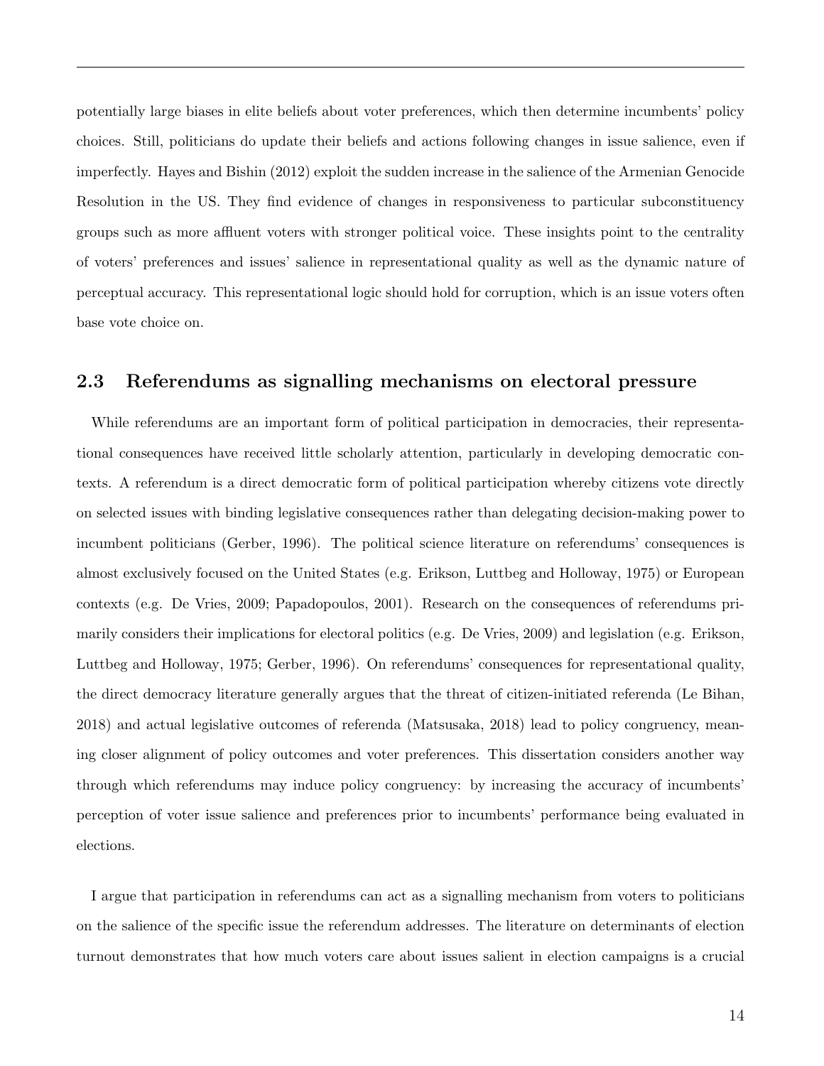potentially large biases in elite beliefs about voter preferences, which then determine incumbents' policy choices. Still, politicians do update their beliefs and actions following changes in issue salience, even if imperfectly. Hayes and Bishin (2012) exploit the sudden increase in the salience of the Armenian Genocide Resolution in the US. They find evidence of changes in responsiveness to particular subconstituency groups such as more affluent voters with stronger political voice. These insights point to the centrality of voters' preferences and issues' salience in representational quality as well as the dynamic nature of perceptual accuracy. This representational logic should hold for corruption, which is an issue voters often base vote choice on.

## 2.3 Referendums as signalling mechanisms on electoral pressure

While referendums are an important form of political participation in democracies, their representational consequences have received little scholarly attention, particularly in developing democratic contexts. A referendum is a direct democratic form of political participation whereby citizens vote directly on selected issues with binding legislative consequences rather than delegating decision-making power to incumbent politicians (Gerber, 1996). The political science literature on referendums' consequences is almost exclusively focused on the United States (e.g. Erikson, Luttbeg and Holloway, 1975) or European contexts (e.g. De Vries, 2009; Papadopoulos, 2001). Research on the consequences of referendums primarily considers their implications for electoral politics (e.g. De Vries, 2009) and legislation (e.g. Erikson, Luttbeg and Holloway, 1975; Gerber, 1996). On referendums' consequences for representational quality, the direct democracy literature generally argues that the threat of citizen-initiated referenda (Le Bihan, 2018) and actual legislative outcomes of referenda (Matsusaka, 2018) lead to policy congruency, meaning closer alignment of policy outcomes and voter preferences. This dissertation considers another way through which referendums may induce policy congruency: by increasing the accuracy of incumbents' perception of voter issue salience and preferences prior to incumbents' performance being evaluated in elections.

I argue that participation in referendums can act as a signalling mechanism from voters to politicians on the salience of the specific issue the referendum addresses. The literature on determinants of election turnout demonstrates that how much voters care about issues salient in election campaigns is a crucial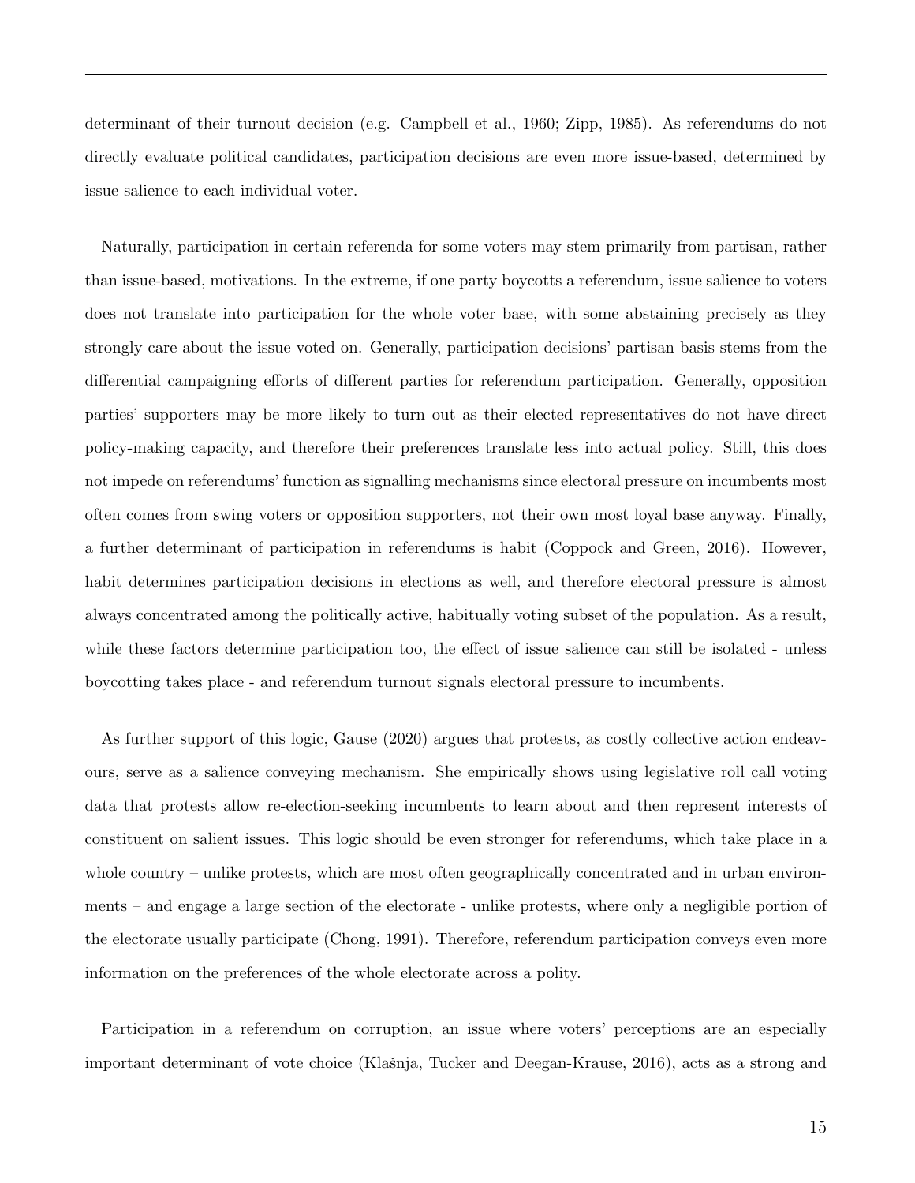determinant of their turnout decision (e.g. Campbell et al., 1960; Zipp, 1985). As referendums do not directly evaluate political candidates, participation decisions are even more issue-based, determined by issue salience to each individual voter.

Naturally, participation in certain referenda for some voters may stem primarily from partisan, rather than issue-based, motivations. In the extreme, if one party boycotts a referendum, issue salience to voters does not translate into participation for the whole voter base, with some abstaining precisely as they strongly care about the issue voted on. Generally, participation decisions' partisan basis stems from the differential campaigning efforts of different parties for referendum participation. Generally, opposition parties' supporters may be more likely to turn out as their elected representatives do not have direct policy-making capacity, and therefore their preferences translate less into actual policy. Still, this does not impede on referendums' function as signalling mechanisms since electoral pressure on incumbents most often comes from swing voters or opposition supporters, not their own most loyal base anyway. Finally, a further determinant of participation in referendums is habit (Coppock and Green, 2016). However, habit determines participation decisions in elections as well, and therefore electoral pressure is almost always concentrated among the politically active, habitually voting subset of the population. As a result, while these factors determine participation too, the effect of issue salience can still be isolated - unless boycotting takes place - and referendum turnout signals electoral pressure to incumbents.

As further support of this logic, Gause (2020) argues that protests, as costly collective action endeavours, serve as a salience conveying mechanism. She empirically shows using legislative roll call voting data that protests allow re-election-seeking incumbents to learn about and then represent interests of constituent on salient issues. This logic should be even stronger for referendums, which take place in a whole country – unlike protests, which are most often geographically concentrated and in urban environments – and engage a large section of the electorate - unlike protests, where only a negligible portion of the electorate usually participate (Chong, 1991). Therefore, referendum participation conveys even more information on the preferences of the whole electorate across a polity.

Participation in a referendum on corruption, an issue where voters' perceptions are an especially important determinant of vote choice (Klašnja, Tucker and Deegan-Krause, 2016), acts as a strong and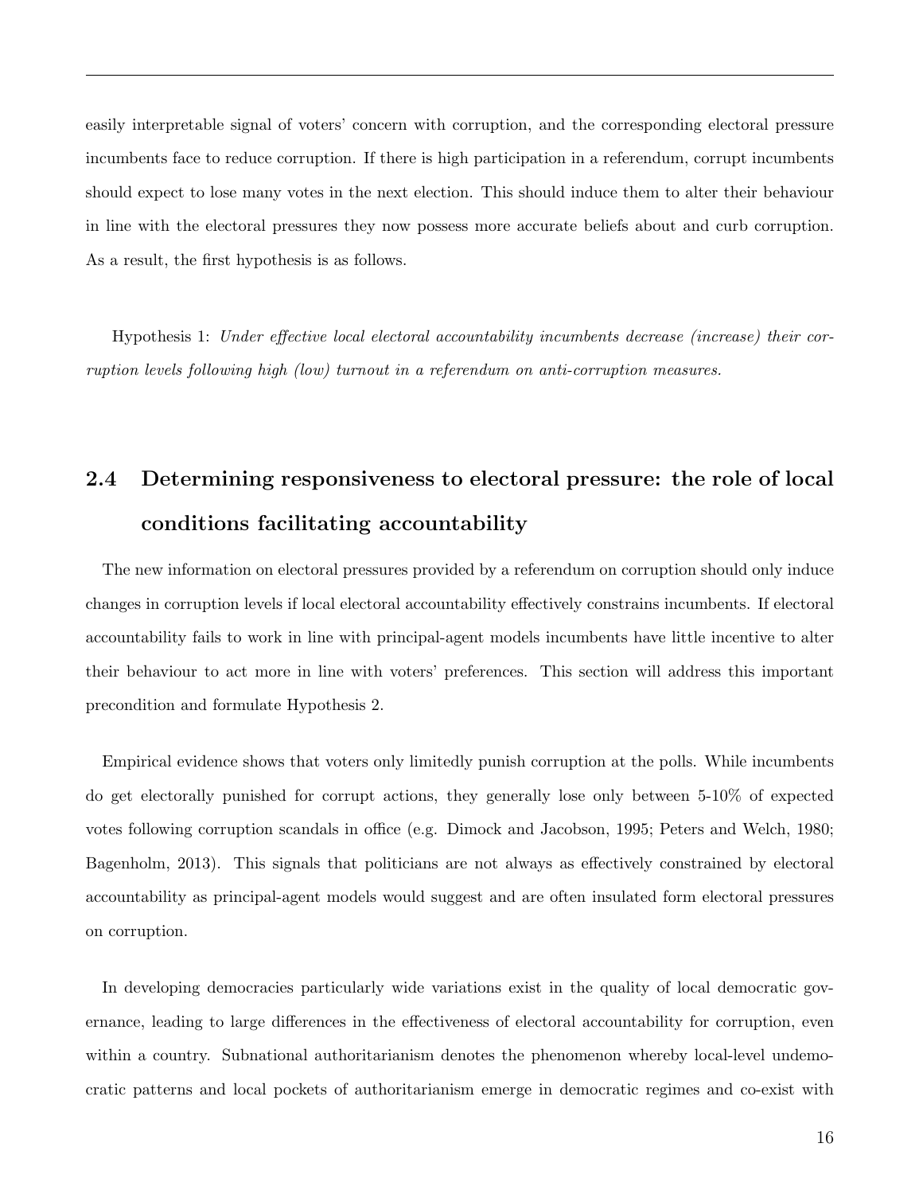easily interpretable signal of voters' concern with corruption, and the corresponding electoral pressure incumbents face to reduce corruption. If there is high participation in a referendum, corrupt incumbents should expect to lose many votes in the next election. This should induce them to alter their behaviour in line with the electoral pressures they now possess more accurate beliefs about and curb corruption. As a result, the first hypothesis is as follows.

Hypothesis 1: *Under effective local electoral accountability incumbents decrease (increase) their corruption levels following high (low) turnout in a referendum on anti-corruption measures.*

## 2.4 Determining responsiveness to electoral pressure: the role of local conditions facilitating accountability

The new information on electoral pressures provided by a referendum on corruption should only induce changes in corruption levels if local electoral accountability effectively constrains incumbents. If electoral accountability fails to work in line with principal-agent models incumbents have little incentive to alter their behaviour to act more in line with voters' preferences. This section will address this important precondition and formulate Hypothesis 2.

Empirical evidence shows that voters only limitedly punish corruption at the polls. While incumbents do get electorally punished for corrupt actions, they generally lose only between 5-10% of expected votes following corruption scandals in office (e.g. Dimock and Jacobson, 1995; Peters and Welch, 1980; Bagenholm, 2013). This signals that politicians are not always as effectively constrained by electoral accountability as principal-agent models would suggest and are often insulated form electoral pressures on corruption.

In developing democracies particularly wide variations exist in the quality of local democratic governance, leading to large differences in the effectiveness of electoral accountability for corruption, even within a country. Subnational authoritarianism denotes the phenomenon whereby local-level undemocratic patterns and local pockets of authoritarianism emerge in democratic regimes and co-exist with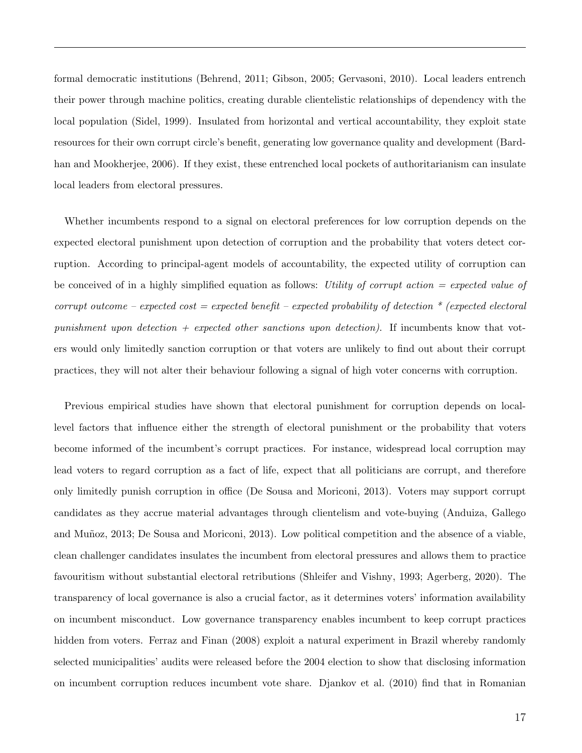formal democratic institutions (Behrend, 2011; Gibson, 2005; Gervasoni, 2010). Local leaders entrench their power through machine politics, creating durable clientelistic relationships of dependency with the local population (Sidel, 1999). Insulated from horizontal and vertical accountability, they exploit state resources for their own corrupt circle's benefit, generating low governance quality and development (Bardhan and Mookherjee, 2006). If they exist, these entrenched local pockets of authoritarianism can insulate local leaders from electoral pressures.

Whether incumbents respond to a signal on electoral preferences for low corruption depends on the expected electoral punishment upon detection of corruption and the probability that voters detect corruption. According to principal-agent models of accountability, the expected utility of corruption can be conceived of in a highly simplified equation as follows: *Utility of corrupt action = expected value of corrupt outcome – expected cost = expected benefit – expected probability of detection * (expected electoral punishment upon detection + expected other sanctions upon detection).* If incumbents know that voters would only limitedly sanction corruption or that voters are unlikely to find out about their corrupt practices, they will not alter their behaviour following a signal of high voter concerns with corruption.

Previous empirical studies have shown that electoral punishment for corruption depends on local-level factors that influence either the strength of electoral punishment or the probability that voters become informed of the incumbent's corrupt practices. For instance, widespread local corruption may lead voters to regard corruption as a fact of life, expect that all politicians are corrupt, and therefore only limitedly punish corruption in office (De Sousa and Moriconi, 2013). Voters may support corrupt candidates as they accrue material advantages through clientelism and vote-buying (Anduiza, Gallego and Muñoz, 2013; De Sousa and Moriconi, 2013). Low political competition and the absence of a viable, clean challenger candidates insulates the incumbent from electoral pressures and allows them to practice favouritism without substantial electoral retributions (Shleifer and Vishny, 1993; Agerberg, 2020). The transparency of local governance is also a crucial factor, as it determines voters' information availability on incumbent misconduct. Low governance transparency enables incumbent to keep corrupt practices hidden from voters. Ferraz and Finan (2008) exploit a natural experiment in Brazil whereby randomly selected municipalities' audits were released before the 2004 election to show that disclosing information on incumbent corruption reduces incumbent vote share. Djankov et al. (2010) find that in Romanian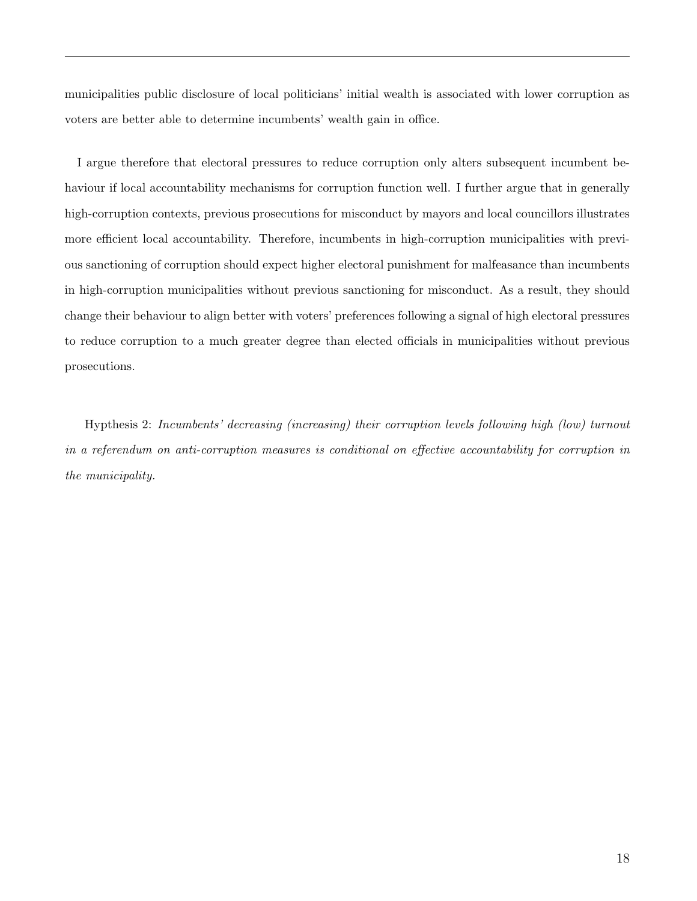municipalities public disclosure of local politicians' initial wealth is associated with lower corruption as voters are better able to determine incumbents' wealth gain in office.

I argue therefore that electoral pressures to reduce corruption only alters subsequent incumbent behaviour if local accountability mechanisms for corruption function well. I further argue that in generally high-corruption contexts, previous prosecutions for misconduct by mayors and local councillors illustrates more efficient local accountability. Therefore, incumbents in high-corruption municipalities with previous sanctioning of corruption should expect higher electoral punishment for malfeasance than incumbents in high-corruption municipalities without previous sanctioning for misconduct. As a result, they should change their behaviour to align better with voters' preferences following a signal of high electoral pressures to reduce corruption to a much greater degree than elected officials in municipalities without previous prosecutions.

Hypthesis 2: *Incumbents' decreasing (increasing) their corruption levels following high (low) turnout in a referendum on anti-corruption measures is conditional on effective accountability for corruption in the municipality.*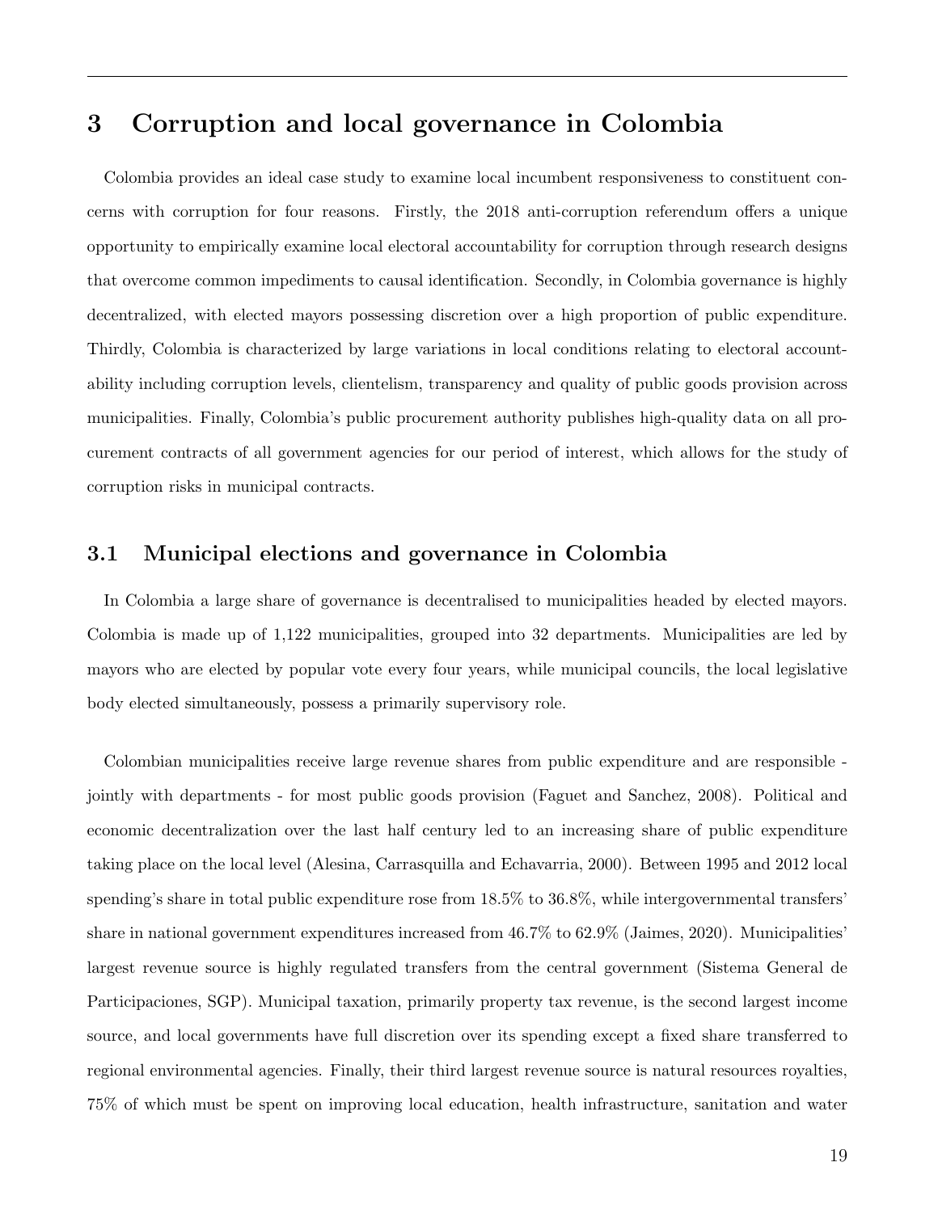## 3 Corruption and local governance in Colombia

Colombia provides an ideal case study to examine local incumbent responsiveness to constituent concerns with corruption for four reasons. Firstly, the 2018 anti-corruption referendum offers a unique opportunity to empirically examine local electoral accountability for corruption through research designs that overcome common impediments to causal identification. Secondly, in Colombia governance is highly decentralized, with elected mayors possessing discretion over a high proportion of public expenditure. Thirdly, Colombia is characterized by large variations in local conditions relating to electoral accountability including corruption levels, clientelism, transparency and quality of public goods provision across municipalities. Finally, Colombia's public procurement authority publishes high-quality data on all procurement contracts of all government agencies for our period of interest, which allows for the study of corruption risks in municipal contracts.

### 3.1 Municipal elections and governance in Colombia

In Colombia a large share of governance is decentralised to municipalities headed by elected mayors. Colombia is made up of 1,122 municipalities, grouped into 32 departments. Municipalities are led by mayors who are elected by popular vote every four years, while municipal councils, the local legislative body elected simultaneously, possess a primarily supervisory role.

Colombian municipalities receive large revenue shares from public expenditure and are responsible - jointly with departments - for most public goods provision (Faguet and Sanchez, 2008). Political and economic decentralization over the last half century led to an increasing share of public expenditure taking place on the local level (Alesina, Carrasquilla and Echavarria, 2000). Between 1995 and 2012 local spending's share in total public expenditure rose from 18.5% to 36.8%, while intergovernmental transfers' share in national government expenditures increased from 46.7% to 62.9% (Jaimes, 2020). Municipalities' largest revenue source is highly regulated transfers from the central government (Sistema General de Participaciones, SGP). Municipal taxation, primarily property tax revenue, is the second largest income source, and local governments have full discretion over its spending except a fixed share transferred to regional environmental agencies. Finally, their third largest revenue source is natural resources royalties, 75% of which must be spent on improving local education, health infrastructure, sanitation and water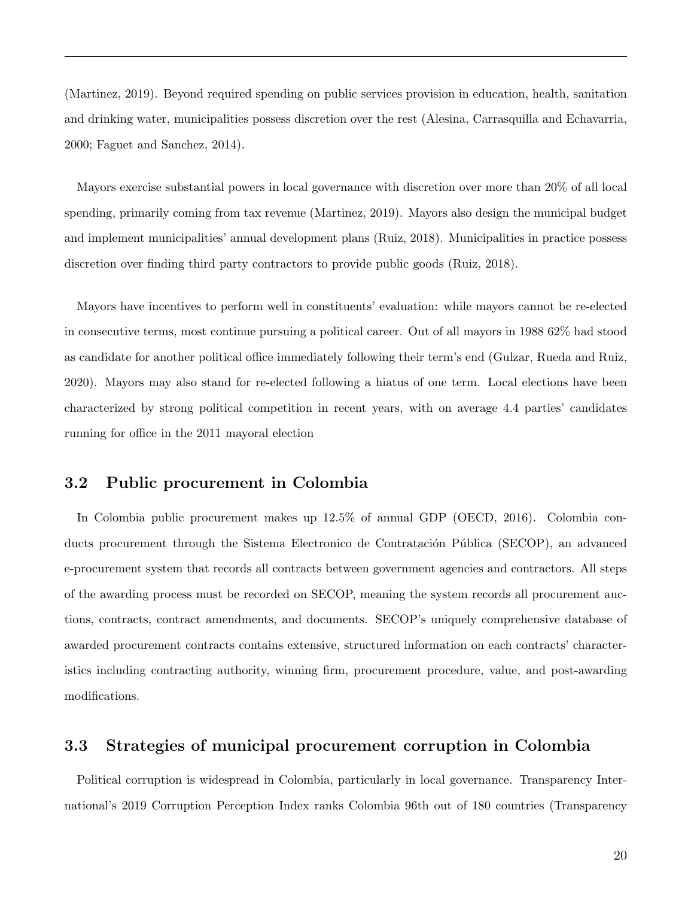(Martinez, 2019). Beyond required spending on public services provision in education, health, sanitation and drinking water, municipalities possess discretion over the rest (Alesina, Carrasquilla and Echavarria, 2000; Faguet and Sanchez, 2014).

Mayors exercise substantial powers in local governance with discretion over more than 20% of all local spending, primarily coming from tax revenue (Martinez, 2019). Mayors also design the municipal budget and implement municipalities' annual development plans (Ruiz, 2018). Municipalities in practice possess discretion over finding third party contractors to provide public goods (Ruiz, 2018).

Mayors have incentives to perform well in constituents' evaluation: while mayors cannot be re-elected in consecutive terms, most continue pursuing a political career. Out of all mayors in 1988 62% had stood as candidate for another political office immediately following their term's end (Gulzar, Rueda and Ruiz, 2020). Mayors may also stand for re-elected following a hiatus of one term. Local elections have been characterized by strong political competition in recent years, with on average 4.4 parties' candidates running for office in the 2011 mayoral election

## 3.2 Public procurement in Colombia

In Colombia public procurement makes up 12.5% of annual GDP (OECD, 2016). Colombia conducts procurement through the Sistema Electronico de Contratación Pública (SECOP), an advanced e-procurement system that records all contracts between government agencies and contractors. All steps of the awarding process must be recorded on SECOP, meaning the system records all procurement auctions, contracts, contract amendments, and documents. SECOP's uniquely comprehensive database of awarded procurement contracts contains extensive, structured information on each contracts' characteristics including contracting authority, winning firm, procurement procedure, value, and post-awarding modifications.

## 3.3 Strategies of municipal procurement corruption in Colombia

Political corruption is widespread in Colombia, particularly in local governance. Transparency International's 2019 Corruption Perception Index ranks Colombia 96th out of 180 countries (Transparency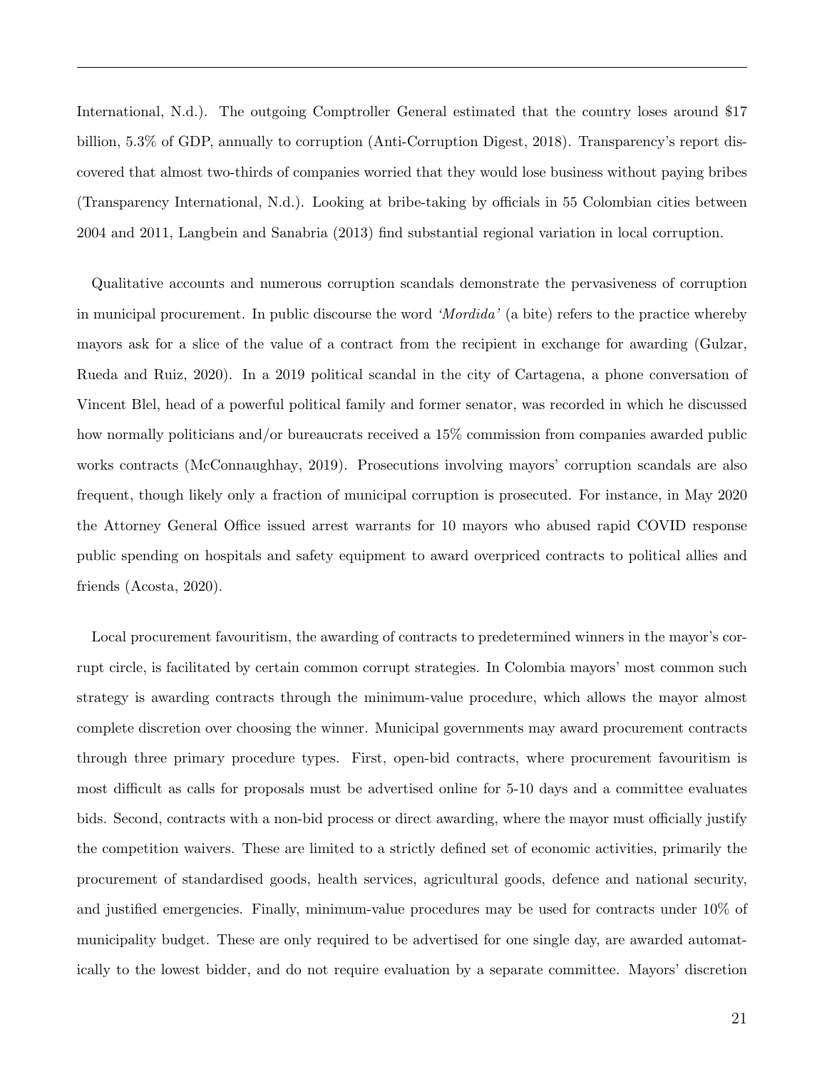International, N.d.). The outgoing Comptroller General estimated that the country loses around $17 billion, 5.3% of GDP, annually to corruption (Anti-Corruption Digest, 2018). Transparency's report discovered that almost two-thirds of companies worried that they would lose business without paying bribes (Transparency International, N.d.). Looking at bribe-taking by officials in 55 Colombian cities between 2004 and 2011, Langbein and Sanabria (2013) find substantial regional variation in local corruption.

Qualitative accounts and numerous corruption scandals demonstrate the pervasiveness of corruption in municipal procurement. In public discourse the word *'Mordida'* (a bite) refers to the practice whereby mayors ask for a slice of the value of a contract from the recipient in exchange for awarding (Gulzar, Rueda and Ruiz, 2020). In a 2019 political scandal in the city of Cartagena, a phone conversation of Vincent Blel, head of a powerful political family and former senator, was recorded in which he discussed how normally politicians and/or bureaucrats received a 15% commission from companies awarded public works contracts (McConnaughhay, 2019). Prosecutions involving mayors' corruption scandals are also frequent, though likely only a fraction of municipal corruption is prosecuted. For instance, in May 2020 the Attorney General Office issued arrest warrants for 10 mayors who abused rapid COVID response public spending on hospitals and safety equipment to award overpriced contracts to political allies and friends (Acosta, 2020).

Local procurement favouritism, the awarding of contracts to predetermined winners in the mayor's corrupt circle, is facilitated by certain common corrupt strategies. In Colombia mayors' most common such strategy is awarding contracts through the minimum-value procedure, which allows the mayor almost complete discretion over choosing the winner. Municipal governments may award procurement contracts through three primary procedure types. First, open-bid contracts, where procurement favouritism is most difficult as calls for proposals must be advertised online for 5-10 days and a committee evaluates bids. Second, contracts with a non-bid process or direct awarding, where the mayor must officially justify the competition waivers. These are limited to a strictly defined set of economic activities, primarily the procurement of standardised goods, health services, agricultural goods, defence and national security, and justified emergencies. Finally, minimum-value procedures may be used for contracts under 10% of municipality budget. These are only required to be advertised for one single day, are awarded automatically to the lowest bidder, and do not require evaluation by a separate committee. Mayors' discretion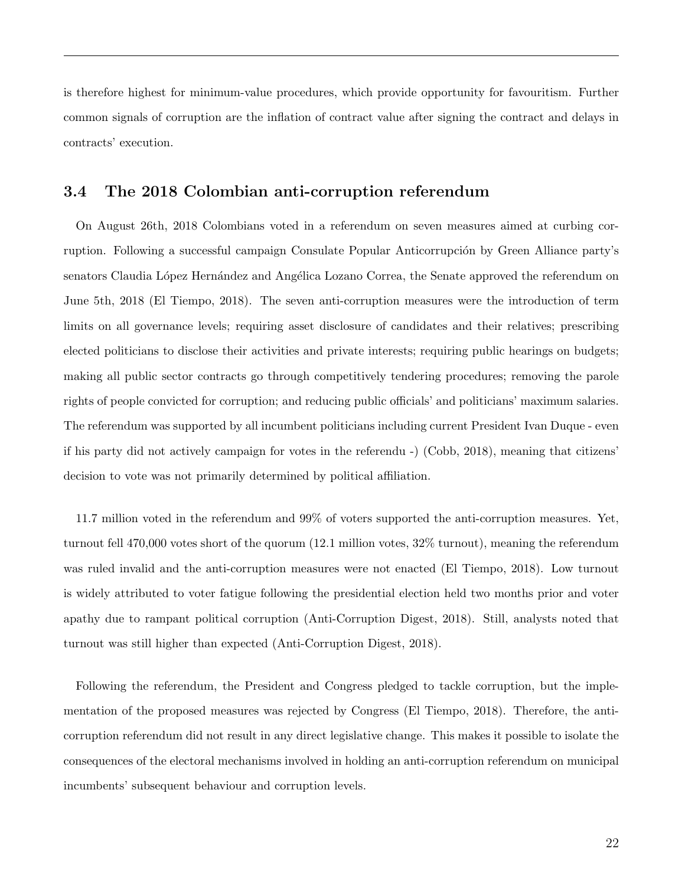is therefore highest for minimum-value procedures, which provide opportunity for favouritism. Further common signals of corruption are the inflation of contract value after signing the contract and delays in contracts' execution.

### 3.4 The 2018 Colombian anti-corruption referendum

On August 26th, 2018 Colombians voted in a referendum on seven measures aimed at curbing corruption. Following a successful campaign Consulate Popular Anticorrupción by Green Alliance party's senators Claudia López Hernández and Angélica Lozano Correa, the Senate approved the referendum on June 5th, 2018 (El Tiempo, 2018). The seven anti-corruption measures were the introduction of term limits on all governance levels; requiring asset disclosure of candidates and their relatives; prescribing elected politicians to disclose their activities and private interests; requiring public hearings on budgets; making all public sector contracts go through competitively tendering procedures; removing the parole rights of people convicted for corruption; and reducing public officials' and politicians' maximum salaries. The referendum was supported by all incumbent politicians including current President Ivan Duque - even if his party did not actively campaign for votes in the referendu -) (Cobb, 2018), meaning that citizens' decision to vote was not primarily determined by political affiliation.

11.7 million voted in the referendum and 99% of voters supported the anti-corruption measures. Yet, turnout fell 470,000 votes short of the quorum (12.1 million votes, 32% turnout), meaning the referendum was ruled invalid and the anti-corruption measures were not enacted (El Tiempo, 2018). Low turnout is widely attributed to voter fatigue following the presidential election held two months prior and voter apathy due to rampant political corruption (Anti-Corruption Digest, 2018). Still, analysts noted that turnout was still higher than expected (Anti-Corruption Digest, 2018).

Following the referendum, the President and Congress pledged to tackle corruption, but the implementation of the proposed measures was rejected by Congress (El Tiempo, 2018). Therefore, the anti-corruption referendum did not result in any direct legislative change. This makes it possible to isolate the consequences of the electoral mechanisms involved in holding an anti-corruption referendum on municipal incumbents' subsequent behaviour and corruption levels.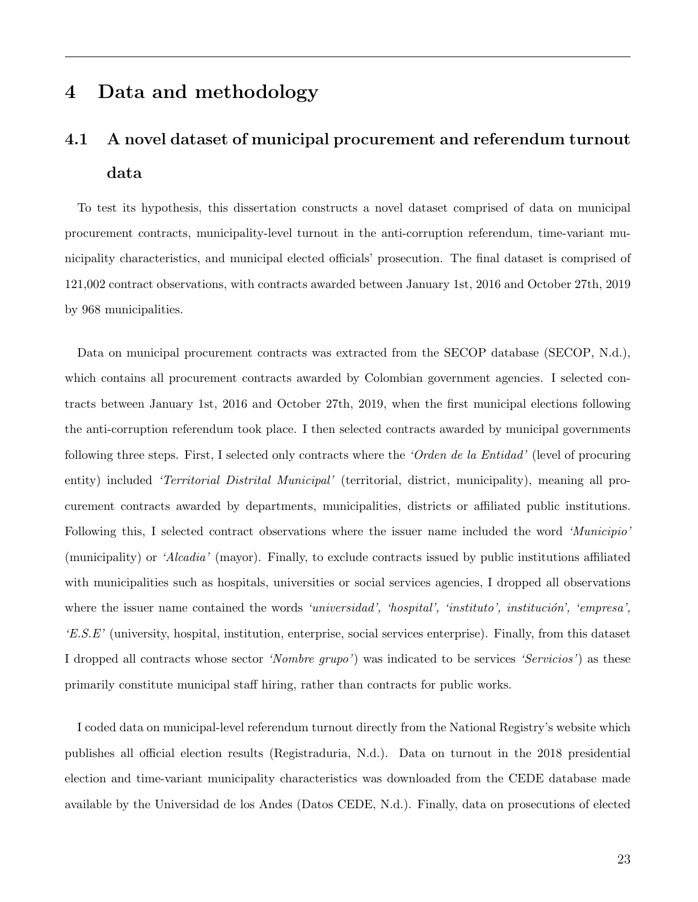# 4 Data and methodology

## 4.1 A novel dataset of municipal procurement and referendum turnout data

To test its hypothesis, this dissertation constructs a novel dataset comprised of data on municipal procurement contracts, municipality-level turnout in the anti-corruption referendum, time-variant municipality characteristics, and municipal elected officials' prosecution. The final dataset is comprised of 121,002 contract observations, with contracts awarded between January 1st, 2016 and October 27th, 2019 by 968 municipalities.

Data on municipal procurement contracts was extracted from the SECOP database (SECOP, N.d.), which contains all procurement contracts awarded by Colombian government agencies. I selected contracts between January 1st, 2016 and October 27th, 2019, when the first municipal elections following the anti-corruption referendum took place. I then selected contracts awarded by municipal governments following three steps. First, I selected only contracts where the *'Orden de la Entidad'* (level of procuring entity) included *'Territorial Distrital Municipal'* (territorial, district, municipality), meaning all procurement contracts awarded by departments, municipalities, districts or affiliated public institutions. Following this, I selected contract observations where the issuer name included the word *'Municipio'* (municipality) or *'Alcadia'* (mayor). Finally, to exclude contracts issued by public institutions affiliated with municipalities such as hospitals, universities or social services agencies, I dropped all observations where the issuer name contained the words *'universidad', 'hospital', 'instituto', institución', 'empresa', 'E.S.E'* (university, hospital, institution, enterprise, social services enterprise). Finally, from this dataset I dropped all contracts whose sector *'Nombre grupo'*) was indicated to be services *'Servicios'*) as these primarily constitute municipal staff hiring, rather than contracts for public works.

I coded data on municipal-level referendum turnout directly from the National Registry's website which publishes all official election results (Registraduria, N.d.). Data on turnout in the 2018 presidential election and time-variant municipality characteristics was downloaded from the CEDE database made available by the Universidad de los Andes (Datos CEDE, N.d.). Finally, data on prosecutions of elected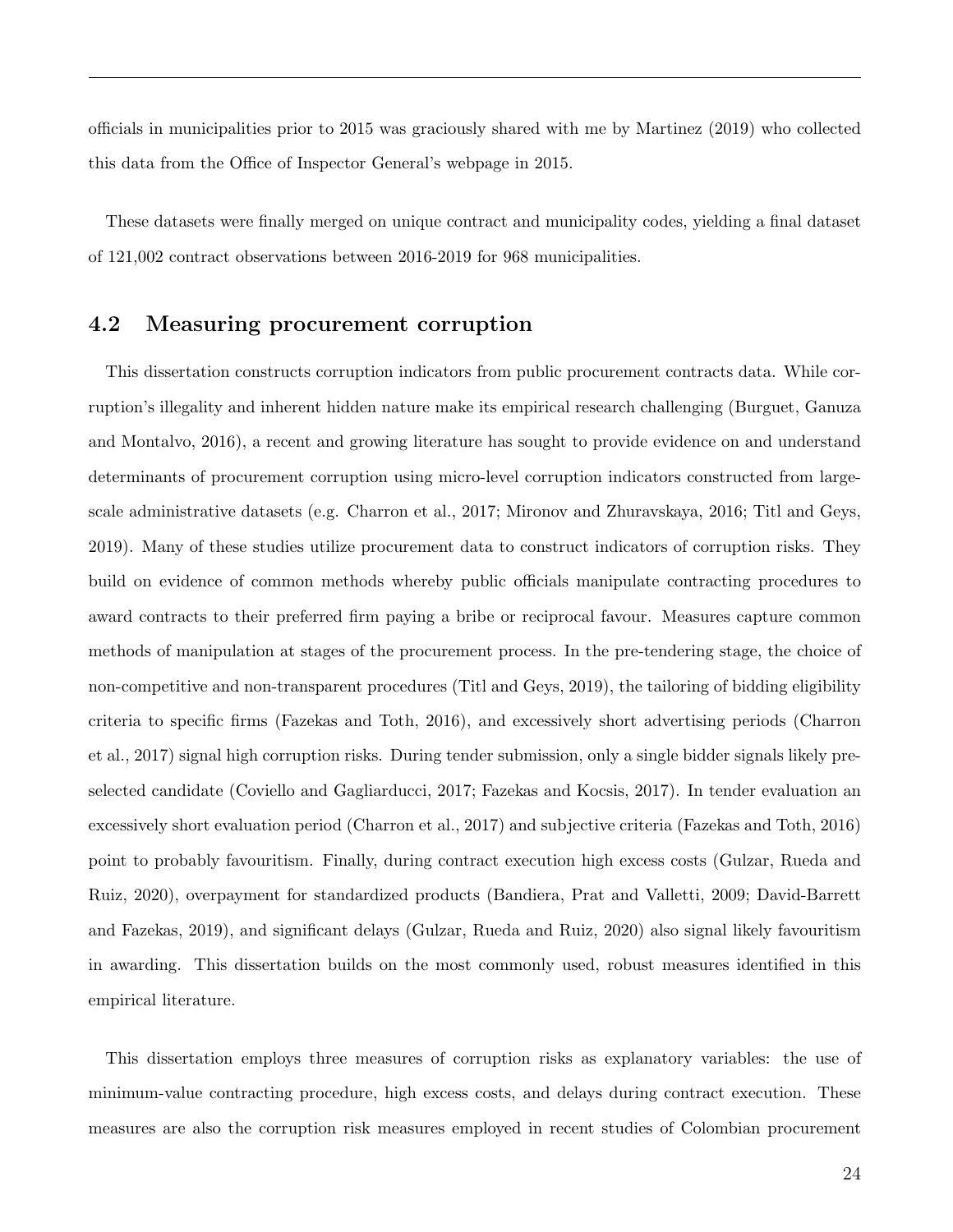officials in municipalities prior to 2015 was graciously shared with me by Martinez (2019) who collected this data from the Office of Inspector General's webpage in 2015.

These datasets were finally merged on unique contract and municipality codes, yielding a final dataset of 121,002 contract observations between 2016-2019 for 968 municipalities.

### 4.2 Measuring procurement corruption

This dissertation constructs corruption indicators from public procurement contracts data. While corruption's illegality and inherent hidden nature make its empirical research challenging (Burguet, Ganuza and Montalvo, 2016), a recent and growing literature has sought to provide evidence on and understand determinants of procurement corruption using micro-level corruption indicators constructed from large-scale administrative datasets (e.g. Charron et al., 2017; Mironov and Zhuravskaya, 2016; Titl and Geys, 2019). Many of these studies utilize procurement data to construct indicators of corruption risks. They build on evidence of common methods whereby public officials manipulate contracting procedures to award contracts to their preferred firm paying a bribe or reciprocal favour. Measures capture common methods of manipulation at stages of the procurement process. In the pre-tendering stage, the choice of non-competitive and non-transparent procedures (Titl and Geys, 2019), the tailoring of bidding eligibility criteria to specific firms (Fazekas and Toth, 2016), and excessively short advertising periods (Charron et al., 2017) signal high corruption risks. During tender submission, only a single bidder signals likely pre-selected candidate (Coviello and Gagliarducci, 2017; Fazekas and Kocsis, 2017). In tender evaluation an excessively short evaluation period (Charron et al., 2017) and subjective criteria (Fazekas and Toth, 2016) point to probably favouritism. Finally, during contract execution high excess costs (Gulzar, Rueda and Ruiz, 2020), overpayment for standardized products (Bandiera, Prat and Valletti, 2009; David-Barrett and Fazekas, 2019), and significant delays (Gulzar, Rueda and Ruiz, 2020) also signal likely favouritism in awarding. This dissertation builds on the most commonly used, robust measures identified in this empirical literature.

This dissertation employs three measures of corruption risks as explanatory variables: the use of minimum-value contracting procedure, high excess costs, and delays during contract execution. These measures are also the corruption risk measures employed in recent studies of Colombian procurement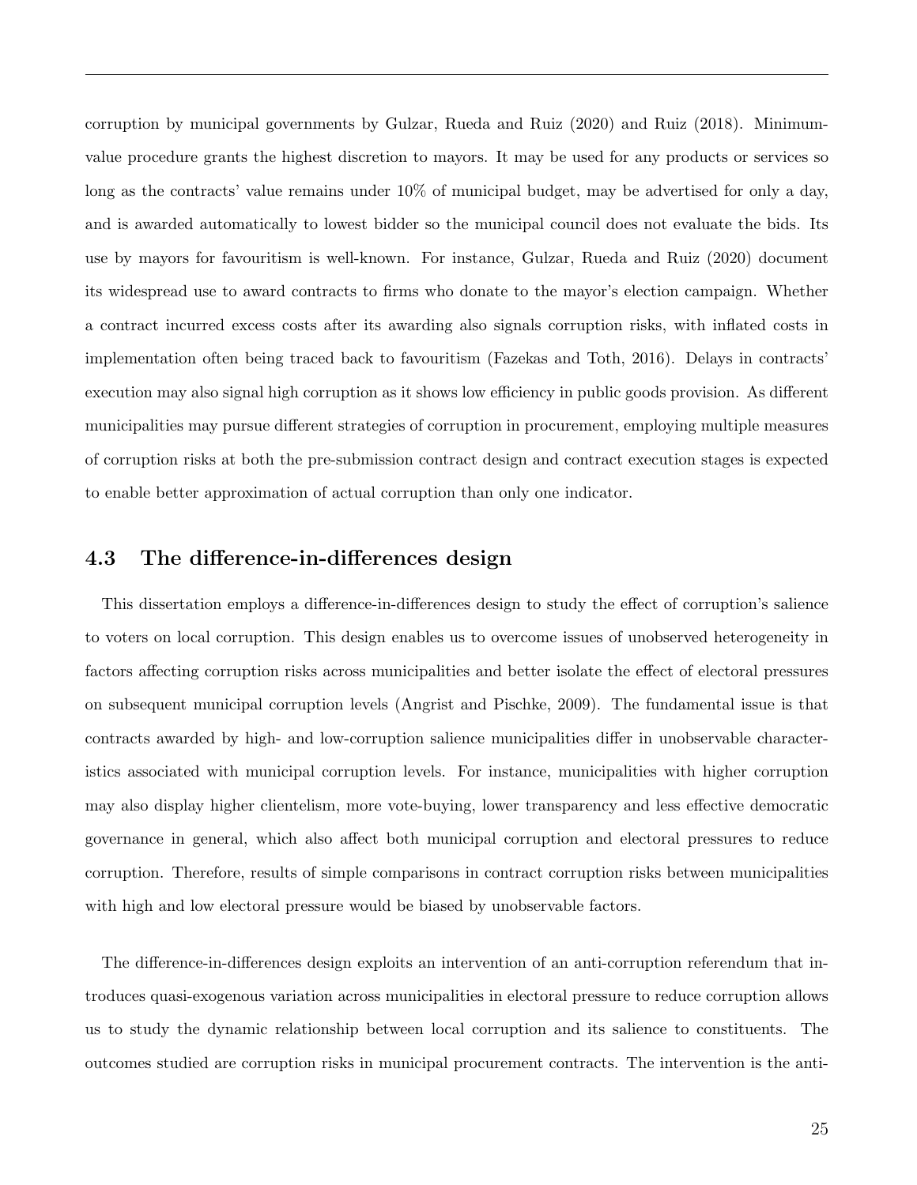corruption by municipal governments by Gulzar, Rueda and Ruiz (2020) and Ruiz (2018). Minimum-value procedure grants the highest discretion to mayors. It may be used for any products or services so long as the contracts' value remains under 10% of municipal budget, may be advertised for only a day, and is awarded automatically to lowest bidder so the municipal council does not evaluate the bids. Its use by mayors for favouritism is well-known. For instance, Gulzar, Rueda and Ruiz (2020) document its widespread use to award contracts to firms who donate to the mayor's election campaign. Whether a contract incurred excess costs after its awarding also signals corruption risks, with inflated costs in implementation often being traced back to favouritism (Fazekas and Toth, 2016). Delays in contracts' execution may also signal high corruption as it shows low efficiency in public goods provision. As different municipalities may pursue different strategies of corruption in procurement, employing multiple measures of corruption risks at both the pre-submission contract design and contract execution stages is expected to enable better approximation of actual corruption than only one indicator.

### 4.3 The difference-in-differences design

This dissertation employs a difference-in-differences design to study the effect of corruption's salience to voters on local corruption. This design enables us to overcome issues of unobserved heterogeneity in factors affecting corruption risks across municipalities and better isolate the effect of electoral pressures on subsequent municipal corruption levels (Angrist and Pischke, 2009). The fundamental issue is that contracts awarded by high- and low-corruption salience municipalities differ in unobservable characteristics associated with municipal corruption levels. For instance, municipalities with higher corruption may also display higher clientelism, more vote-buying, lower transparency and less effective democratic governance in general, which also affect both municipal corruption and electoral pressures to reduce corruption. Therefore, results of simple comparisons in contract corruption risks between municipalities with high and low electoral pressure would be biased by unobservable factors.

The difference-in-differences design exploits an intervention of an anti-corruption referendum that introduces quasi-exogenous variation across municipalities in electoral pressure to reduce corruption allows us to study the dynamic relationship between local corruption and its salience to constituents. The outcomes studied are corruption risks in municipal procurement contracts. The intervention is the anti-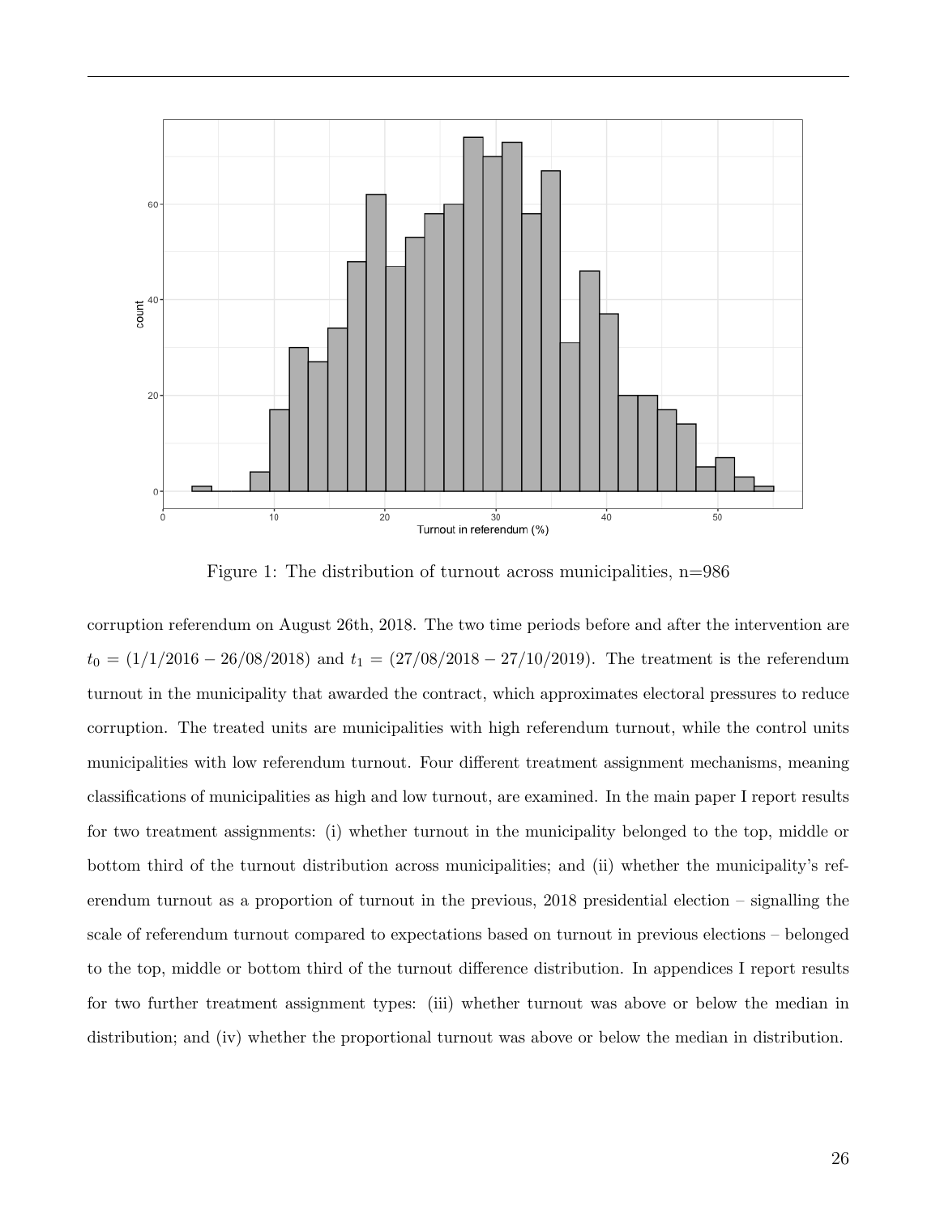Figure 1: The distribution of turnout across municipalities, n=986

corruption referendum on August 26th, 2018. The two time periods before and after the intervention are $t_0 = (1/1/2016 - 26/08/2018)$ and $t_1 = (27/08/2018 - 27/10/2019)$. The treatment is the referendum turnout in the municipality that awarded the contract, which approximates electoral pressures to reduce corruption. The treated units are municipalities with high referendum turnout, while the control units municipalities with low referendum turnout. Four different treatment assignment mechanisms, meaning classifications of municipalities as high and low turnout, are examined. In the main paper I report results for two treatment assignments: (i) whether turnout in the municipality belonged to the top, middle or bottom third of the turnout distribution across municipalities; and (ii) whether the municipality's referendum turnout as a proportion of turnout in the previous, 2018 presidential election – signalling the scale of referendum turnout compared to expectations based on turnout in previous elections – belonged to the top, middle or bottom third of the turnout difference distribution. In appendices I report results for two further treatment assignment types: (iii) whether turnout was above or below the median in distribution; and (iv) whether the proportional turnout was above or below the median in distribution.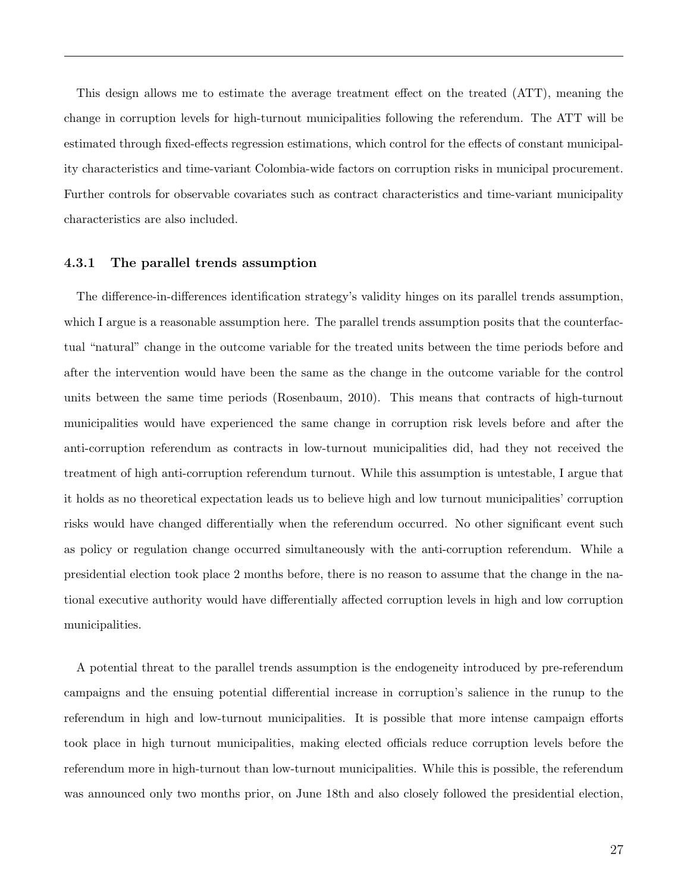This design allows me to estimate the average treatment effect on the treated (ATT), meaning the change in corruption levels for high-turnout municipalities following the referendum. The ATT will be estimated through fixed-effects regression estimations, which control for the effects of constant municipality characteristics and time-variant Colombia-wide factors on corruption risks in municipal procurement. Further controls for observable covariates such as contract characteristics and time-variant municipality characteristics are also included.

### 4.3.1 The parallel trends assumption

The difference-in-differences identification strategy's validity hinges on its parallel trends assumption, which I argue is a reasonable assumption here. The parallel trends assumption posits that the counterfactual "natural" change in the outcome variable for the treated units between the time periods before and after the intervention would have been the same as the change in the outcome variable for the control units between the same time periods (Rosenbaum, 2010). This means that contracts of high-turnout municipalities would have experienced the same change in corruption risk levels before and after the anti-corruption referendum as contracts in low-turnout municipalities did, had they not received the treatment of high anti-corruption referendum turnout. While this assumption is untestable, I argue that it holds as no theoretical expectation leads us to believe high and low turnout municipalities' corruption risks would have changed differentially when the referendum occurred. No other significant event such as policy or regulation change occurred simultaneously with the anti-corruption referendum. While a presidential election took place 2 months before, there is no reason to assume that the change in the national executive authority would have differentially affected corruption levels in high and low corruption municipalities.

A potential threat to the parallel trends assumption is the endogeneity introduced by pre-referendum campaigns and the ensuing potential differential increase in corruption's salience in the runup to the referendum in high and low-turnout municipalities. It is possible that more intense campaign efforts took place in high turnout municipalities, making elected officials reduce corruption levels before the referendum more in high-turnout than low-turnout municipalities. While this is possible, the referendum was announced only two months prior, on June 18th and also closely followed the presidential election,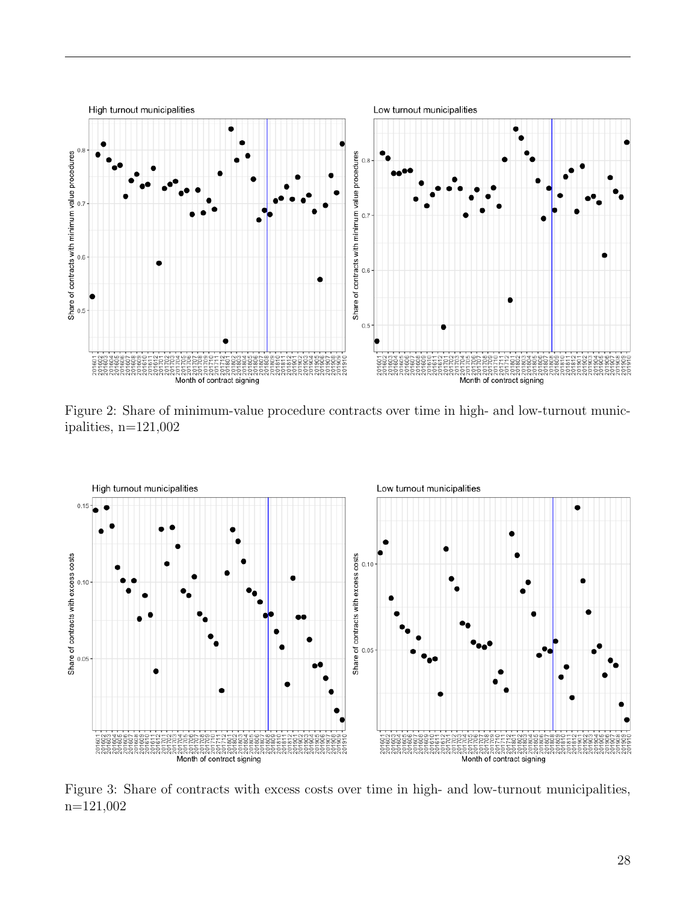Figure 2: Share of minimum-value procedure contracts over time in high- and low-turnout municipalities, n=121,002

Figure 3: Share of contracts with excess costs over time in high- and low-turnout municipalities, n=121,002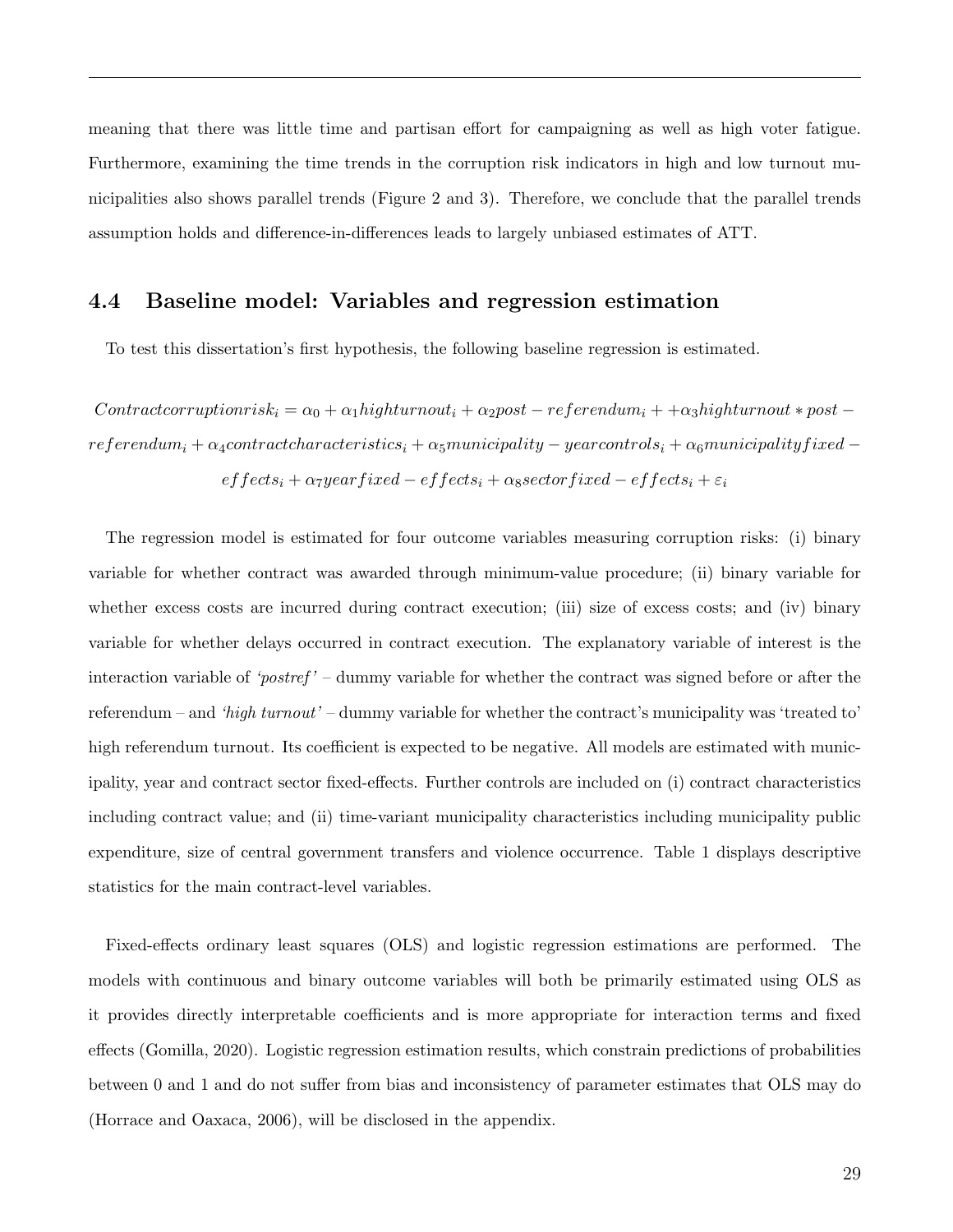meaning that there was little time and partisan effort for campaigning as well as high voter fatigue. Furthermore, examining the time trends in the corruption risk indicators in high and low turnout municipalities also shows parallel trends (Figure 2 and 3). Therefore, we conclude that the parallel trends assumption holds and difference-in-differences leads to largely unbiased estimates of ATT.

## 4.4 Baseline model: Variables and regression estimation

To test this dissertation's first hypothesis, the following baseline regression is estimated.

$$Contractcorruptionrisk_i = \alpha_0 + \alpha_1 highturnout_i + \alpha_2 post - referendum_i + +\alpha_3 highturnout * post - referendum_i + \alpha_4 contractcharacteristics_i + \alpha_5 municipality - yearcontrols_i + \alpha_6 municipalityfixed - effects_i + \alpha_7 yearfixed - effects_i + \alpha_8 sectorfixed - effects_i + \varepsilon_i$$

The regression model is estimated for four outcome variables measuring corruption risks: (i) binary variable for whether contract was awarded through minimum-value procedure; (ii) binary variable for whether excess costs are incurred during contract execution; (iii) size of excess costs; and (iv) binary variable for whether delays occurred in contract execution. The explanatory variable of interest is the interaction variable of *'postref'* – dummy variable for whether the contract was signed before or after the referendum – and *'high turnout'* – dummy variable for whether the contract's municipality was 'treated to' high referendum turnout. Its coefficient is expected to be negative. All models are estimated with municipality, year and contract sector fixed-effects. Further controls are included on (i) contract characteristics including contract value; and (ii) time-variant municipality characteristics including municipality public expenditure, size of central government transfers and violence occurrence. Table 1 displays descriptive statistics for the main contract-level variables.

Fixed-effects ordinary least squares (OLS) and logistic regression estimations are performed. The models with continuous and binary outcome variables will both be primarily estimated using OLS as it provides directly interpretable coefficients and is more appropriate for interaction terms and fixed effects (Gomilla, 2020). Logistic regression estimation results, which constrain predictions of probabilities between 0 and 1 and do not suffer from bias and inconsistency of parameter estimates that OLS may do (Horrace and Oaxaca, 2006), will be disclosed in the appendix.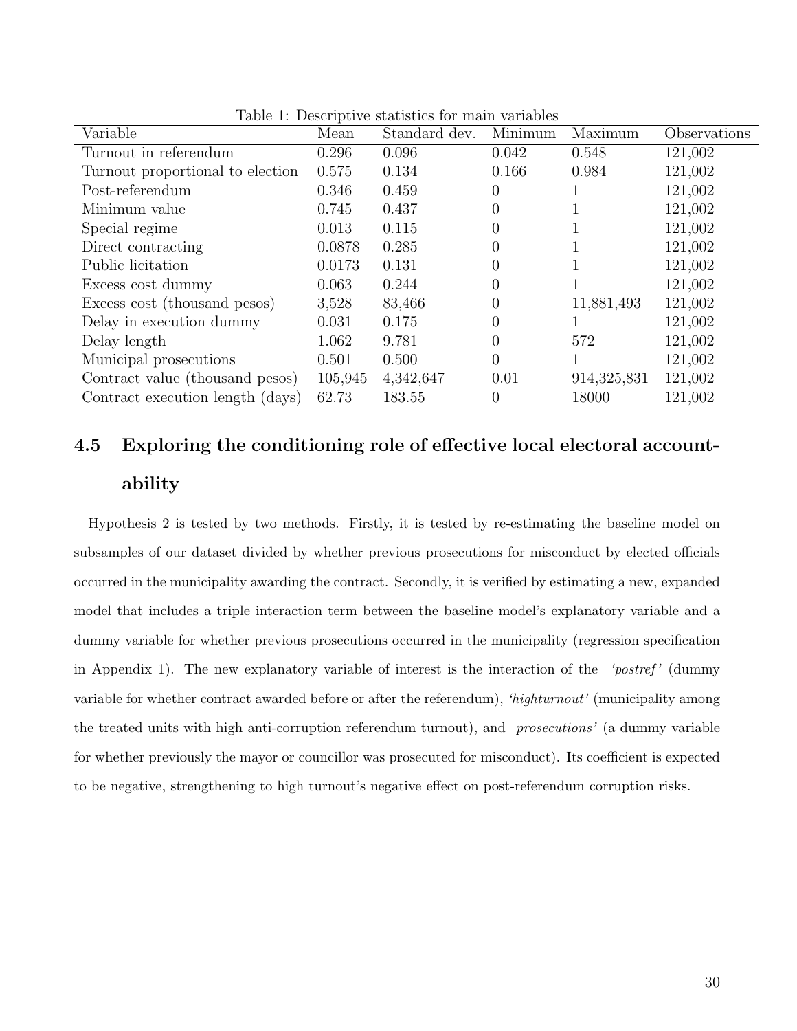Table 1: Descriptive statistics for main variables

| Variable | Mean | Standard dev. | Minimum | Maximum | Observations |
|---|---|---|---|---|---|
| Turnout in referendum | 0.296 | 0.096 | 0.042 | 0.548 | 121,002 |
| Turnout proportional to election | 0.575 | 0.134 | 0.166 | 0.984 | 121,002 |
| Post-referendum | 0.346 | 0.459 | 0 | 1 | 121,002 |
| Minimum value | 0.745 | 0.437 | 0 | 1 | 121,002 |
| Special regime | 0.013 | 0.115 | 0 | 1 | 121,002 |
| Direct contracting | 0.0878 | 0.285 | 0 | 1 | 121,002 |
| Public licitation | 0.0173 | 0.131 | 0 | 1 | 121,002 |
| Excess cost dummy | 0.063 | 0.244 | 0 | 1 | 121,002 |
| Excess cost (thousand pesos) | 3,528 | 83,466 | 0 | 11,881,493 | 121,002 |
| Delay in execution dummy | 0.031 | 0.175 | 0 | 1 | 121,002 |
| Delay length | 1.062 | 9.781 | 0 | 572 | 121,002 |
| Municipal prosecutions | 0.501 | 0.500 | 0 | 1 | 121,002 |
| Contract value (thousand pesos) | 105,945 | 4,342,647 | 0.01 | 914,325,831 | 121,002 |
| Contract execution length (days) | 62.73 | 183.55 | 0 | 18000 | 121,002 |

### 4.5 Exploring the conditioning role of effective local electoral accountability

Hypothesis 2 is tested by two methods. Firstly, it is tested by re-estimating the baseline model on subsamples of our dataset divided by whether previous prosecutions for misconduct by elected officials occurred in the municipality awarding the contract. Secondly, it is verified by estimating a new, expanded model that includes a triple interaction term between the baseline model's explanatory variable and a dummy variable for whether previous prosecutions occurred in the municipality (regression specification in Appendix 1). The new explanatory variable of interest is the interaction of the *'postref'* (dummy variable for whether contract awarded before or after the referendum), *'highturnout'* (municipality among the treated units with high anti-corruption referendum turnout), and *prosecutions'* (a dummy variable for whether previously the mayor or councillor was prosecuted for misconduct). Its coefficient is expected to be negative, strengthening to high turnout's negative effect on post-referendum corruption risks.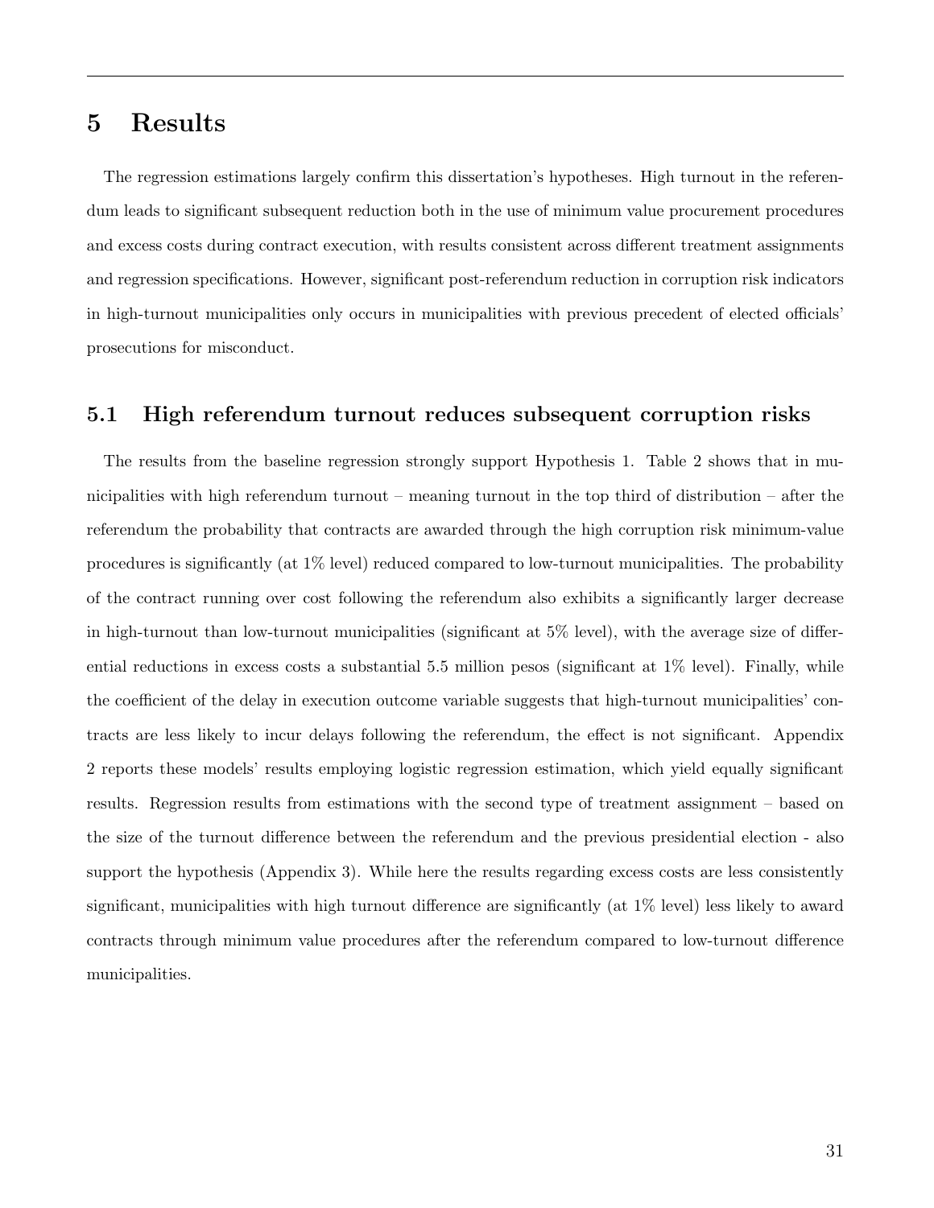# 5 Results

The regression estimations largely confirm this dissertation's hypotheses. High turnout in the referendum leads to significant subsequent reduction both in the use of minimum value procurement procedures and excess costs during contract execution, with results consistent across different treatment assignments and regression specifications. However, significant post-referendum reduction in corruption risk indicators in high-turnout municipalities only occurs in municipalities with previous precedent of elected officials' prosecutions for misconduct.

## 5.1 High referendum turnout reduces subsequent corruption risks

The results from the baseline regression strongly support Hypothesis 1. Table 2 shows that in municipalities with high referendum turnout – meaning turnout in the top third of distribution – after the referendum the probability that contracts are awarded through the high corruption risk minimum-value procedures is significantly (at 1% level) reduced compared to low-turnout municipalities. The probability of the contract running over cost following the referendum also exhibits a significantly larger decrease in high-turnout than low-turnout municipalities (significant at 5% level), with the average size of differential reductions in excess costs a substantial 5.5 million pesos (significant at 1% level). Finally, while the coefficient of the delay in execution outcome variable suggests that high-turnout municipalities' contracts are less likely to incur delays following the referendum, the effect is not significant. Appendix 2 reports these models' results employing logistic regression estimation, which yield equally significant results. Regression results from estimations with the second type of treatment assignment – based on the size of the turnout difference between the referendum and the previous presidential election - also support the hypothesis (Appendix 3). While here the results regarding excess costs are less consistently significant, municipalities with high turnout difference are significantly (at 1% level) less likely to award contracts through minimum value procedures after the referendum compared to low-turnout difference municipalities.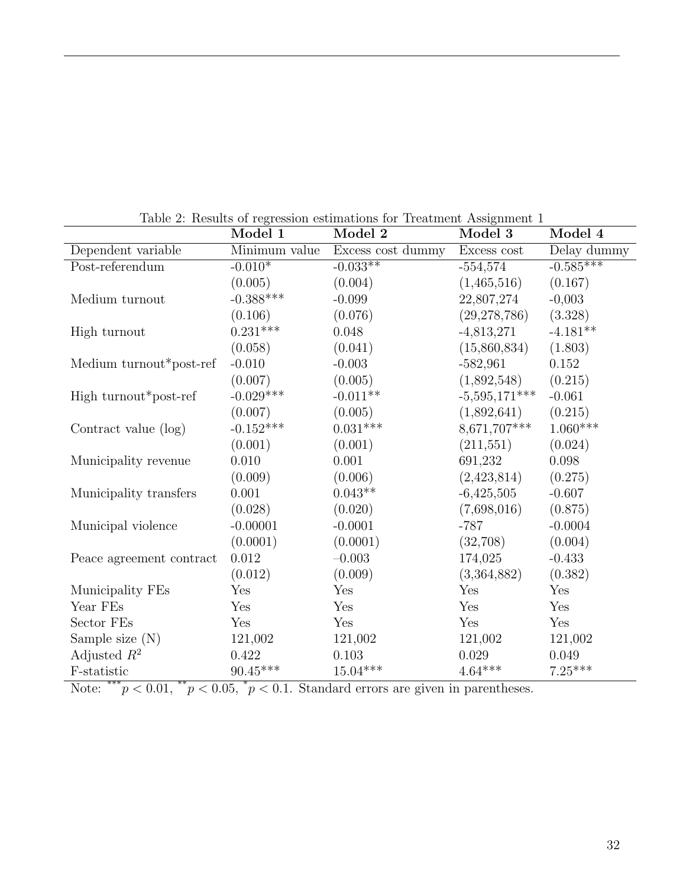Table 2: Results of regression estimations for Treatment Assignment 1

| | **Model 1** | **Model 2** | **Model 3** | **Model 4** |
|---|---|---|---|---|
| Dependent variable | Minimum value | Excess cost dummy | Excess cost | Delay dummy |
| Post-referendum | -0.010* | -0.033** | -554,574 | -0.585*** |
| | (0.005) | (0.004) | (1,465,516) | (0.167) |
| Medium turnout | -0.388*** | -0.099 | 22,807,274 | -0,003 |
| | (0.106) | (0.076) | (29,278,786) | (3.328) |
| High turnout | 0.231*** | 0.048 | -4,813,271 | -4.181** |
| | (0.058) | (0.041) | (15,860,834) | (1.803) |
| Medium turnout*post-ref | -0.010 | -0.003 | -582,961 | 0.152 |
| | (0.007) | (0.005) | (1,892,548) | (0.215) |
| High turnout*post-ref | -0.029*** | -0.011** | -5,595,171*** | -0.061 |
| | (0.007) | (0.005) | (1,892,641) | (0.215) |
| Contract value (log) | -0.152*** | 0.031*** | 8,671,707*** | 1.060*** |
| | (0.001) | (0.001) | (211,551) | (0.024) |
| Municipality revenue | 0.010 | 0.001 | 691,232 | 0.098 |
| | (0.009) | (0.006) | (2,423,814) | (0.275) |
| Municipality transfers | 0.001 | 0.043** | -6,425,505 | -0.607 |
| | (0.028) | (0.020) | (7,698,016) | (0.875) |
| Municipal violence | -0.00001 | -0.0001 | -787 | -0.0004 |
| | (0.0001) | (0.0001) | (32,708) | (0.004) |
| Peace agreement contract | 0.012 | –0.003 | 174,025 | -0.433 |
| | (0.012) | (0.009) | (3,364,882) | (0.382) |
| Municipality FEs | Yes | Yes | Yes | Yes |
| Year FEs | Yes | Yes | Yes | Yes |
| Sector FEs | Yes | Yes | Yes | Yes |
| Sample size (N) | 121,002 | 121,002 | 121,002 | 121,002 |
| Adjusted $R^2$ | 0.422 | 0.103 | 0.029 | 0.049 |
| F-statistic | 90.45*** | 15.04*** | 4.64*** | 7.25*** |

Note: $^{***}p < 0.01$, $^{**}p < 0.05$, $^{*}p < 0.1$. Standard errors are given in parentheses.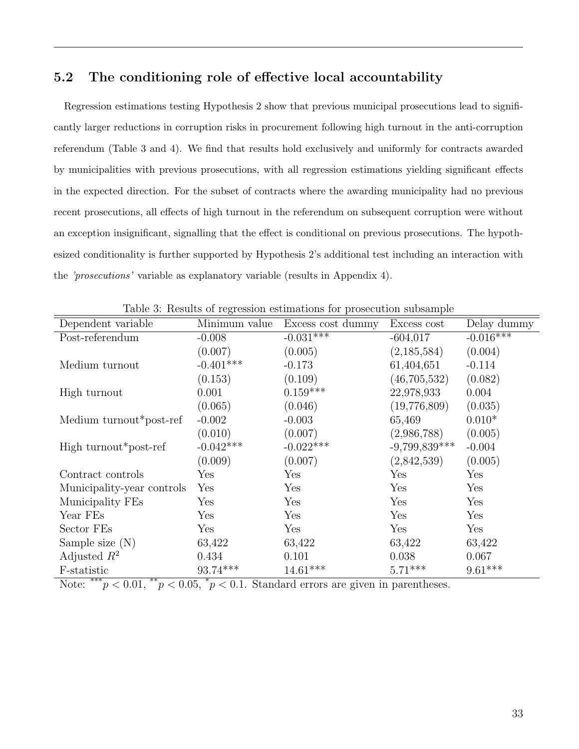## 5.2 The conditioning role of effective local accountability

Regression estimations testing Hypothesis 2 show that previous municipal prosecutions lead to significantly larger reductions in corruption risks in procurement following high turnout in the anti-corruption referendum (Table 3 and 4). We find that results hold exclusively and uniformly for contracts awarded by municipalities with previous prosecutions, with all regression estimations yielding significant effects in the expected direction. For the subset of contracts where the awarding municipality had no previous recent prosecutions, all effects of high turnout in the referendum on subsequent corruption were without an exception insignificant, signalling that the effect is conditional on previous prosecutions. The hypothesized conditionality is further supported by Hypothesis 2's additional test including an interaction with the *'prosecutions'* variable as explanatory variable (results in Appendix 4).

Table 3: Results of regression estimations for prosecution subsample

| Dependent variable | Minimum value | Excess cost dummy | Excess cost | Delay dummy |
|---|---|---|---|---|
| Post-referendum | -0.008 | -0.031*** | -604,017 | -0.016*** |
| | (0.007) | (0.005) | (2,185,584) | (0.004) |
| Medium turnout | -0.401*** | -0.173 | 61,404,651 | -0.114 |
| | (0.153) | (0.109) | (46,705,532) | (0.082) |
| High turnout | 0.001 | 0.159*** | 22,978,933 | 0.004 |
| | (0.065) | (0.046) | (19,776,809) | (0.035) |
| Medium turnout*post-ref | -0.002 | -0.003 | 65,469 | 0.010* |
| | (0.010) | (0.007) | (2,986,788) | (0.005) |
| High turnout*post-ref | -0.042*** | -0.022*** | -9,799,839*** | -0.004 |
| | (0.009) | (0.007) | (2,842,539) | (0.005) |
| Contract controls | Yes | Yes | Yes | Yes |
| Municipality-year controls | Yes | Yes | Yes | Yes |
| Municipality FEs | Yes | Yes | Yes | Yes |
| Year FEs | Yes | Yes | Yes | Yes |
| Sector FEs | Yes | Yes | Yes | Yes |
| Sample size (N) | 63,422 | 63,422 | 63,422 | 63,422 |
| Adjusted $R^2$ | 0.434 | 0.101 | 0.038 | 0.067 |
| F-statistic | 93.74*** | 14.61*** | 5.71*** | 9.61*** |

Note: $^{***}p < 0.01$, $^{**}p < 0.05$, $^{*}p < 0.1$. Standard errors are given in parentheses.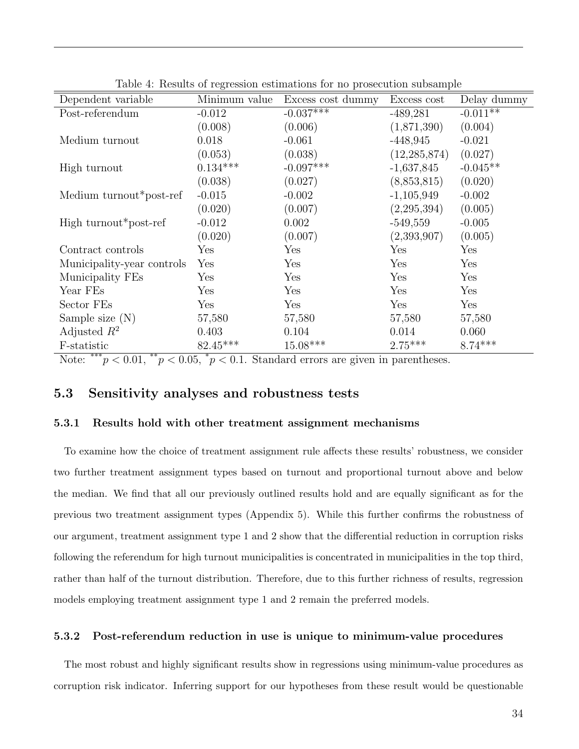Table 4: Results of regression estimations for no prosecution subsample

| Dependent variable | Minimum value | Excess cost dummy | Excess cost | Delay dummy |
|---|---|---|---|---|
| Post-referendum | -0.012 | -0.037*** | -489,281 | -0.011** |
| | (0.008) | (0.006) | (1,871,390) | (0.004) |
| Medium turnout | 0.018 | -0.061 | -448,945 | -0.021 |
| | (0.053) | (0.038) | (12,285,874) | (0.027) |
| High turnout | 0.134*** | -0.097*** | -1,637,845 | -0.045** |
| | (0.038) | (0.027) | (8,853,815) | (0.020) |
| Medium turnout*post-ref | -0.015 | -0.002 | -1,105,949 | -0.002 |
| | (0.020) | (0.007) | (2,295,394) | (0.005) |
| High turnout*post-ref | -0.012 | 0.002 | -549,559 | -0.005 |
| | (0.020) | (0.007) | (2,393,907) | (0.005) |
| Contract controls | Yes | Yes | Yes | Yes |
| Municipality-year controls | Yes | Yes | Yes | Yes |
| Municipality FEs | Yes | Yes | Yes | Yes |
| Year FEs | Yes | Yes | Yes | Yes |
| Sector FEs | Yes | Yes | Yes | Yes |
| Sample size (N) | 57,580 | 57,580 | 57,580 | 57,580 |
| Adjusted $R^2$ | 0.403 | 0.104 | 0.014 | 0.060 |
| F-statistic | 82.45*** | 15.08*** | 2.75*** | 8.74*** |

Note: $^{***}p < 0.01$, $^{**}p < 0.05$, $^{*}p < 0.1$. Standard errors are given in parentheses.

## 5.3 Sensitivity analyses and robustness tests

### 5.3.1 Results hold with other treatment assignment mechanisms

To examine how the choice of treatment assignment rule affects these results' robustness, we consider two further treatment assignment types based on turnout and proportional turnout above and below the median. We find that all our previously outlined results hold and are equally significant as for the previous two treatment assignment types (Appendix 5). While this further confirms the robustness of our argument, treatment assignment type 1 and 2 show that the differential reduction in corruption risks following the referendum for high turnout municipalities is concentrated in municipalities in the top third, rather than half of the turnout distribution. Therefore, due to this further richness of results, regression models employing treatment assignment type 1 and 2 remain the preferred models.

### 5.3.2 Post-referendum reduction in use is unique to minimum-value procedures

The most robust and highly significant results show in regressions using minimum-value procedures as corruption risk indicator. Inferring support for our hypotheses from these result would be questionable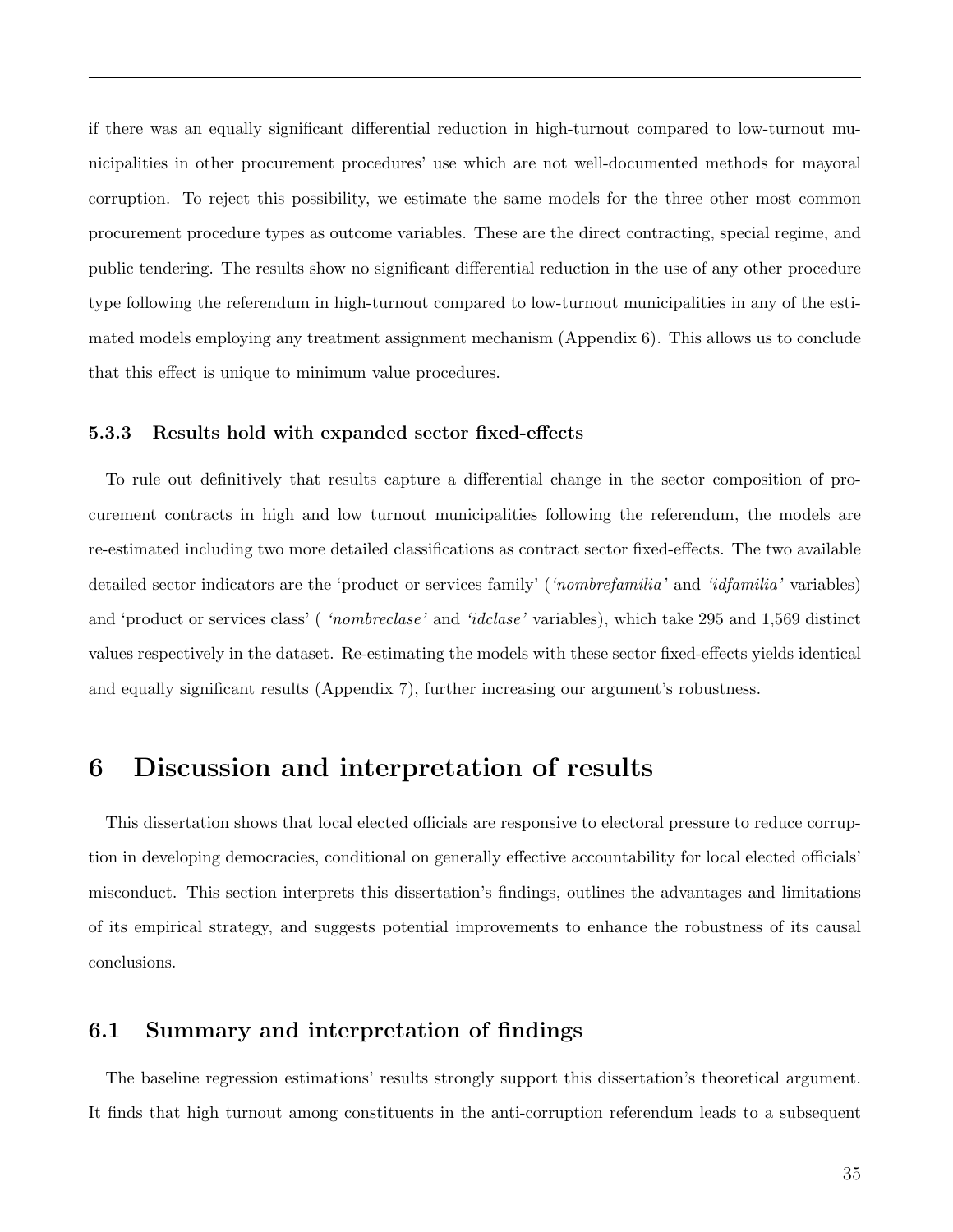if there was an equally significant differential reduction in high-turnout compared to low-turnout municipalities in other procurement procedures' use which are not well-documented methods for mayoral corruption. To reject this possibility, we estimate the same models for the three other most common procurement procedure types as outcome variables. These are the direct contracting, special regime, and public tendering. The results show no significant differential reduction in the use of any other procedure type following the referendum in high-turnout compared to low-turnout municipalities in any of the estimated models employing any treatment assignment mechanism (Appendix 6). This allows us to conclude that this effect is unique to minimum value procedures.

### 5.3.3 Results hold with expanded sector fixed-effects

To rule out definitively that results capture a differential change in the sector composition of procurement contracts in high and low turnout municipalities following the referendum, the models are re-estimated including two more detailed classifications as contract sector fixed-effects. The two available detailed sector indicators are the 'product or services family' (*'nombrefamilia'* and *'idfamilia'* variables) and 'product or services class' ( *'nombreclase'* and *'idclase'* variables), which take 295 and 1,569 distinct values respectively in the dataset. Re-estimating the models with these sector fixed-effects yields identical and equally significant results (Appendix 7), further increasing our argument's robustness.

# 6 Discussion and interpretation of results

This dissertation shows that local elected officials are responsive to electoral pressure to reduce corruption in developing democracies, conditional on generally effective accountability for local elected officials' misconduct. This section interprets this dissertation's findings, outlines the advantages and limitations of its empirical strategy, and suggests potential improvements to enhance the robustness of its causal conclusions.

## 6.1 Summary and interpretation of findings

The baseline regression estimations' results strongly support this dissertation's theoretical argument. It finds that high turnout among constituents in the anti-corruption referendum leads to a subsequent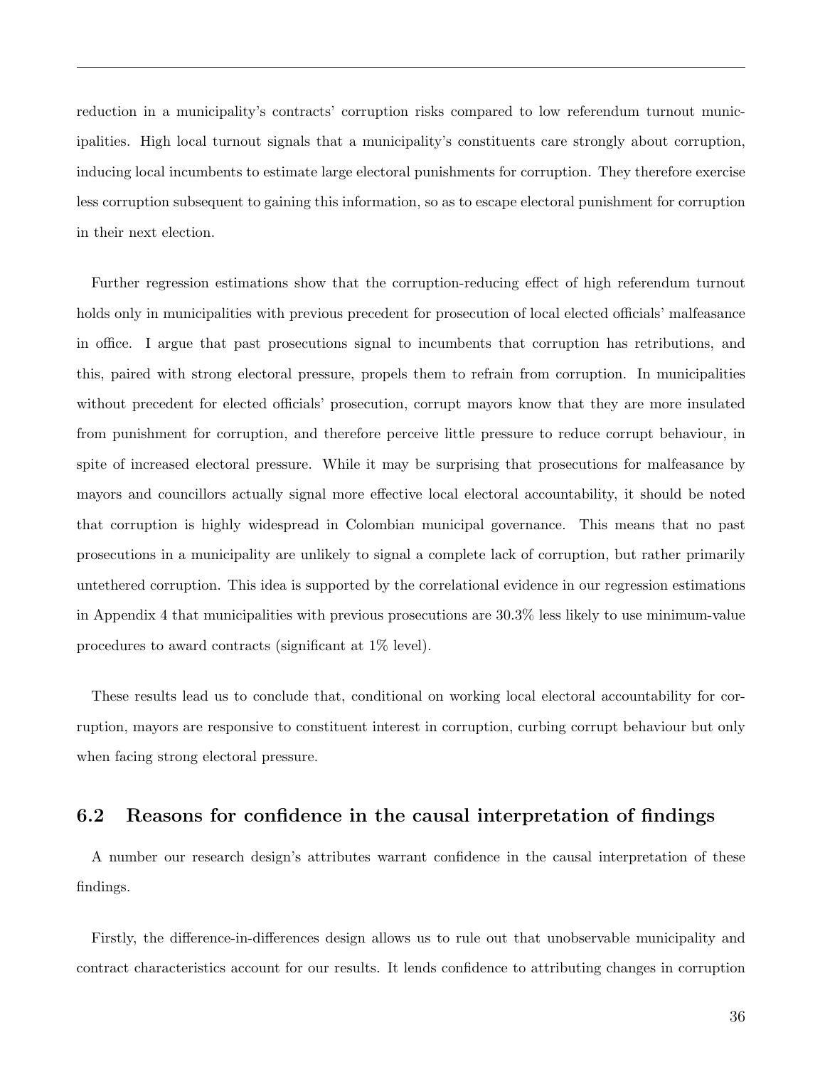reduction in a municipality's contracts' corruption risks compared to low referendum turnout municipalities. High local turnout signals that a municipality's constituents care strongly about corruption, inducing local incumbents to estimate large electoral punishments for corruption. They therefore exercise less corruption subsequent to gaining this information, so as to escape electoral punishment for corruption in their next election.

Further regression estimations show that the corruption-reducing effect of high referendum turnout holds only in municipalities with previous precedent for prosecution of local elected officials' malfeasance in office. I argue that past prosecutions signal to incumbents that corruption has retributions, and this, paired with strong electoral pressure, propels them to refrain from corruption. In municipalities without precedent for elected officials' prosecution, corrupt mayors know that they are more insulated from punishment for corruption, and therefore perceive little pressure to reduce corrupt behaviour, in spite of increased electoral pressure. While it may be surprising that prosecutions for malfeasance by mayors and councillors actually signal more effective local electoral accountability, it should be noted that corruption is highly widespread in Colombian municipal governance. This means that no past prosecutions in a municipality are unlikely to signal a complete lack of corruption, but rather primarily untethered corruption. This idea is supported by the correlational evidence in our regression estimations in Appendix 4 that municipalities with previous prosecutions are 30.3% less likely to use minimum-value procedures to award contracts (significant at 1% level).

These results lead us to conclude that, conditional on working local electoral accountability for corruption, mayors are responsive to constituent interest in corruption, curbing corrupt behaviour but only when facing strong electoral pressure.

## 6.2 Reasons for confidence in the causal interpretation of findings

A number our research design's attributes warrant confidence in the causal interpretation of these findings.

Firstly, the difference-in-differences design allows us to rule out that unobservable municipality and contract characteristics account for our results. It lends confidence to attributing changes in corruption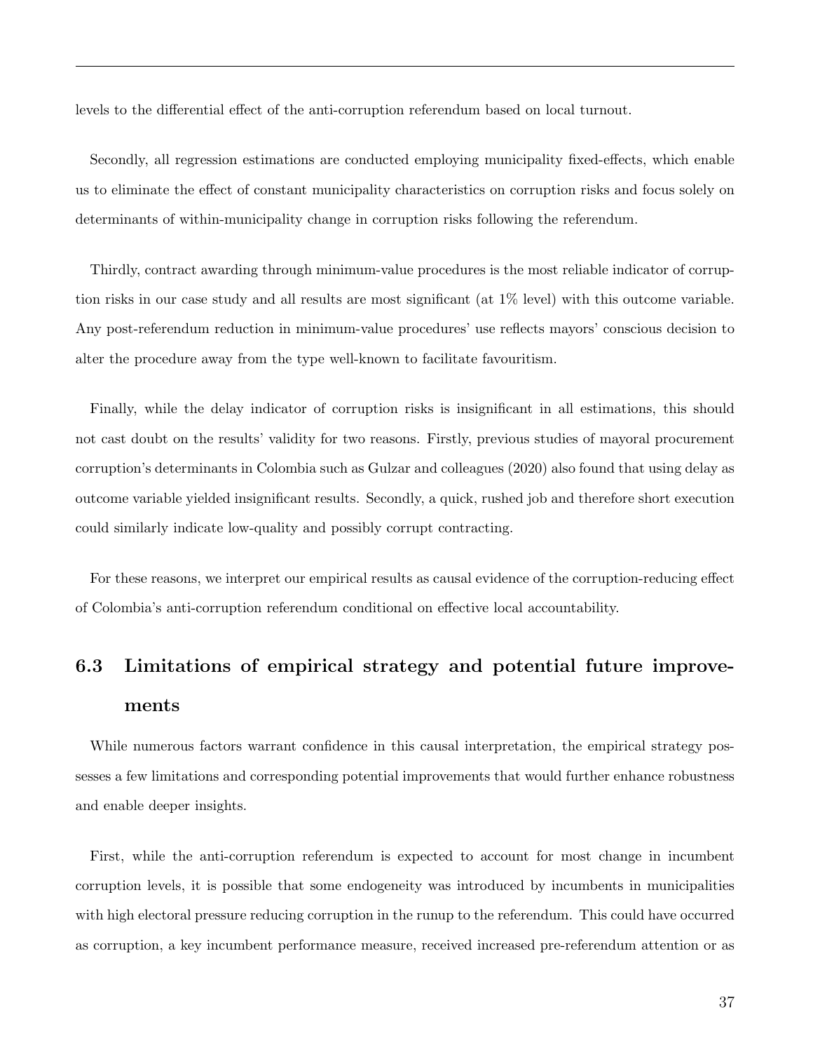levels to the differential effect of the anti-corruption referendum based on local turnout.

Secondly, all regression estimations are conducted employing municipality fixed-effects, which enable us to eliminate the effect of constant municipality characteristics on corruption risks and focus solely on determinants of within-municipality change in corruption risks following the referendum.

Thirdly, contract awarding through minimum-value procedures is the most reliable indicator of corruption risks in our case study and all results are most significant (at 1% level) with this outcome variable. Any post-referendum reduction in minimum-value procedures' use reflects mayors' conscious decision to alter the procedure away from the type well-known to facilitate favouritism.

Finally, while the delay indicator of corruption risks is insignificant in all estimations, this should not cast doubt on the results' validity for two reasons. Firstly, previous studies of mayoral procurement corruption's determinants in Colombia such as Gulzar and colleagues (2020) also found that using delay as outcome variable yielded insignificant results. Secondly, a quick, rushed job and therefore short execution could similarly indicate low-quality and possibly corrupt contracting.

For these reasons, we interpret our empirical results as causal evidence of the corruption-reducing effect of Colombia's anti-corruption referendum conditional on effective local accountability.

### 6.3 Limitations of empirical strategy and potential future improvements

While numerous factors warrant confidence in this causal interpretation, the empirical strategy possesses a few limitations and corresponding potential improvements that would further enhance robustness and enable deeper insights.

First, while the anti-corruption referendum is expected to account for most change in incumbent corruption levels, it is possible that some endogeneity was introduced by incumbents in municipalities with high electoral pressure reducing corruption in the runup to the referendum. This could have occurred as corruption, a key incumbent performance measure, received increased pre-referendum attention or as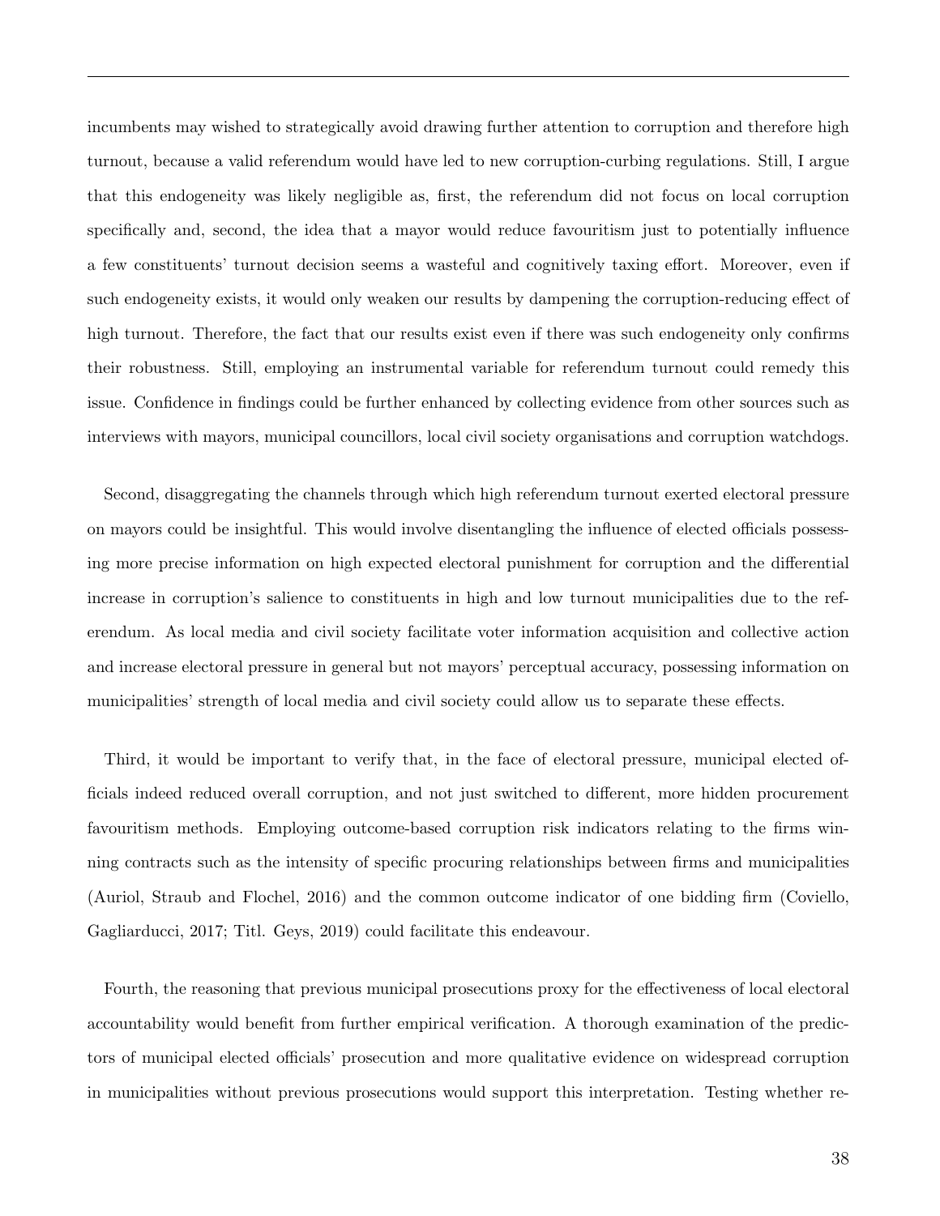incumbents may wished to strategically avoid drawing further attention to corruption and therefore high turnout, because a valid referendum would have led to new corruption-curbing regulations. Still, I argue that this endogeneity was likely negligible as, first, the referendum did not focus on local corruption specifically and, second, the idea that a mayor would reduce favouritism just to potentially influence a few constituents' turnout decision seems a wasteful and cognitively taxing effort. Moreover, even if such endogeneity exists, it would only weaken our results by dampening the corruption-reducing effect of high turnout. Therefore, the fact that our results exist even if there was such endogeneity only confirms their robustness. Still, employing an instrumental variable for referendum turnout could remedy this issue. Confidence in findings could be further enhanced by collecting evidence from other sources such as interviews with mayors, municipal councillors, local civil society organisations and corruption watchdogs.

Second, disaggregating the channels through which high referendum turnout exerted electoral pressure on mayors could be insightful. This would involve disentangling the influence of elected officials possessing more precise information on high expected electoral punishment for corruption and the differential increase in corruption's salience to constituents in high and low turnout municipalities due to the referendum. As local media and civil society facilitate voter information acquisition and collective action and increase electoral pressure in general but not mayors' perceptual accuracy, possessing information on municipalities' strength of local media and civil society could allow us to separate these effects.

Third, it would be important to verify that, in the face of electoral pressure, municipal elected officials indeed reduced overall corruption, and not just switched to different, more hidden procurement favouritism methods. Employing outcome-based corruption risk indicators relating to the firms winning contracts such as the intensity of specific procuring relationships between firms and municipalities (Auriol, Straub and Flochel, 2016) and the common outcome indicator of one bidding firm (Coviello, Gagliarducci, 2017; Titl. Geys, 2019) could facilitate this endeavour.

Fourth, the reasoning that previous municipal prosecutions proxy for the effectiveness of local electoral accountability would benefit from further empirical verification. A thorough examination of the predictors of municipal elected officials' prosecution and more qualitative evidence on widespread corruption in municipalities without previous prosecutions would support this interpretation. Testing whether re-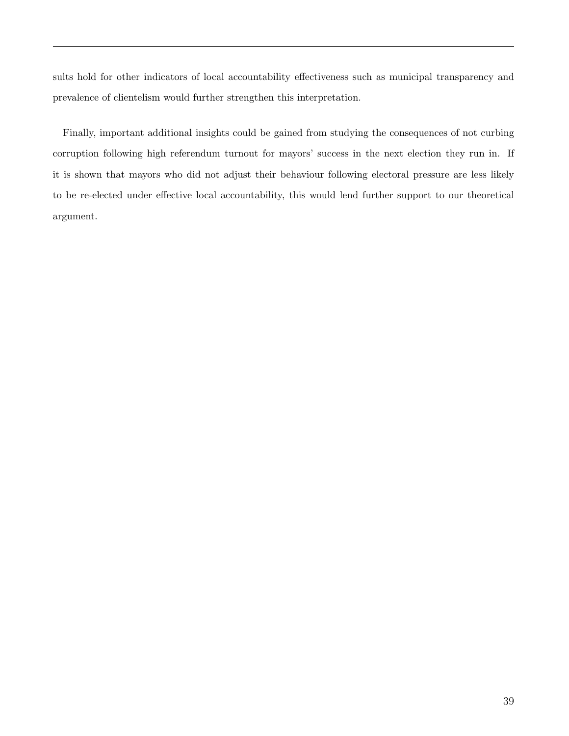sults hold for other indicators of local accountability effectiveness such as municipal transparency and prevalence of clientelism would further strengthen this interpretation.

Finally, important additional insights could be gained from studying the consequences of not curbing corruption following high referendum turnout for mayors' success in the next election they run in. If it is shown that mayors who did not adjust their behaviour following electoral pressure are less likely to be re-elected under effective local accountability, this would lend further support to our theoretical argument.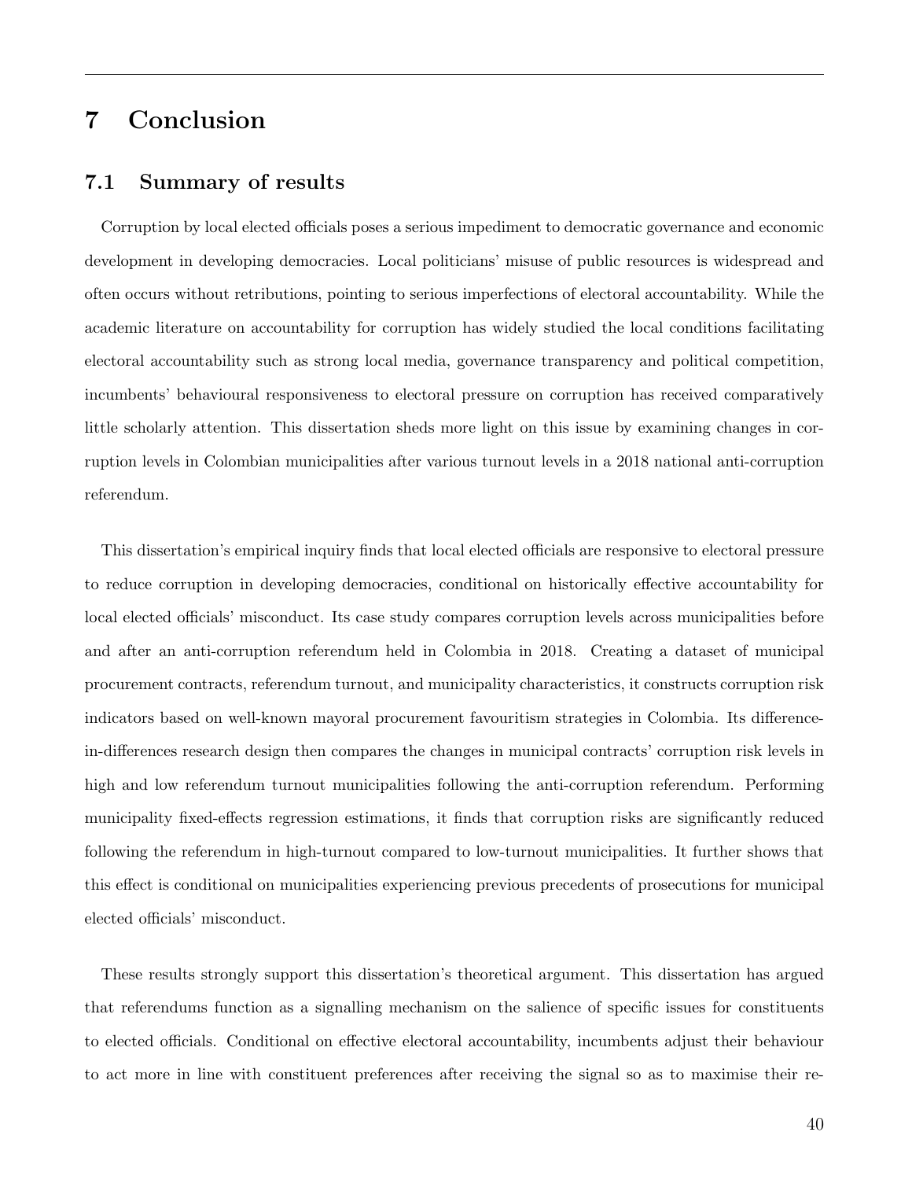# 7 Conclusion

## 7.1 Summary of results

Corruption by local elected officials poses a serious impediment to democratic governance and economic development in developing democracies. Local politicians' misuse of public resources is widespread and often occurs without retributions, pointing to serious imperfections of electoral accountability. While the academic literature on accountability for corruption has widely studied the local conditions facilitating electoral accountability such as strong local media, governance transparency and political competition, incumbents' behavioural responsiveness to electoral pressure on corruption has received comparatively little scholarly attention. This dissertation sheds more light on this issue by examining changes in corruption levels in Colombian municipalities after various turnout levels in a 2018 national anti-corruption referendum.

This dissertation's empirical inquiry finds that local elected officials are responsive to electoral pressure to reduce corruption in developing democracies, conditional on historically effective accountability for local elected officials' misconduct. Its case study compares corruption levels across municipalities before and after an anti-corruption referendum held in Colombia in 2018. Creating a dataset of municipal procurement contracts, referendum turnout, and municipality characteristics, it constructs corruption risk indicators based on well-known mayoral procurement favouritism strategies in Colombia. Its difference-in-differences research design then compares the changes in municipal contracts' corruption risk levels in high and low referendum turnout municipalities following the anti-corruption referendum. Performing municipality fixed-effects regression estimations, it finds that corruption risks are significantly reduced following the referendum in high-turnout compared to low-turnout municipalities. It further shows that this effect is conditional on municipalities experiencing previous precedents of prosecutions for municipal elected officials' misconduct.

These results strongly support this dissertation's theoretical argument. This dissertation has argued that referendums function as a signalling mechanism on the salience of specific issues for constituents to elected officials. Conditional on effective electoral accountability, incumbents adjust their behaviour to act more in line with constituent preferences after receiving the signal so as to maximise their re-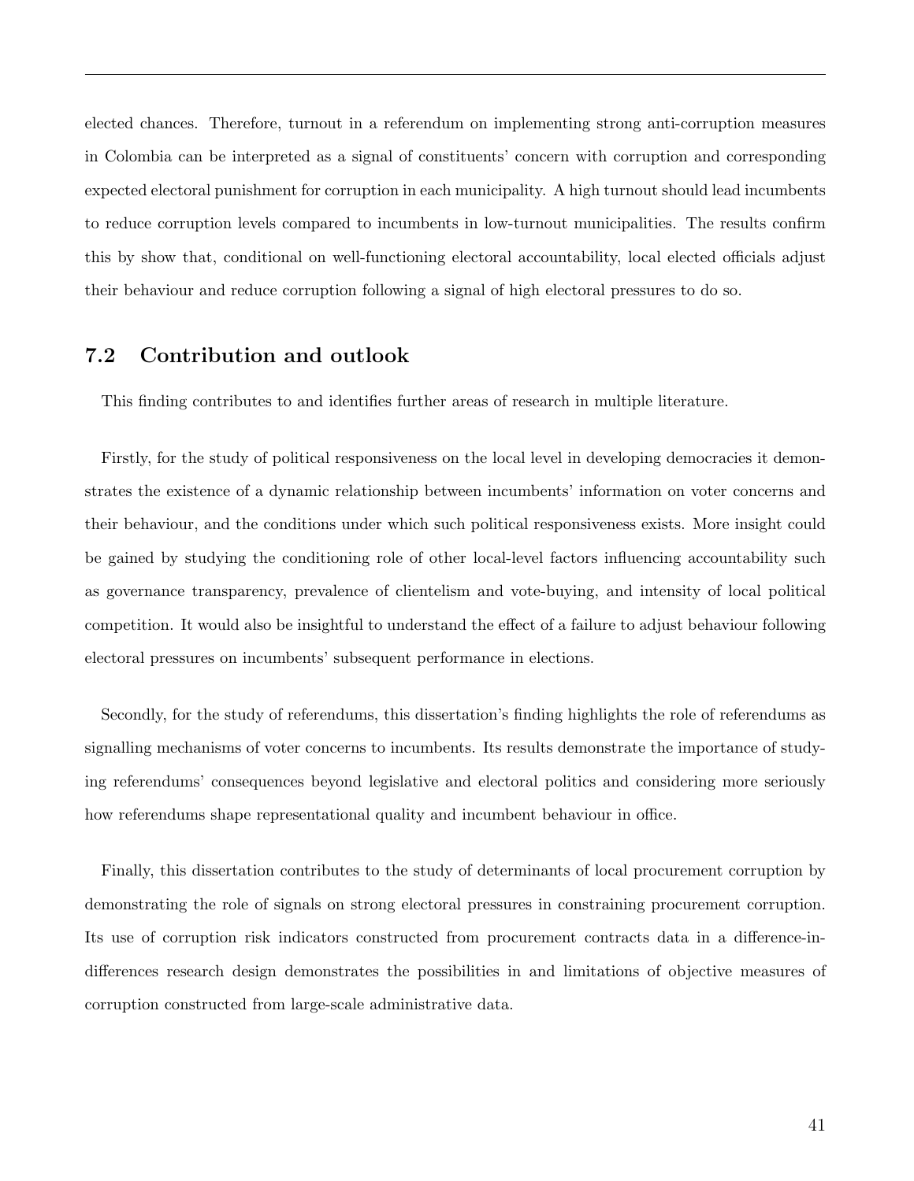elected chances. Therefore, turnout in a referendum on implementing strong anti-corruption measures in Colombia can be interpreted as a signal of constituents' concern with corruption and corresponding expected electoral punishment for corruption in each municipality. A high turnout should lead incumbents to reduce corruption levels compared to incumbents in low-turnout municipalities. The results confirm this by show that, conditional on well-functioning electoral accountability, local elected officials adjust their behaviour and reduce corruption following a signal of high electoral pressures to do so.

## 7.2 Contribution and outlook

This finding contributes to and identifies further areas of research in multiple literature.

Firstly, for the study of political responsiveness on the local level in developing democracies it demonstrates the existence of a dynamic relationship between incumbents' information on voter concerns and their behaviour, and the conditions under which such political responsiveness exists. More insight could be gained by studying the conditioning role of other local-level factors influencing accountability such as governance transparency, prevalence of clientelism and vote-buying, and intensity of local political competition. It would also be insightful to understand the effect of a failure to adjust behaviour following electoral pressures on incumbents' subsequent performance in elections.

Secondly, for the study of referendums, this dissertation's finding highlights the role of referendums as signalling mechanisms of voter concerns to incumbents. Its results demonstrate the importance of studying referendums' consequences beyond legislative and electoral politics and considering more seriously how referendums shape representational quality and incumbent behaviour in office.

Finally, this dissertation contributes to the study of determinants of local procurement corruption by demonstrating the role of signals on strong electoral pressures in constraining procurement corruption. Its use of corruption risk indicators constructed from procurement contracts data in a difference-in-differences research design demonstrates the possibilities in and limitations of objective measures of corruption constructed from large-scale administrative data.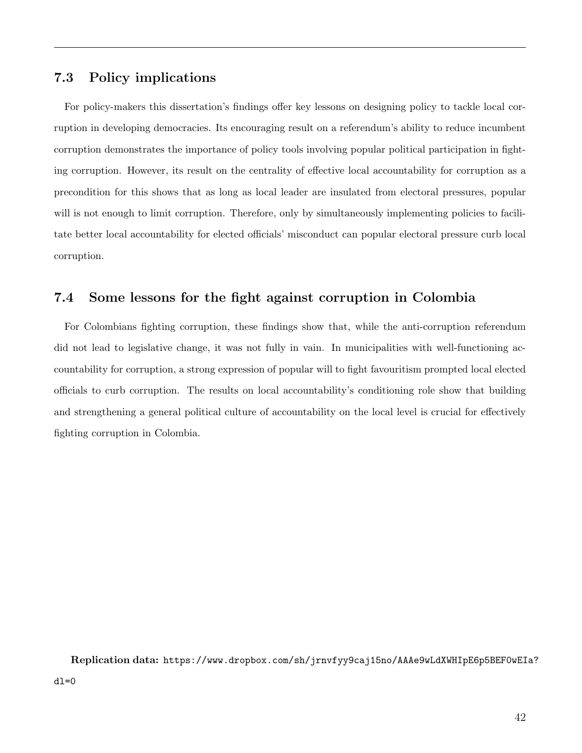### 7.3 Policy implications

For policy-makers this dissertation's findings offer key lessons on designing policy to tackle local corruption in developing democracies. Its encouraging result on a referendum's ability to reduce incumbent corruption demonstrates the importance of policy tools involving popular political participation in fighting corruption. However, its result on the centrality of effective local accountability for corruption as a precondition for this shows that as long as local leader are insulated from electoral pressures, popular will is not enough to limit corruption. Therefore, only by simultaneously implementing policies to facilitate better local accountability for elected officials' misconduct can popular electoral pressure curb local corruption.

### 7.4 Some lessons for the fight against corruption in Colombia

For Colombians fighting corruption, these findings show that, while the anti-corruption referendum did not lead to legislative change, it was not fully in vain. In municipalities with well-functioning accountability for corruption, a strong expression of popular will to fight favouritism prompted local elected officials to curb corruption. The results on local accountability's conditioning role show that building and strengthening a general political culture of accountability on the local level is crucial for effectively fighting corruption in Colombia.

**Replication data:** `https://www.dropbox.com/sh/jrnvfyy9caj15no/AAAe9wLdXWHIpE6p5BEF0wEIa?dl=0`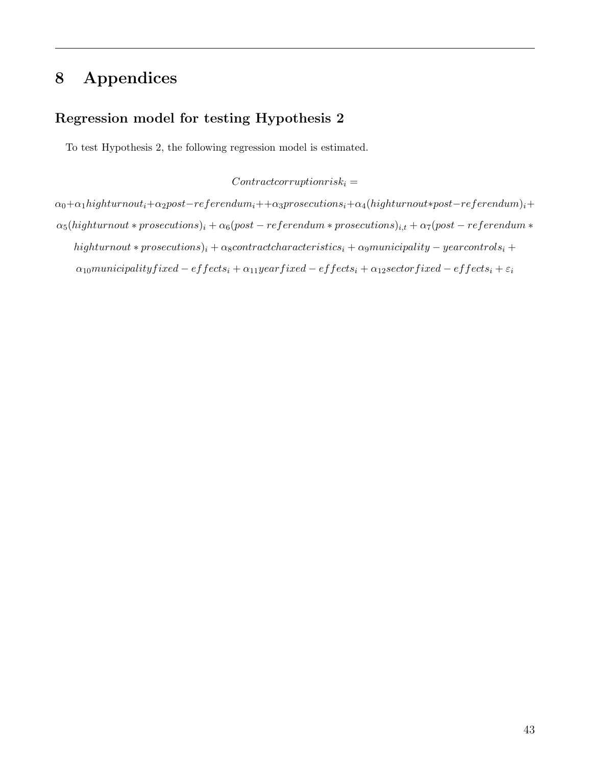# 8 Appendices

## Regression model for testing Hypothesis 2

To test Hypothesis 2, the following regression model is estimated.

$$Contractcorruptionrisk_i =$$

$$\alpha_0 + \alpha_1 highturnout_i + \alpha_2 post-referendum_i + +\alpha_3 prosecutions_i + \alpha_4 (highturnout * post-referendum)_i + \alpha_5 (highturnout * prosecutions)_i + \alpha_6 (post - referendum * prosecutions)_{i,t} + \alpha_7 (post - referendum * highturnout * prosecutions)_i + \alpha_8 contractcharacteristics_i + \alpha_9 municipality - yearcontrols_i + \alpha_{10} municipalityfixed - effects_i + \alpha_{11} yearfixed - effects_i + \alpha_{12} sectorfixed - effects_i + \varepsilon_i$$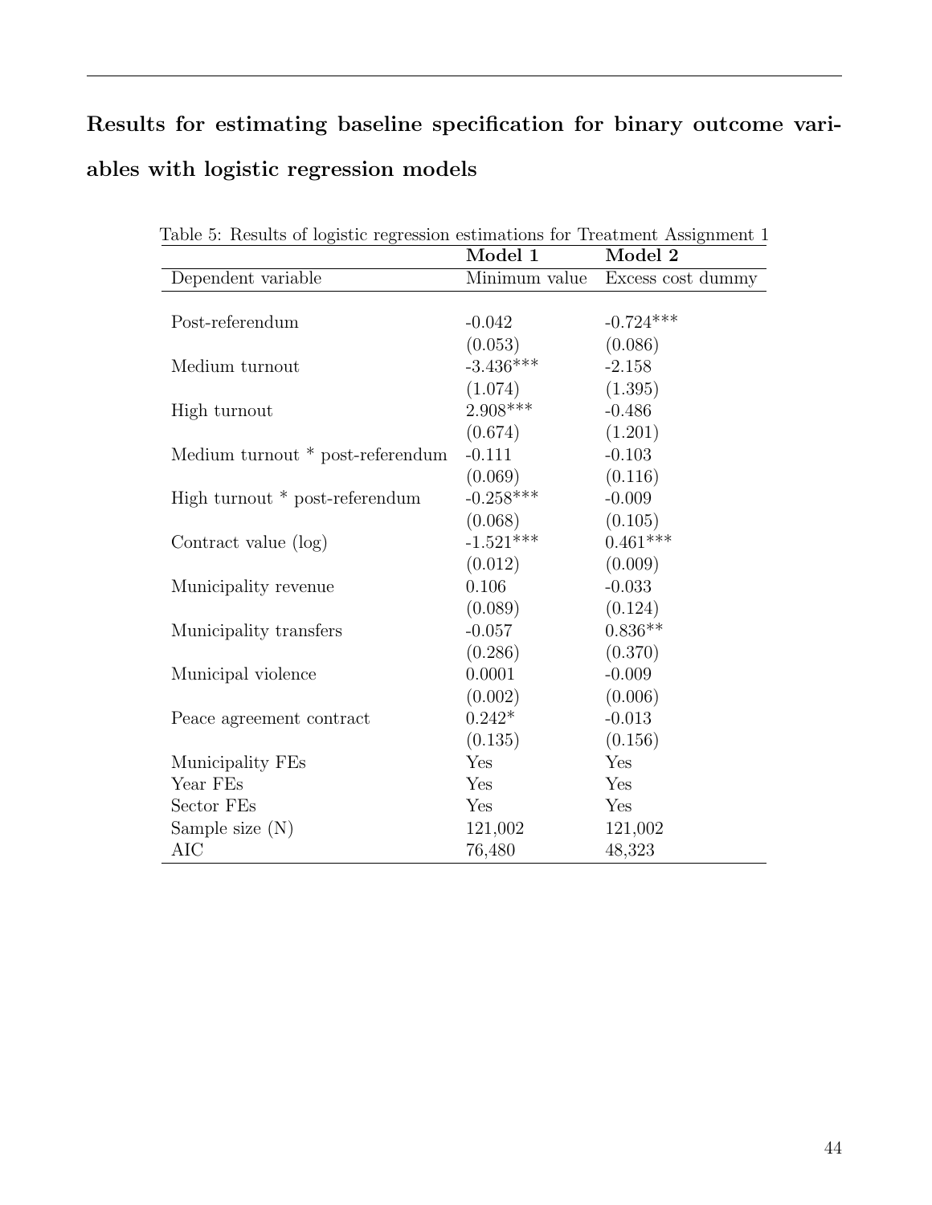## Results for estimating baseline specification for binary outcome variables with logistic regression models

Table 5: Results of logistic regression estimations for Treatment Assignment 1

| | **Model 1** | **Model 2** |
|---|---|---|
| Dependent variable | Minimum value | Excess cost dummy |
| Post-referendum | -0.042 | -0.724*** |
| | (0.053) | (0.086) |
| Medium turnout | -3.436*** | -2.158 |
| | (1.074) | (1.395) |
| High turnout | 2.908*** | -0.486 |
| | (0.674) | (1.201) |
| Medium turnout * post-referendum | -0.111 | -0.103 |
| | (0.069) | (0.116) |
| High turnout * post-referendum | -0.258*** | -0.009 |
| | (0.068) | (0.105) |
| Contract value (log) | -1.521*** | 0.461*** |
| | (0.012) | (0.009) |
| Municipality revenue | 0.106 | -0.033 |
| | (0.089) | (0.124) |
| Municipality transfers | -0.057 | 0.836** |
| | (0.286) | (0.370) |
| Municipal violence | 0.0001 | -0.009 |
| | (0.002) | (0.006) |
| Peace agreement contract | 0.242* | -0.013 |
| | (0.135) | (0.156) |
| Municipality FEs | Yes | Yes |
| Year FEs | Yes | Yes |
| Sector FEs | Yes | Yes |
| Sample size (N) | 121,002 | 121,002 |
| AIC | 76,480 | 48,323 |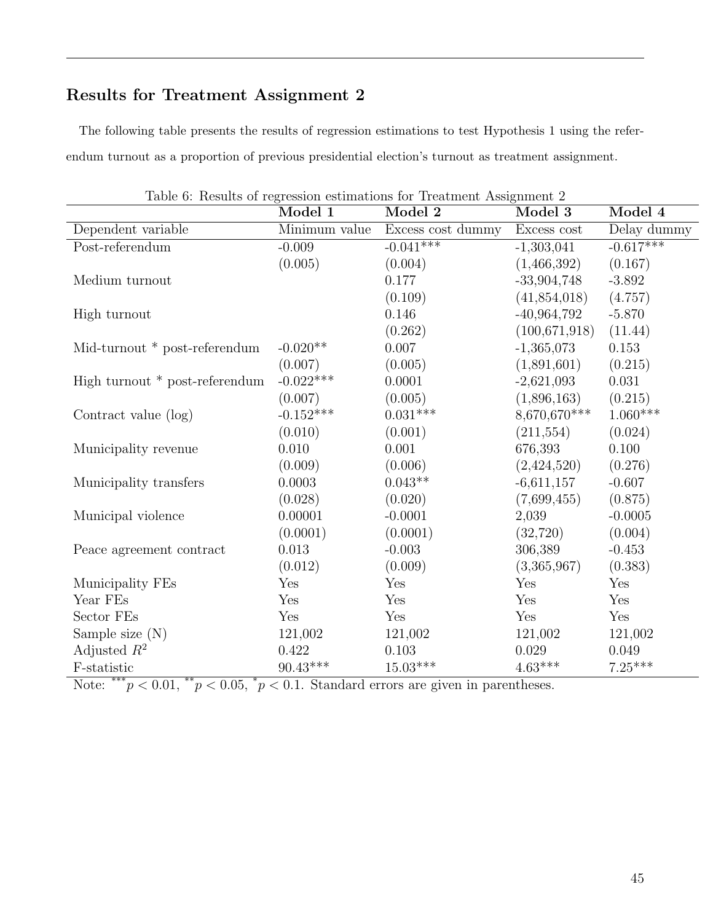## Results for Treatment Assignment 2

The following table presents the results of regression estimations to test Hypothesis 1 using the referendum turnout as a proportion of previous presidential election's turnout as treatment assignment.

Table 6: Results of regression estimations for Treatment Assignment 2

| | Model 1 | Model 2 | Model 3 | Model 4 |
|---|---|---|---|---|
| Dependent variable | Minimum value | Excess cost dummy | Excess cost | Delay dummy |
| Post-referendum | -0.009 | -0.041*** | -1,303,041 | -0.617*** |
| | (0.005) | (0.004) | (1,466,392) | (0.167) |
| Medium turnout | | 0.177 | -33,904,748 | -3.892 |
| | | (0.109) | (41,854,018) | (4.757) |
| High turnout | | 0.146 | -40,964,792 | -5.870 |
| | | (0.262) | (100,671,918) | (11.44) |
| Mid-turnout * post-referendum | -0.020** | 0.007 | -1,365,073 | 0.153 |
| | (0.007) | (0.005) | (1,891,601) | (0.215) |
| High turnout * post-referendum | -0.022*** | 0.0001 | -2,621,093 | 0.031 |
| | (0.007) | (0.005) | (1,896,163) | (0.215) |
| Contract value (log) | -0.152*** | 0.031*** | 8,670,670*** | 1.060*** |
| | (0.010) | (0.001) | (211,554) | (0.024) |
| Municipality revenue | 0.010 | 0.001 | 676,393 | 0.100 |
| | (0.009) | (0.006) | (2,424,520) | (0.276) |
| Municipality transfers | 0.0003 | 0.043** | -6,611,157 | -0.607 |
| | (0.028) | (0.020) | (7,699,455) | (0.875) |
| Municipal violence | 0.00001 | -0.0001 | 2,039 | -0.0005 |
| | (0.0001) | (0.0001) | (32,720) | (0.004) |
| Peace agreement contract | 0.013 | -0.003 | 306,389 | -0.453 |
| | (0.012) | (0.009) | (3,365,967) | (0.383) |
| Municipality FEs | Yes | Yes | Yes | Yes |
| Year FEs | Yes | Yes | Yes | Yes |
| Sector FEs | Yes | Yes | Yes | Yes |
| Sample size (N) | 121,002 | 121,002 | 121,002 | 121,002 |
| Adjusted $R^2$ | 0.422 | 0.103 | 0.029 | 0.049 |
| F-statistic | 90.43*** | 15.03*** | 4.63*** | 7.25*** |

Note: $^{***}p < 0.01$, $^{**}p < 0.05$, $^{*}p < 0.1$. Standard errors are given in parentheses.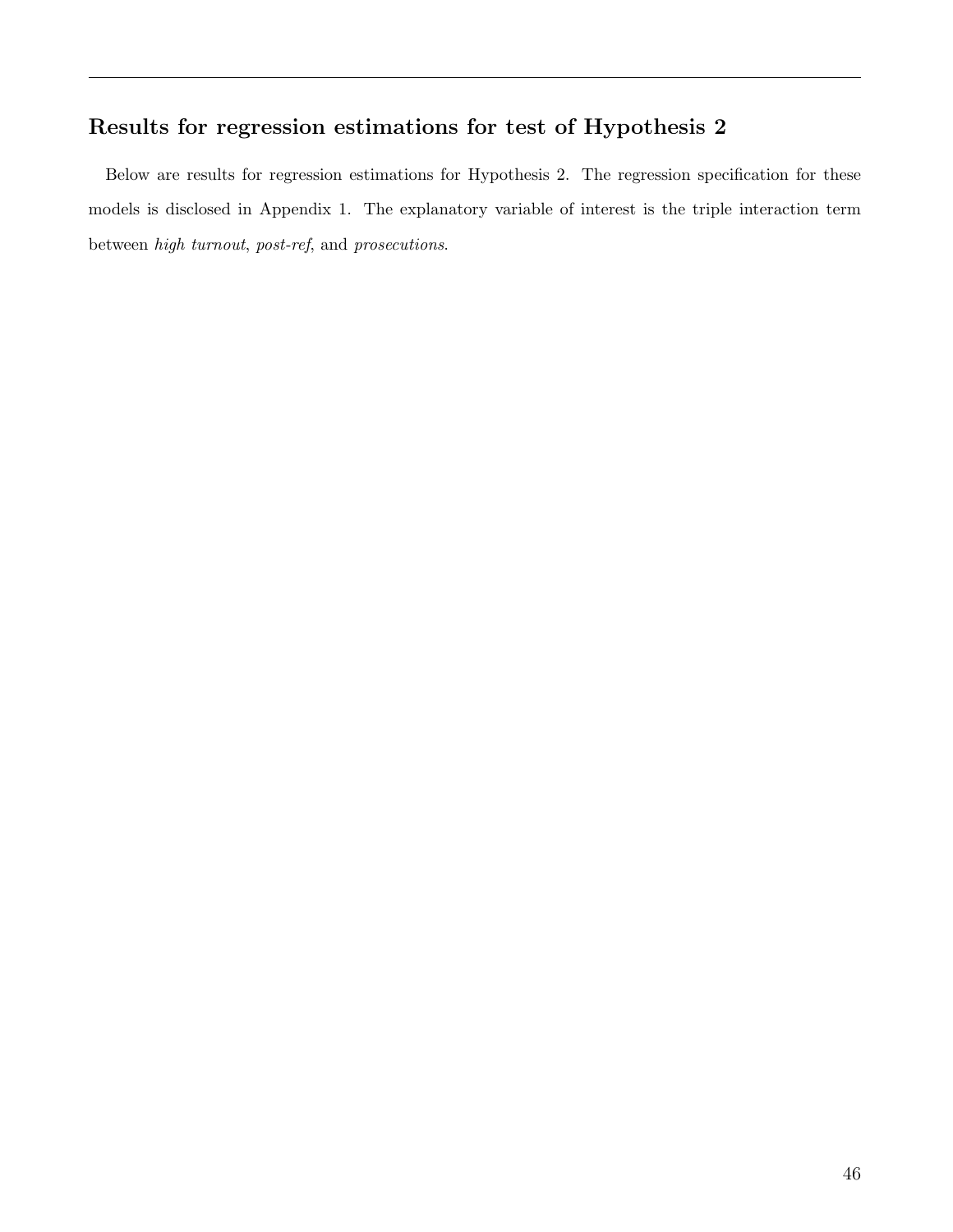## Results for regression estimations for test of Hypothesis 2

Below are results for regression estimations for Hypothesis 2. The regression specification for these models is disclosed in Appendix 1. The explanatory variable of interest is the triple interaction term between *high turnout*, *post-ref*, and *prosecutions*.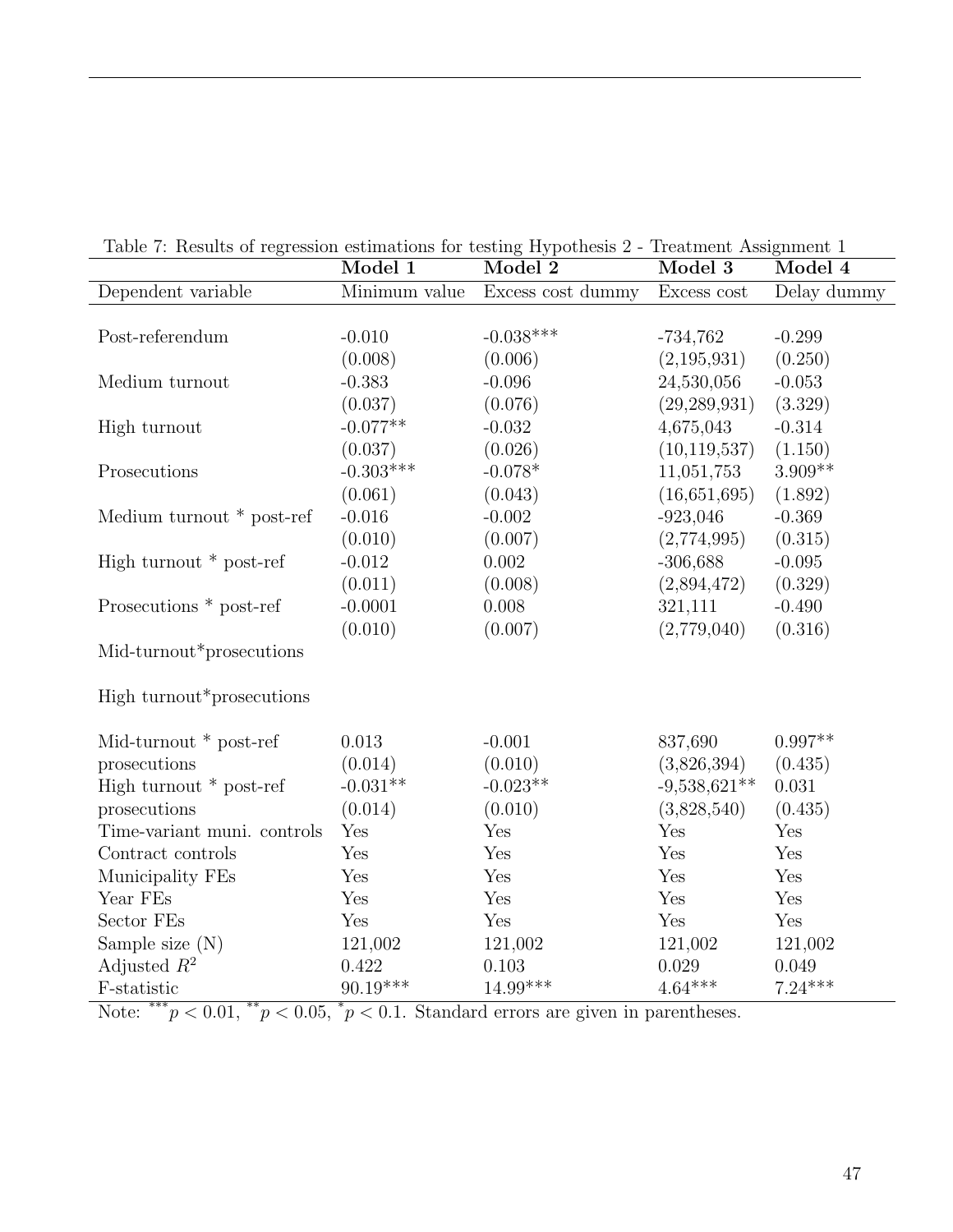Table 7: Results of regression estimations for testing Hypothesis 2 - Treatment Assignment 1

| | Model 1 | Model 2 | Model 3 | Model 4 |
|---|---|---|---|---|
| Dependent variable | Minimum value | Excess cost dummy | Excess cost | Delay dummy |
| Post-referendum | -0.010 | -0.038*** | -734,762 | -0.299 |
| | (0.008) | (0.006) | (2,195,931) | (0.250) |
| Medium turnout | -0.383 | -0.096 | 24,530,056 | -0.053 |
| | (0.037) | (0.076) | (29,289,931) | (3.329) |
| High turnout | -0.077** | -0.032 | 4,675,043 | -0.314 |
| | (0.037) | (0.026) | (10,119,537) | (1.150) |
| Prosecutions | -0.303*** | -0.078* | 11,051,753 | 3.909** |
| | (0.061) | (0.043) | (16,651,695) | (1.892) |
| Medium turnout * post-ref | -0.016 | -0.002 | -923,046 | -0.369 |
| | (0.010) | (0.007) | (2,774,995) | (0.315) |
| High turnout * post-ref | -0.012 | 0.002 | -306,688 | -0.095 |
| | (0.011) | (0.008) | (2,894,472) | (0.329) |
| Prosecutions * post-ref | -0.0001 | 0.008 | 321,111 | -0.490 |
| | (0.010) | (0.007) | (2,779,040) | (0.316) |
| Mid-turnout*prosecutions | | | | |
| High turnout*prosecutions | | | | |
| Mid-turnout * post-ref | 0.013 | -0.001 | 837,690 | 0.997** |
| prosecutions | (0.014) | (0.010) | (3,826,394) | (0.435) |
| High turnout * post-ref | -0.031** | -0.023** | -9,538,621** | 0.031 |
| prosecutions | (0.014) | (0.010) | (3,828,540) | (0.435) |
| Time-variant muni. controls | Yes | Yes | Yes | Yes |
| Contract controls | Yes | Yes | Yes | Yes |
| Municipality FEs | Yes | Yes | Yes | Yes |
| Year FEs | Yes | Yes | Yes | Yes |
| Sector FEs | Yes | Yes | Yes | Yes |
| Sample size (N) | 121,002 | 121,002 | 121,002 | 121,002 |
| Adjusted $R^2$ | 0.422 | 0.103 | 0.029 | 0.049 |
| F-statistic | 90.19*** | 14.99*** | 4.64*** | 7.24*** |

Note: $^{***}p < 0.01$, $^{**}p < 0.05$, $^{*}p < 0.1$. Standard errors are given in parentheses.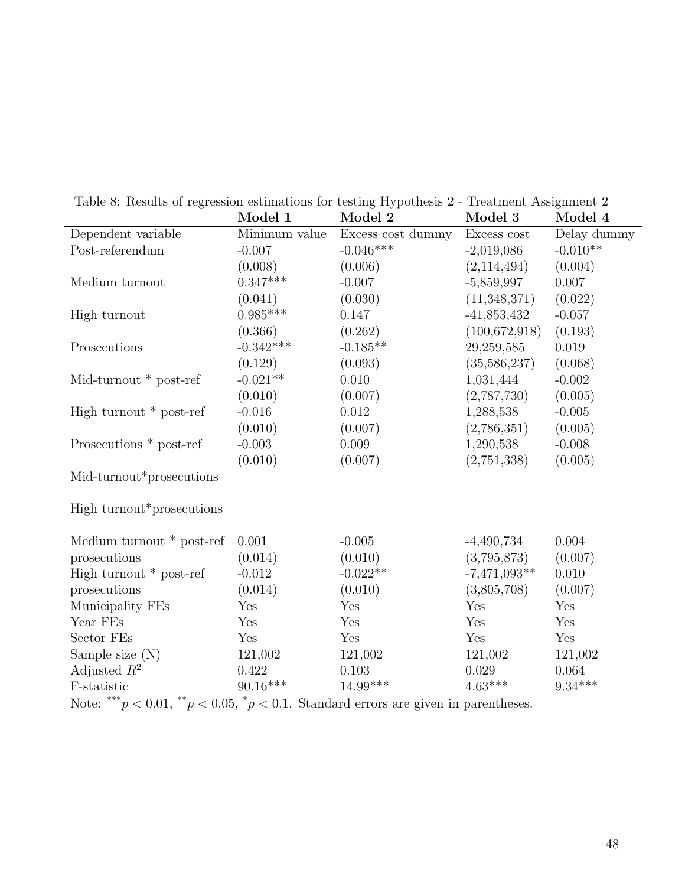Table 8: Results of regression estimations for testing Hypothesis 2 - Treatment Assignment 2

| | **Model 1** | **Model 2** | **Model 3** | **Model 4** |
|---|---|---|---|---|
| Dependent variable | Minimum value | Excess cost dummy | Excess cost | Delay dummy |
| Post-referendum | -0.007 | -0.046*** | -2,019,086 | -0.010** |
| | (0.008) | (0.006) | (2,114,494) | (0.004) |
| Medium turnout | 0.347*** | -0.007 | -5,859,997 | 0.007 |
| | (0.041) | (0.030) | (11,348,371) | (0.022) |
| High turnout | 0.985*** | 0.147 | -41,853,432 | -0.057 |
| | (0.366) | (0.262) | (100,672,918) | (0.193) |
| Prosecutions | -0.342*** | -0.185** | 29,259,585 | 0.019 |
| | (0.129) | (0.093) | (35,586,237) | (0.068) |
| Mid-turnout * post-ref | -0.021** | 0.010 | 1,031,444 | -0.002 |
| | (0.010) | (0.007) | (2,787,730) | (0.005) |
| High turnout * post-ref | -0.016 | 0.012 | 1,288,538 | -0.005 |
| | (0.010) | (0.007) | (2,786,351) | (0.005) |
| Prosecutions * post-ref | -0.003 | 0.009 | 1,290,538 | -0.008 |
| | (0.010) | (0.007) | (2,751,338) | (0.005) |
| Mid-turnout*prosecutions | | | | |
| High turnout*prosecutions | | | | |
| Medium turnout * post-ref | 0.001 | -0.005 | -4,490,734 | 0.004 |
| prosecutions | (0.014) | (0.010) | (3,795,873) | (0.007) |
| High turnout * post-ref | -0.012 | -0.022** | -7,471,093** | 0.010 |
| prosecutions | (0.014) | (0.010) | (3,805,708) | (0.007) |
| Municipality FEs | Yes | Yes | Yes | Yes |
| Year FEs | Yes | Yes | Yes | Yes |
| Sector FEs | Yes | Yes | Yes | Yes |
| Sample size (N) | 121,002 | 121,002 | 121,002 | 121,002 |
| Adjusted $R^2$ | 0.422 | 0.103 | 0.029 | 0.064 |
| F-statistic | 90.16*** | 14.99*** | 4.63*** | 9.34*** |

Note: $^{***}p < 0.01$, $^{**}p < 0.05$, $^{*}p < 0.1$. Standard errors are given in parentheses.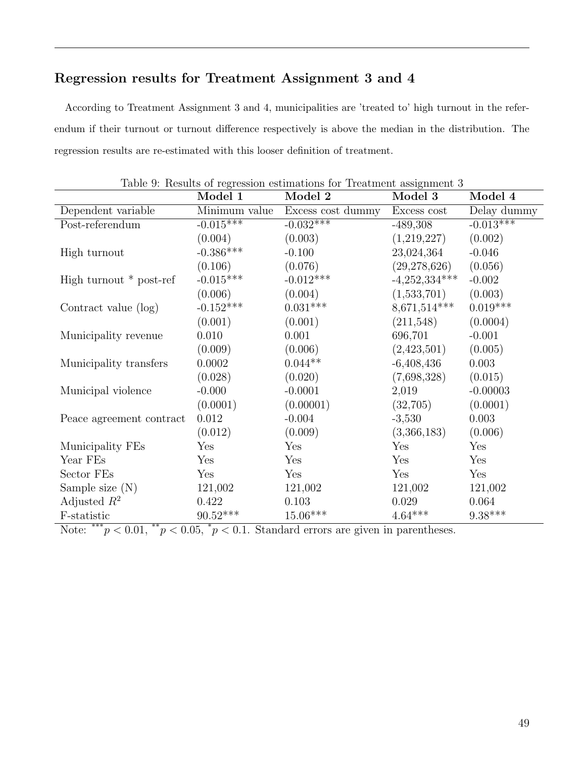## Regression results for Treatment Assignment 3 and 4

According to Treatment Assignment 3 and 4, municipalities are 'treated to' high turnout in the referendum if their turnout or turnout difference respectively is above the median in the distribution. The regression results are re-estimated with this looser definition of treatment.

Table 9: Results of regression estimations for Treatment assignment 3

| | **Model 1** | **Model 2** | **Model 3** | **Model 4** |
|---|---|---|---|---|
| Dependent variable | Minimum value | Excess cost dummy | Excess cost | Delay dummy |
| Post-referendum | -0.015*** | -0.032*** | -489,308 | -0.013*** |
| | (0.004) | (0.003) | (1,219,227) | (0.002) |
| High turnout | -0.386*** | -0.100 | 23,024,364 | -0.046 |
| | (0.106) | (0.076) | (29,278,626) | (0.056) |
| High turnout * post-ref | -0.015*** | -0.012*** | -4,252,334*** | -0.002 |
| | (0.006) | (0.004) | (1,533,701) | (0.003) |
| Contract value (log) | -0.152*** | 0.031*** | 8,671,514*** | 0.019*** |
| | (0.001) | (0.001) | (211,548) | (0.0004) |
| Municipality revenue | 0.010 | 0.001 | 696,701 | -0.001 |
| | (0.009) | (0.006) | (2,423,501) | (0.005) |
| Municipality transfers | 0.0002 | 0.044** | -6,408,436 | 0.003 |
| | (0.028) | (0.020) | (7,698,328) | (0.015) |
| Municipal violence | -0.000 | -0.0001 | 2,019 | -0.00003 |
| | (0.0001) | (0.00001) | (32,705) | (0.0001) |
| Peace agreement contract | 0.012 | -0.004 | -3,530 | 0.003 |
| | (0.012) | (0.009) | (3,366,183) | (0.006) |
| Municipality FEs | Yes | Yes | Yes | Yes |
| Year FEs | Yes | Yes | Yes | Yes |
| Sector FEs | Yes | Yes | Yes | Yes |
| Sample size (N) | 121,002 | 121,002 | 121,002 | 121,002 |
| Adjusted $R^2$ | 0.422 | 0.103 | 0.029 | 0.064 |
| F-statistic | 90.52*** | 15.06*** | 4.64*** | 9.38*** |

Note: $^{***}p < 0.01$, $^{**}p < 0.05$, $^{*}p < 0.1$. Standard errors are given in parentheses.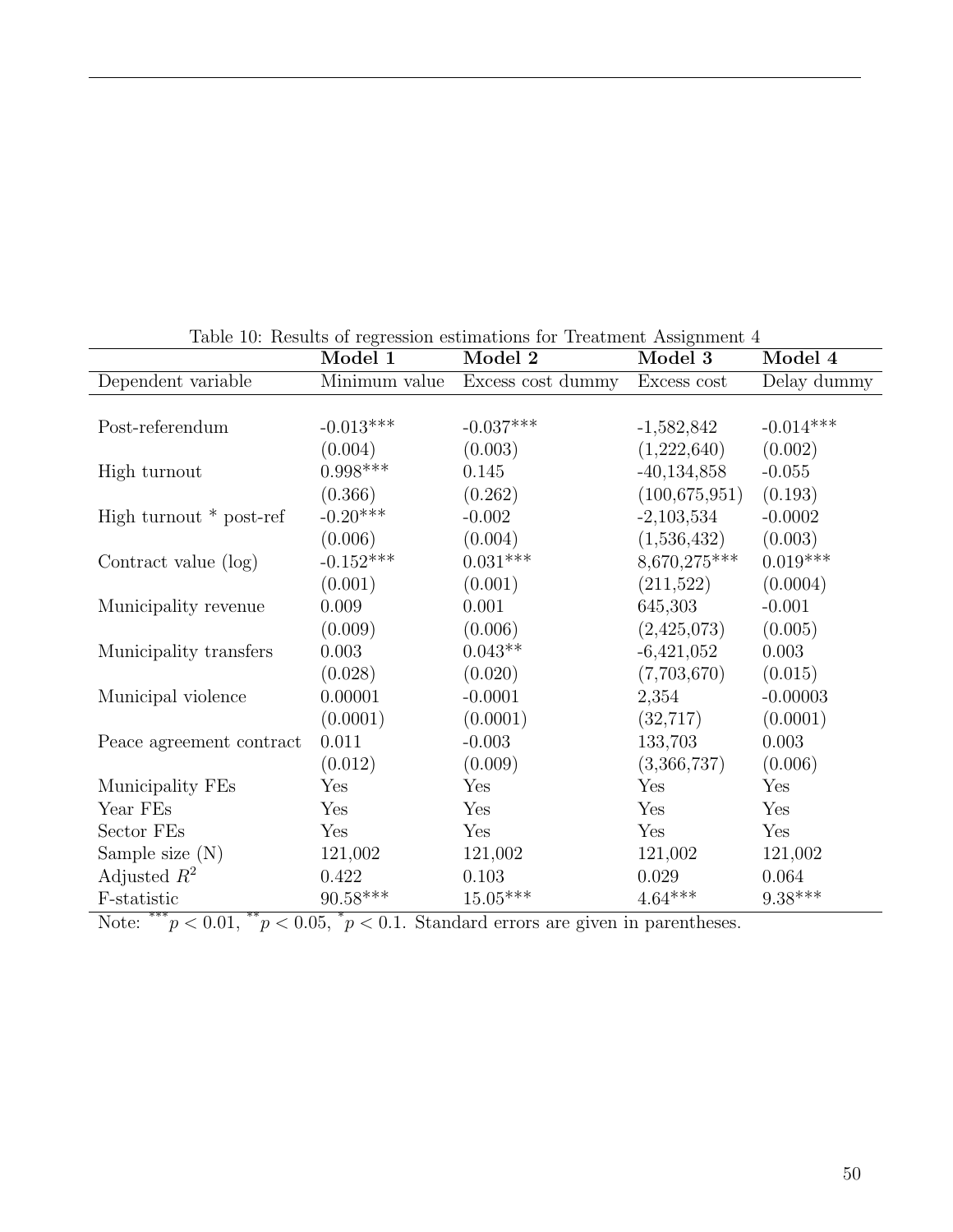Table 10: Results of regression estimations for Treatment Assignment 4

| | **Model 1** | **Model 2** | **Model 3** | **Model 4** |
|---|---|---|---|---|
| Dependent variable | Minimum value | Excess cost dummy | Excess cost | Delay dummy |
| Post-referendum | -0.013*** | -0.037*** | -1,582,842 | -0.014*** |
| | (0.004) | (0.003) | (1,222,640) | (0.002) |
| High turnout | 0.998*** | 0.145 | -40,134,858 | -0.055 |
| | (0.366) | (0.262) | (100,675,951) | (0.193) |
| High turnout * post-ref | -0.20*** | -0.002 | -2,103,534 | -0.0002 |
| | (0.006) | (0.004) | (1,536,432) | (0.003) |
| Contract value (log) | -0.152*** | 0.031*** | 8,670,275*** | 0.019*** |
| | (0.001) | (0.001) | (211,522) | (0.0004) |
| Municipality revenue | 0.009 | 0.001 | 645,303 | -0.001 |
| | (0.009) | (0.006) | (2,425,073) | (0.005) |
| Municipality transfers | 0.003 | 0.043** | -6,421,052 | 0.003 |
| | (0.028) | (0.020) | (7,703,670) | (0.015) |
| Municipal violence | 0.00001 | -0.0001 | 2,354 | -0.00003 |
| | (0.0001) | (0.0001) | (32,717) | (0.0001) |
| Peace agreement contract | 0.011 | -0.003 | 133,703 | 0.003 |
| | (0.012) | (0.009) | (3,366,737) | (0.006) |
| Municipality FEs | Yes | Yes | Yes | Yes |
| Year FEs | Yes | Yes | Yes | Yes |
| Sector FEs | Yes | Yes | Yes | Yes |
| Sample size (N) | 121,002 | 121,002 | 121,002 | 121,002 |
| Adjusted $R^2$ | 0.422 | 0.103 | 0.029 | 0.064 |
| F-statistic | 90.58*** | 15.05*** | 4.64*** | 9.38*** |

Note: $^{***}p < 0.01$, $^{**}p < 0.05$, $^{*}p < 0.1$. Standard errors are given in parentheses.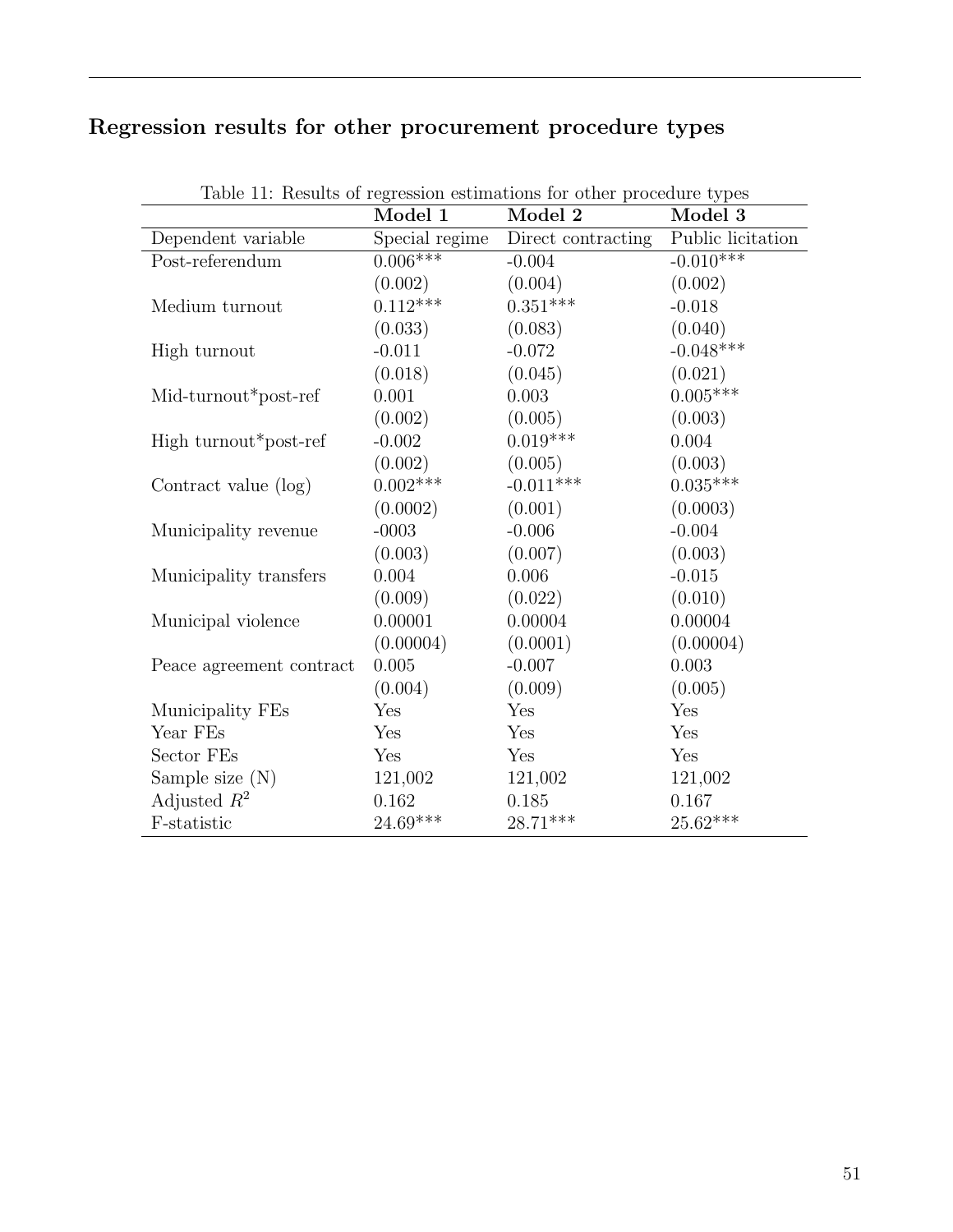## Regression results for other procurement procedure types

Table 11: Results of regression estimations for other procedure types

| | Model 1 | Model 2 | Model 3 |
|---|---|---|---|
| Dependent variable | Special regime | Direct contracting | Public licitation |
| Post-referendum | 0.006*** | -0.004 | -0.010*** |
| | (0.002) | (0.004) | (0.002) |
| Medium turnout | 0.112*** | 0.351*** | -0.018 |
| | (0.033) | (0.083) | (0.040) |
| High turnout | -0.011 | -0.072 | -0.048*** |
| | (0.018) | (0.045) | (0.021) |
| Mid-turnout*post-ref | 0.001 | 0.003 | 0.005*** |
| | (0.002) | (0.005) | (0.003) |
| High turnout*post-ref | -0.002 | 0.019*** | 0.004 |
| | (0.002) | (0.005) | (0.003) |
| Contract value (log) | 0.002*** | -0.011*** | 0.035*** |
| | (0.0002) | (0.001) | (0.0003) |
| Municipality revenue | -0003 | -0.006 | -0.004 |
| | (0.003) | (0.007) | (0.003) |
| Municipality transfers | 0.004 | 0.006 | -0.015 |
| | (0.009) | (0.022) | (0.010) |
| Municipal violence | 0.00001 | 0.00004 | 0.00004 |
| | (0.00004) | (0.0001) | (0.00004) |
| Peace agreement contract | 0.005 | -0.007 | 0.003 |
| | (0.004) | (0.009) | (0.005) |
| Municipality FEs | Yes | Yes | Yes |
| Year FEs | Yes | Yes | Yes |
| Sector FEs | Yes | Yes | Yes |
| Sample size (N) | 121,002 | 121,002 | 121,002 |
| Adjusted $R^2$ | 0.162 | 0.185 | 0.167 |
| F-statistic | 24.69*** | 28.71*** | 25.62*** |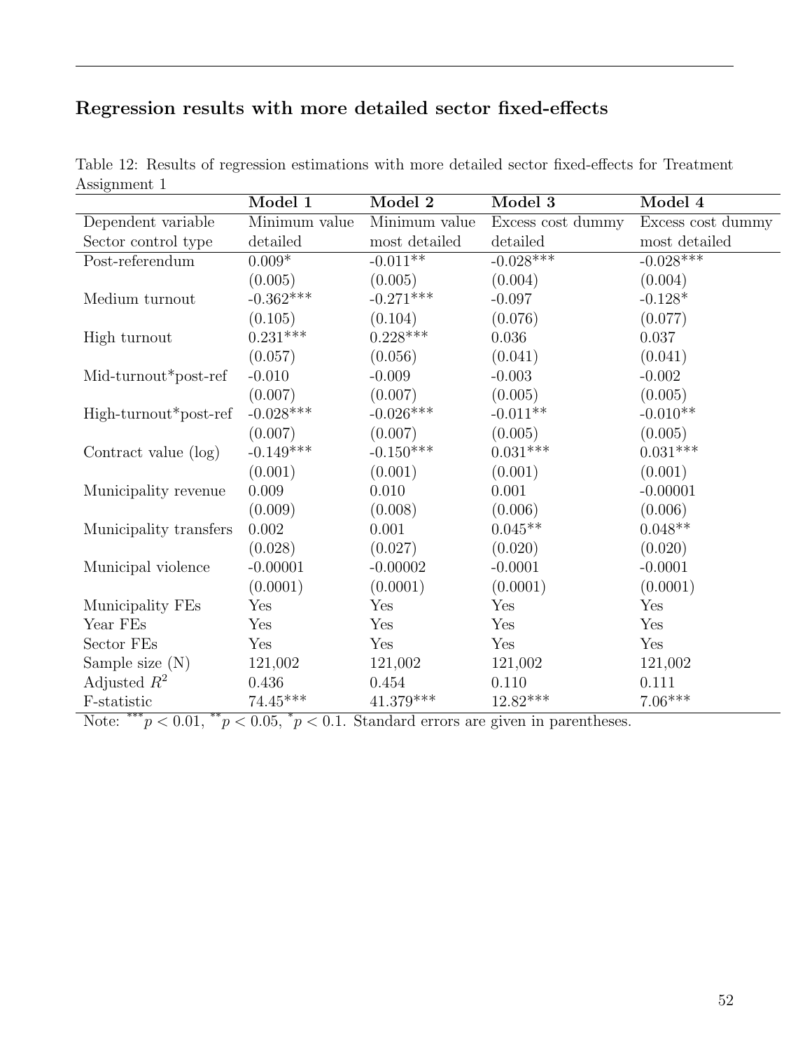## Regression results with more detailed sector fixed-effects

Table 12: Results of regression estimations with more detailed sector fixed-effects for Treatment Assignment 1

| | **Model 1** | **Model 2** | **Model 3** | **Model 4** |
|---|---|---|---|---|
| Dependent variable | Minimum value | Minimum value | Excess cost dummy | Excess cost dummy |
| Sector control type | detailed | most detailed | detailed | most detailed |
| Post-referendum | 0.009* | -0.011** | -0.028*** | -0.028*** |
| | (0.005) | (0.005) | (0.004) | (0.004) |
| Medium turnout | -0.362*** | -0.271*** | -0.097 | -0.128* |
| | (0.105) | (0.104) | (0.076) | (0.077) |
| High turnout | 0.231*** | 0.228*** | 0.036 | 0.037 |
| | (0.057) | (0.056) | (0.041) | (0.041) |
| Mid-turnout*post-ref | -0.010 | -0.009 | -0.003 | -0.002 |
| | (0.007) | (0.007) | (0.005) | (0.005) |
| High-turnout*post-ref | -0.028*** | -0.026*** | -0.011** | -0.010** |
| | (0.007) | (0.007) | (0.005) | (0.005) |
| Contract value (log) | -0.149*** | -0.150*** | 0.031*** | 0.031*** |
| | (0.001) | (0.001) | (0.001) | (0.001) |
| Municipality revenue | 0.009 | 0.010 | 0.001 | -0.00001 |
| | (0.009) | (0.008) | (0.006) | (0.006) |
| Municipality transfers | 0.002 | 0.001 | 0.045** | 0.048** |
| | (0.028) | (0.027) | (0.020) | (0.020) |
| Municipal violence | -0.00001 | -0.00002 | -0.0001 | -0.0001 |
| | (0.0001) | (0.0001) | (0.0001) | (0.0001) |
| Municipality FEs | Yes | Yes | Yes | Yes |
| Year FEs | Yes | Yes | Yes | Yes |
| Sector FEs | Yes | Yes | Yes | Yes |
| Sample size (N) | 121,002 | 121,002 | 121,002 | 121,002 |
| Adjusted $R^2$ | 0.436 | 0.454 | 0.110 | 0.111 |
| F-statistic | 74.45*** | 41.379*** | 12.82*** | 7.06*** |

Note: $^{***}p < 0.01$, $^{**}p < 0.05$, $^{*}p < 0.1$. Standard errors are given in parentheses.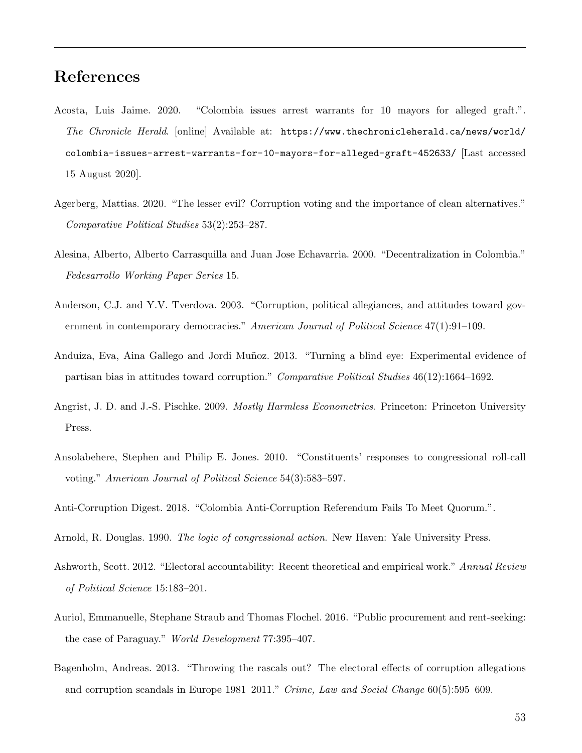## References

Acosta, Luis Jaime. 2020. "Colombia issues arrest warrants for 10 mayors for alleged graft.". *The Chronicle Herald*. [online] Available at: `https://www.thechronicleherald.ca/news/world/colombia-issues-arrest-warrants-for-10-mayors-for-alleged-graft-452633/` [Last accessed 15 August 2020].

Agerberg, Mattias. 2020. "The lesser evil? Corruption voting and the importance of clean alternatives." *Comparative Political Studies* 53(2):253–287.

Alesina, Alberto, Alberto Carrasquilla and Juan Jose Echavarria. 2000. "Decentralization in Colombia." *Fedesarrollo Working Paper Series* 15.

Anderson, C.J. and Y.V. Tverdova. 2003. "Corruption, political allegiances, and attitudes toward government in contemporary democracies." *American Journal of Political Science* 47(1):91–109.

Anduiza, Eva, Aina Gallego and Jordi Muñoz. 2013. "Turning a blind eye: Experimental evidence of partisan bias in attitudes toward corruption." *Comparative Political Studies* 46(12):1664–1692.

Angrist, J. D. and J.-S. Pischke. 2009. *Mostly Harmless Econometrics*. Princeton: Princeton University Press.

Ansolabehere, Stephen and Philip E. Jones. 2010. "Constituents' responses to congressional roll-call voting." *American Journal of Political Science* 54(3):583–597.

Anti-Corruption Digest. 2018. "Colombia Anti-Corruption Referendum Fails To Meet Quorum.".

Arnold, R. Douglas. 1990. *The logic of congressional action*. New Haven: Yale University Press.

Ashworth, Scott. 2012. "Electoral accountability: Recent theoretical and empirical work." *Annual Review of Political Science* 15:183–201.

Auriol, Emmanuelle, Stephane Straub and Thomas Flochel. 2016. "Public procurement and rent-seeking: the case of Paraguay." *World Development* 77:395–407.

Bagenholm, Andreas. 2013. "Throwing the rascals out? The electoral effects of corruption allegations and corruption scandals in Europe 1981–2011." *Crime, Law and Social Change* 60(5):595–609.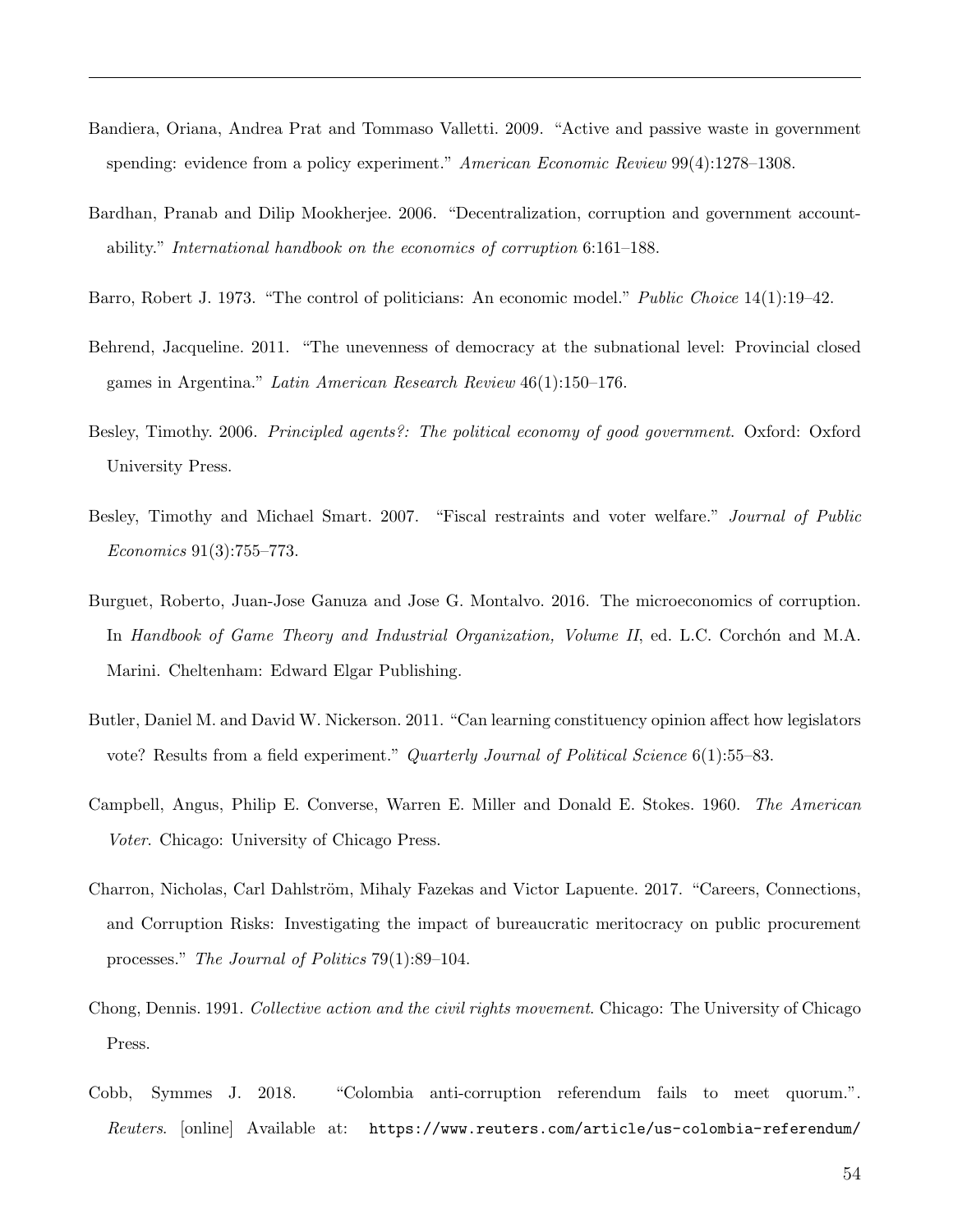Bandiera, Oriana, Andrea Prat and Tommaso Valletti. 2009. "Active and passive waste in government spending: evidence from a policy experiment." *American Economic Review* 99(4):1278–1308.

Bardhan, Pranab and Dilip Mookherjee. 2006. "Decentralization, corruption and government accountability." *International handbook on the economics of corruption* 6:161–188.

Barro, Robert J. 1973. "The control of politicians: An economic model." *Public Choice* 14(1):19–42.

Behrend, Jacqueline. 2011. "The unevenness of democracy at the subnational level: Provincial closed games in Argentina." *Latin American Research Review* 46(1):150–176.

Besley, Timothy. 2006. *Principled agents?: The political economy of good government*. Oxford: Oxford University Press.

Besley, Timothy and Michael Smart. 2007. "Fiscal restraints and voter welfare." *Journal of Public Economics* 91(3):755–773.

Burguet, Roberto, Juan-Jose Ganuza and Jose G. Montalvo. 2016. The microeconomics of corruption. In *Handbook of Game Theory and Industrial Organization, Volume II*, ed. L.C. Corchón and M.A. Marini. Cheltenham: Edward Elgar Publishing.

Butler, Daniel M. and David W. Nickerson. 2011. "Can learning constituency opinion affect how legislators vote? Results from a field experiment." *Quarterly Journal of Political Science* 6(1):55–83.

Campbell, Angus, Philip E. Converse, Warren E. Miller and Donald E. Stokes. 1960. *The American Voter*. Chicago: University of Chicago Press.

Charron, Nicholas, Carl Dahlström, Mihaly Fazekas and Victor Lapuente. 2017. "Careers, Connections, and Corruption Risks: Investigating the impact of bureaucratic meritocracy on public procurement processes." *The Journal of Politics* 79(1):89–104.

Chong, Dennis. 1991. *Collective action and the civil rights movement*. Chicago: The University of Chicago Press.

Cobb, Symmes J. 2018. "Colombia anti-corruption referendum fails to meet quorum.". *Reuters*. [online] Available at: https://www.reuters.com/article/us-colombia-referendum/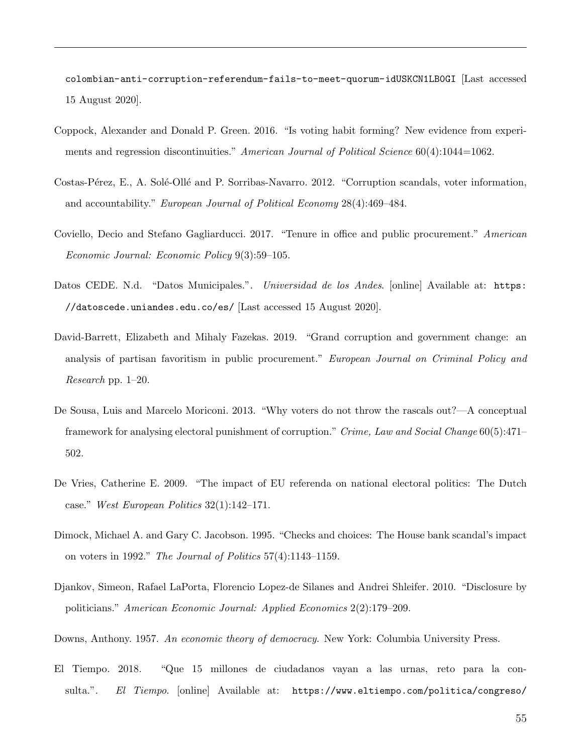colombian-anti-corruption-referendum-fails-to-meet-quorum-idUSKCN1LB0GI [Last accessed 15 August 2020].

Coppock, Alexander and Donald P. Green. 2016. "Is voting habit forming? New evidence from experiments and regression discontinuities." *American Journal of Political Science* 60(4):1044=1062.

Costas-Pérez, E., A. Solé-Ollé and P. Sorribas-Navarro. 2012. "Corruption scandals, voter information, and accountability." *European Journal of Political Economy* 28(4):469–484.

Coviello, Decio and Stefano Gagliarducci. 2017. "Tenure in office and public procurement." *American Economic Journal: Economic Policy* 9(3):59–105.

Datos CEDE. N.d. "Datos Municipales.". *Universidad de los Andes*. [online] Available at: https://datoscede.uniandes.edu.co/es/ [Last accessed 15 August 2020].

David-Barrett, Elizabeth and Mihaly Fazekas. 2019. "Grand corruption and government change: an analysis of partisan favoritism in public procurement." *European Journal on Criminal Policy and Research* pp. 1–20.

De Sousa, Luis and Marcelo Moriconi. 2013. "Why voters do not throw the rascals out?—A conceptual framework for analysing electoral punishment of corruption." *Crime, Law and Social Change* 60(5):471–502.

De Vries, Catherine E. 2009. "The impact of EU referenda on national electoral politics: The Dutch case." *West European Politics* 32(1):142–171.

Dimock, Michael A. and Gary C. Jacobson. 1995. "Checks and choices: The House bank scandal's impact on voters in 1992." *The Journal of Politics* 57(4):1143–1159.

Djankov, Simeon, Rafael LaPorta, Florencio Lopez-de Silanes and Andrei Shleifer. 2010. "Disclosure by politicians." *American Economic Journal: Applied Economics* 2(2):179–209.

Downs, Anthony. 1957. *An economic theory of democracy*. New York: Columbia University Press.

El Tiempo. 2018. "Que 15 millones de ciudadanos vayan a las urnas, reto para la consulta.". *El Tiempo*. [online] Available at: https://www.eltiempo.com/politica/congreso/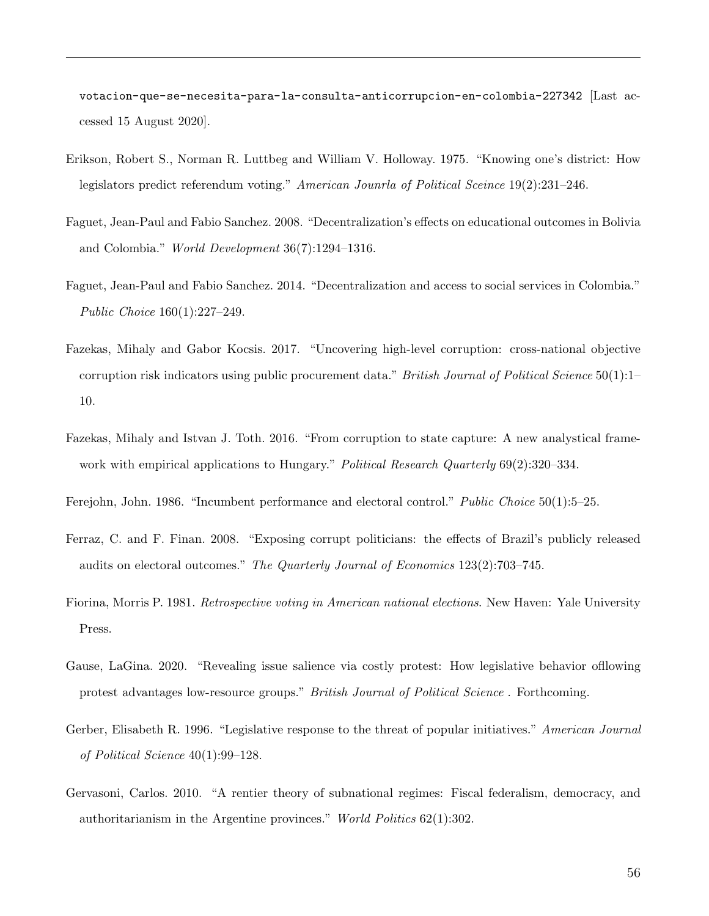votacion-que-se-necesita-para-la-consulta-anticorrupcion-en-colombia-227342 [Last accessed 15 August 2020].

Erikson, Robert S., Norman R. Luttbeg and William V. Holloway. 1975. "Knowing one's district: How legislators predict referendum voting." *American Jounrla of Political Sceince* 19(2):231–246.

Faguet, Jean-Paul and Fabio Sanchez. 2008. "Decentralization's effects on educational outcomes in Bolivia and Colombia." *World Development* 36(7):1294–1316.

Faguet, Jean-Paul and Fabio Sanchez. 2014. "Decentralization and access to social services in Colombia." *Public Choice* 160(1):227–249.

Fazekas, Mihaly and Gabor Kocsis. 2017. "Uncovering high-level corruption: cross-national objective corruption risk indicators using public procurement data." *British Journal of Political Science* 50(1):1–10.

Fazekas, Mihaly and Istvan J. Toth. 2016. "From corruption to state capture: A new analytical framework with empirical applications to Hungary." *Political Research Quarterly* 69(2):320–334.

Ferejohn, John. 1986. "Incumbent performance and electoral control." *Public Choice* 50(1):5–25.

Ferraz, C. and F. Finan. 2008. "Exposing corrupt politicians: the effects of Brazil's publicly released audits on electoral outcomes." *The Quarterly Journal of Economics* 123(2):703–745.

Fiorina, Morris P. 1981. *Retrospective voting in American national elections*. New Haven: Yale University Press.

Gause, LaGina. 2020. "Revealing issue salience via costly protest: How legislative behavior offlowing protest advantages low-resource groups." *British Journal of Political Science* . Forthcoming.

Gerber, Elisabeth R. 1996. "Legislative response to the threat of popular initiatives." *American Journal of Political Science* 40(1):99–128.

Gervasoni, Carlos. 2010. "A rentier theory of subnational regimes: Fiscal federalism, democracy, and authoritarianism in the Argentine provinces." *World Politics* 62(1):302.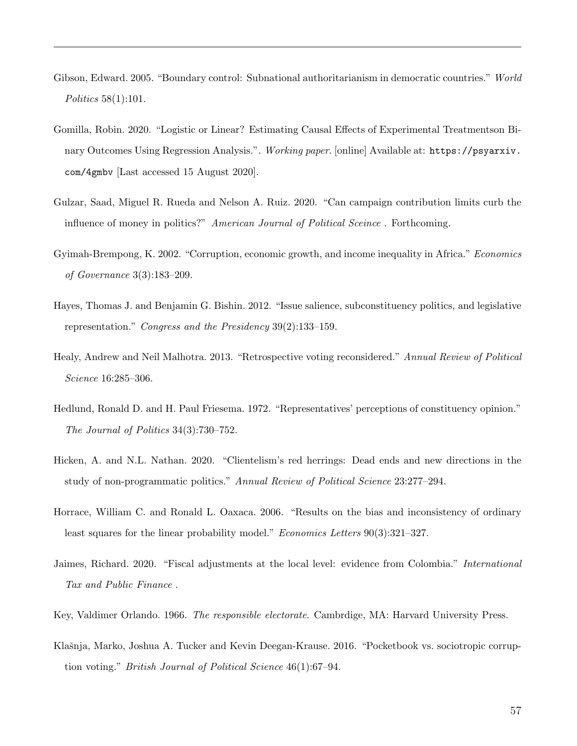Gibson, Edward. 2005. “Boundary control: Subnational authoritarianism in democratic countries.” *World Politics* 58(1):101.

Gomilla, Robin. 2020. “Logistic or Linear? Estimating Causal Effects of Experimental Treatmentson Binary Outcomes Using Regression Analysis.”. *Working paper*. [online] Available at: `https://psyarxiv.com/4gmbv` [Last accessed 15 August 2020].

Gulzar, Saad, Miguel R. Rueda and Nelson A. Ruiz. 2020. “Can campaign contribution limits curb the influence of money in politics?” *American Journal of Political Sceince* . Forthcoming.

Gyimah-Brempong, K. 2002. “Corruption, economic growth, and income inequality in Africa.” *Economics of Governance* 3(3):183–209.

Hayes, Thomas J. and Benjamin G. Bishin. 2012. “Issue salience, subconstituency politics, and legislative representation.” *Congress and the Presidency* 39(2):133–159.

Healy, Andrew and Neil Malhotra. 2013. “Retrospective voting reconsidered.” *Annual Review of Political Science* 16:285–306.

Hedlund, Ronald D. and H. Paul Friesema. 1972. “Representatives’ perceptions of constituency opinion.” *The Journal of Politics* 34(3):730–752.

Hicken, A. and N.L. Nathan. 2020. “Clientelism’s red herrings: Dead ends and new directions in the study of non-programmatic politics.” *Annual Review of Political Science* 23:277–294.

Horrace, William C. and Ronald L. Oaxaca. 2006. “Results on the bias and inconsistency of ordinary least squares for the linear probability model.” *Economics Letters* 90(3):321–327.

Jaimes, Richard. 2020. “Fiscal adjustments at the local level: evidence from Colombia.” *International Tax and Public Finance* .

Key, Valdimer Orlando. 1966. *The responsible electorate*. Cambrdige, MA: Harvard University Press.

Klašnja, Marko, Joshua A. Tucker and Kevin Deegan-Krause. 2016. “Pocketbook vs. sociotropic corruption voting.” *British Journal of Political Science* 46(1):67–94.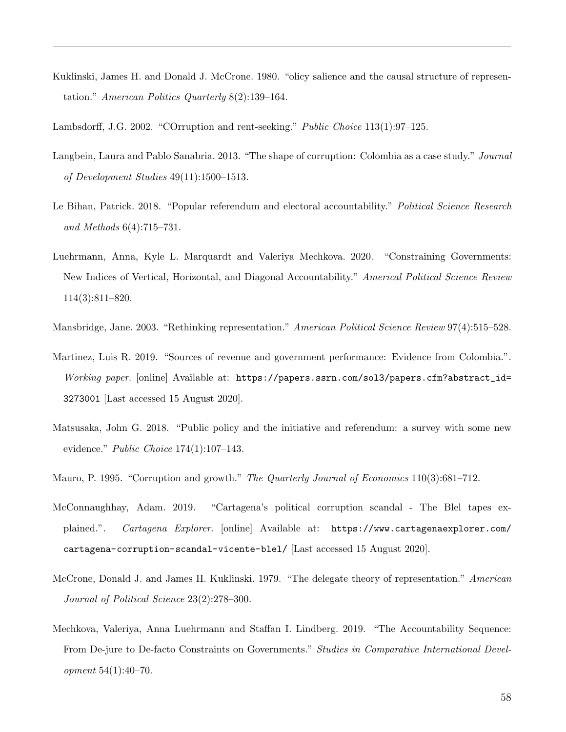Kuklinski, James H. and Donald J. McCrone. 1980. "olicy salience and the causal structure of representation." *American Politics Quarterly* 8(2):139–164.

Lambsdorff, J.G. 2002. "COrruption and rent-seeking." *Public Choice* 113(1):97–125.

Langbein, Laura and Pablo Sanabria. 2013. "The shape of corruption: Colombia as a case study." *Journal of Development Studies* 49(11):1500–1513.

Le Bihan, Patrick. 2018. "Popular referendum and electoral accountability." *Political Science Research and Methods* 6(4):715–731.

Luehrmann, Anna, Kyle L. Marquardt and Valeriya Mechkova. 2020. "Constraining Governments: New Indices of Vertical, Horizontal, and Diagonal Accountability." *Americal Political Science Review* 114(3):811–820.

Mansbridge, Jane. 2003. "Rethinking representation." *American Political Science Review* 97(4):515–528.

Martinez, Luis R. 2019. "Sources of revenue and government performance: Evidence from Colombia.". *Working paper*. [online] Available at: `https://papers.ssrn.com/sol3/papers.cfm?abstract_id=3273001` [Last accessed 15 August 2020].

Matsusaka, John G. 2018. "Public policy and the initiative and referendum: a survey with some new evidence." *Public Choice* 174(1):107–143.

Mauro, P. 1995. "Corruption and growth." *The Quarterly Journal of Economics* 110(3):681–712.

McConnaughhay, Adam. 2019. "Cartagena's political corruption scandal - The Blel tapes explained.". *Cartagena Explorer*. [online] Available at: `https://www.cartagenaexplorer.com/cartagena-corruption-scandal-vicente-blel/` [Last accessed 15 August 2020].

McCrone, Donald J. and James H. Kuklinski. 1979. "The delegate theory of representation." *American Journal of Political Science* 23(2):278–300.

Mechkova, Valeriya, Anna Luehrmann and Staffan I. Lindberg. 2019. "The Accountability Sequence: From De-jure to De-facto Constraints on Governments." *Studies in Comparative International Development* 54(1):40–70.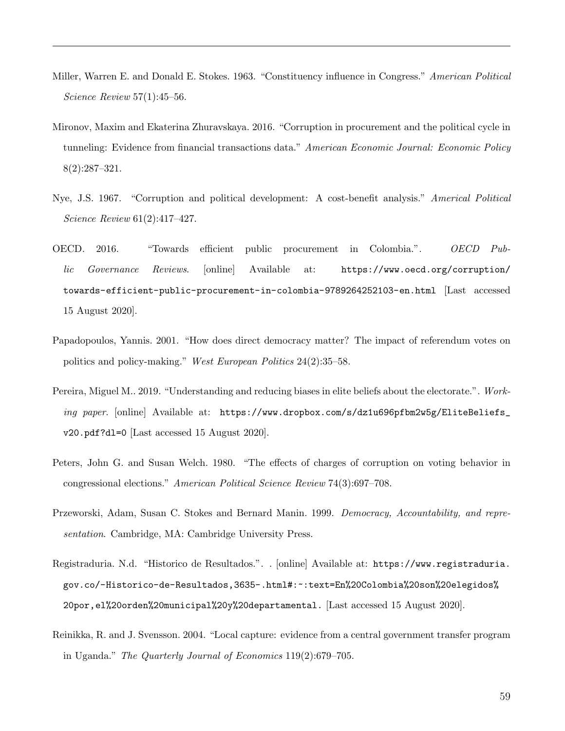Miller, Warren E. and Donald E. Stokes. 1963. "Constituency influence in Congress." *American Political Science Review* 57(1):45–56.

Mironov, Maxim and Ekaterina Zhuravskaya. 2016. "Corruption in procurement and the political cycle in tunneling: Evidence from financial transactions data." *American Economic Journal: Economic Policy* 8(2):287–321.

Nye, J.S. 1967. "Corruption and political development: A cost-benefit analysis." *Americal Political Science Review* 61(2):417–427.

OECD. 2016. "Towards efficient public procurement in Colombia.". *OECD Public Governance Reviews*. [online] Available at: `https://www.oecd.org/corruption/towards-efficient-public-procurement-in-colombia-9789264252103-en.html` [Last accessed 15 August 2020].

Papadopoulos, Yannis. 2001. "How does direct democracy matter? The impact of referendum votes on politics and policy-making." *West European Politics* 24(2):35–58.

Pereira, Miguel M.. 2019. "Understanding and reducing biases in elite beliefs about the electorate.". *Working paper*. [online] Available at: `https://www.dropbox.com/s/dz1u696pfbm2w5g/EliteBeliefs_v20.pdf?dl=0` [Last accessed 15 August 2020].

Peters, John G. and Susan Welch. 1980. "The effects of charges of corruption on voting behavior in congressional elections." *American Political Science Review* 74(3):697–708.

Przeworski, Adam, Susan C. Stokes and Bernard Manin. 1999. *Democracy, Accountability, and representation*. Cambridge, MA: Cambridge University Press.

Registraduria. N.d. "Historico de Resultados.". . [online] Available at: `https://www.registraduria.gov.co/-Historico-de-Resultados,3635-.html#:~:text=En%20Colombia%20son%20elegidos%20por,el%20orden%20municipal%20y%20departamental.` [Last accessed 15 August 2020].

Reinikka, R. and J. Svensson. 2004. "Local capture: evidence from a central government transfer program in Uganda." *The Quarterly Journal of Economics* 119(2):679–705.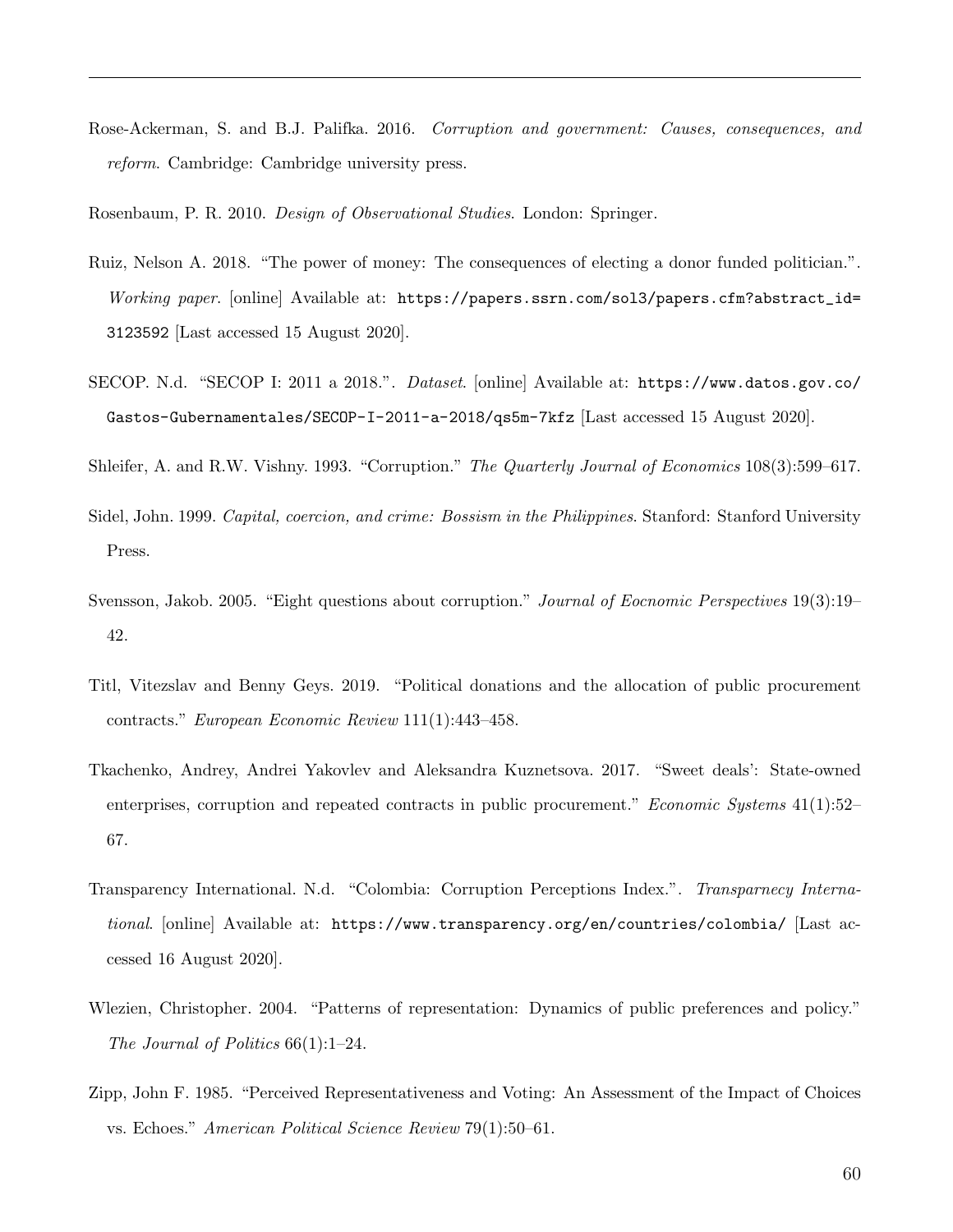Rose-Ackerman, S. and B.J. Palifka. 2016. *Corruption and government: Causes, consequences, and reform*. Cambridge: Cambridge university press.

Rosenbaum, P. R. 2010. *Design of Observational Studies*. London: Springer.

Ruiz, Nelson A. 2018. "The power of money: The consequences of electing a donor funded politician.". *Working paper*. [online] Available at: `https://papers.ssrn.com/sol3/papers.cfm?abstract_id=3123592` [Last accessed 15 August 2020].

SECOP. N.d. "SECOP I: 2011 a 2018.". *Dataset*. [online] Available at: `https://www.datos.gov.co/Gastos-Gubernamentales/SECOP-I-2011-a-2018/qs5m-7kfz` [Last accessed 15 August 2020].

Shleifer, A. and R.W. Vishny. 1993. "Corruption." *The Quarterly Journal of Economics* 108(3):599–617.

Sidel, John. 1999. *Capital, coercion, and crime: Bossism in the Philippines*. Stanford: Stanford University Press.

Svensson, Jakob. 2005. "Eight questions about corruption." *Journal of Eocnomic Perspectives* 19(3):19–42.

Titl, Vitezslav and Benny Geys. 2019. "Political donations and the allocation of public procurement contracts." *European Economic Review* 111(1):443–458.

Tkachenko, Andrey, Andrei Yakovlev and Aleksandra Kuznetsova. 2017. "Sweet deals': State-owned enterprises, corruption and repeated contracts in public procurement." *Economic Systems* 41(1):52–67.

Transparency International. N.d. "Colombia: Corruption Perceptions Index.". *Transparnecy International*. [online] Available at: `https://www.transparency.org/en/countries/colombia/` [Last accessed 16 August 2020].

Wlezien, Christopher. 2004. "Patterns of representation: Dynamics of public preferences and policy." *The Journal of Politics* 66(1):1–24.

Zipp, John F. 1985. "Perceived Representativeness and Voting: An Assessment of the Impact of Choices vs. Echoes." *American Political Science Review* 79(1):50–61.